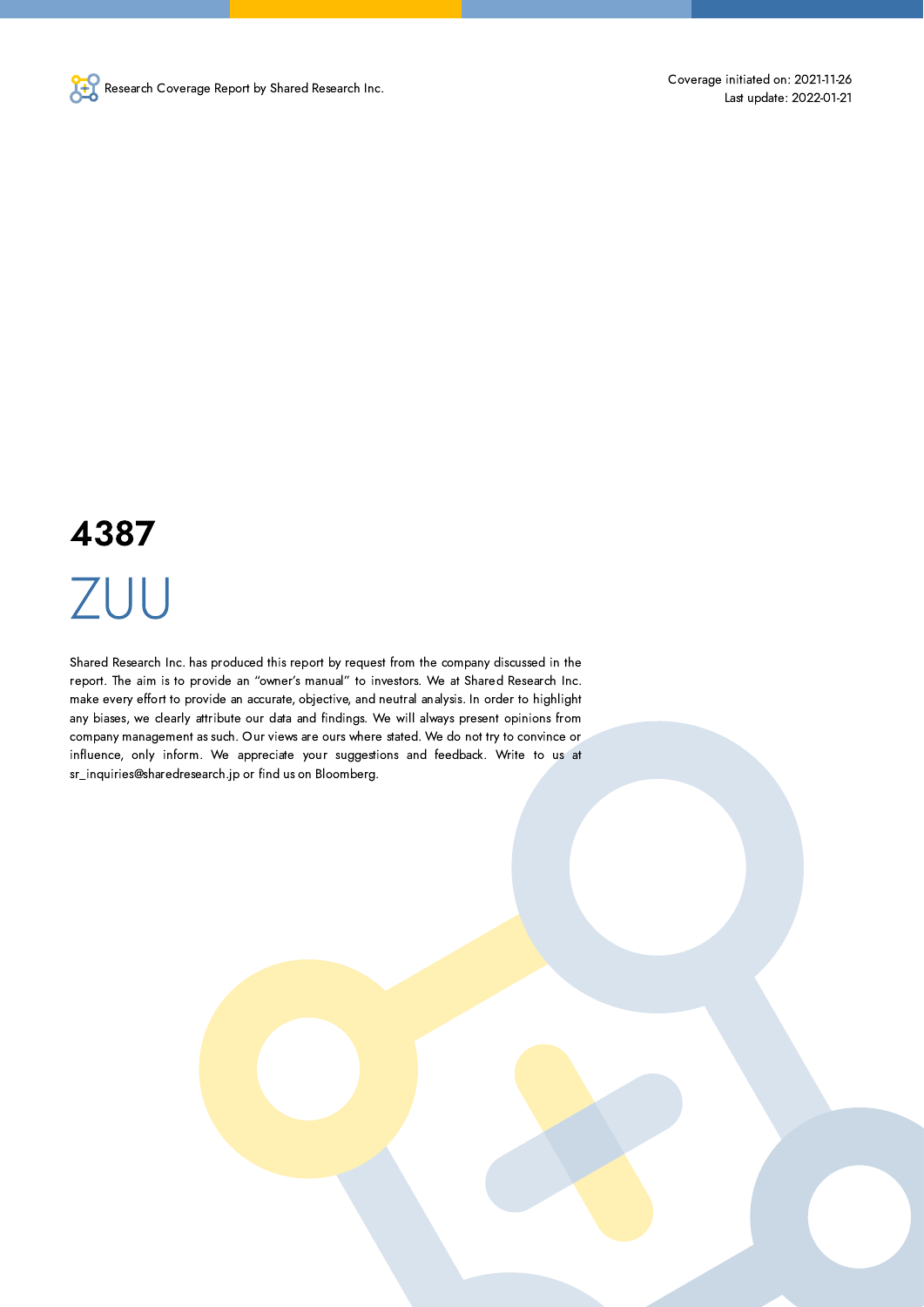Research Coverage Report by Shared Research Inc.

Coverage initiated on: 2021-11-26
Last update: 2022-01-21

# 4387

# ZUU

Shared Research Inc. has produced this report by request from the company discussed in the report. The aim is to provide an "owner's manual" to investors. We at Shared Research Inc. make every effort to provide an accurate, objective, and neutral analysis. In order to highlight any biases, we clearly attribute our data and findings. We will always present opinions from company management as such. Our views are ours where stated. We do not try to convince or influence, only inform. We appreciate your suggestions and feedback. Write to us at sr_inquiries@sharedresearch.jp or find us on Bloomberg.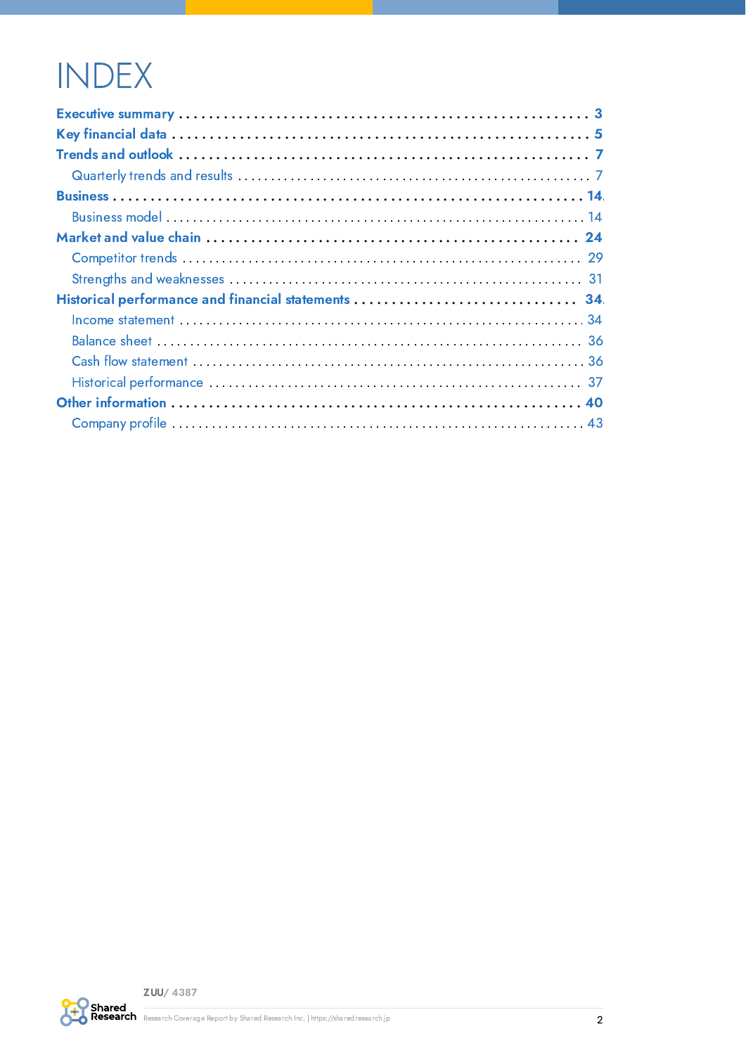# INDEX

**Executive summary** ........................................................ 3

**Key financial data** ........................................................ 5

**Trends and outlook** ........................................................ 7

- Quarterly trends and results ........................................................ 7

**Business** ........................................................ 14

- Business model ........................................................ 14

**Market and value chain** ........................................................ 24

- Competitor trends ........................................................ 29
- Strengths and weaknesses ........................................................ 31

**Historical performance and financial statements** ........................................................ 34

- Income statement ........................................................ 34
- Balance sheet ........................................................ 36
- Cash flow statement ........................................................ 36
- Historical performance ........................................................ 37

**Other information** ........................................................ 40

- Company profile ........................................................ 43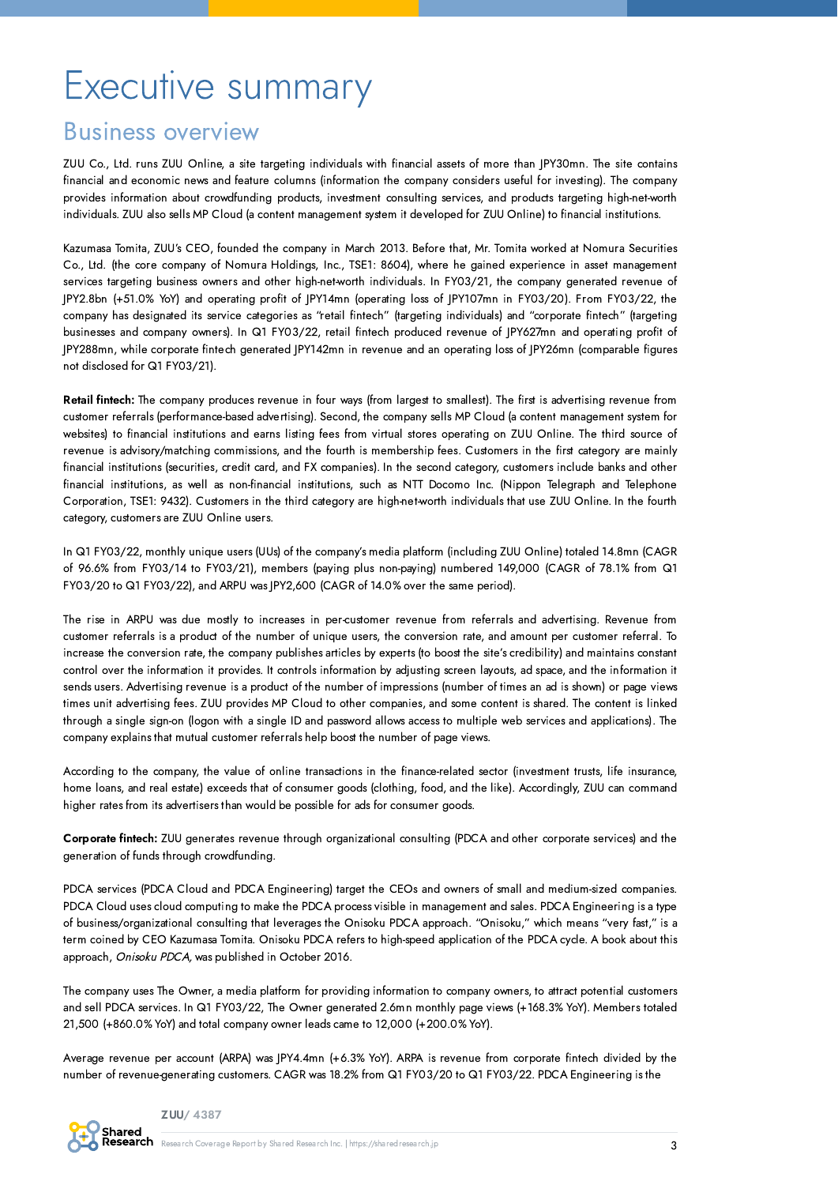# Executive summary

## Business overview

ZUU Co., Ltd. runs ZUU Online, a site targeting individuals with financial assets of more than JPY30mn. The site contains financial and economic news and feature columns (information the company considers useful for investing). The company provides information about crowdfunding products, investment consulting services, and products targeting high-net-worth individuals. ZUU also sells MP Cloud (a content management system it developed for ZUU Online) to financial institutions.

Kazumasa Tomita, ZUU's CEO, founded the company in March 2013. Before that, Mr. Tomita worked at Nomura Securities Co., Ltd. (the core company of Nomura Holdings, Inc., TSE1: 8604), where he gained experience in asset management services targeting business owners and other high-net-worth individuals. In FY03/21, the company generated revenue of JPY2.8bn (+51.0% YoY) and operating profit of JPY14mn (operating loss of JPY107mn in FY03/20). From FY03/22, the company has designated its service categories as "retail fintech" (targeting individuals) and "corporate fintech" (targeting businesses and company owners). In Q1 FY03/22, retail fintech produced revenue of JPY627mn and operating profit of JPY288mn, while corporate fintech generated JPY142mn in revenue and an operating loss of JPY26mn (comparable figures not disclosed for Q1 FY03/21).

**Retail fintech:** The company produces revenue in four ways (from largest to smallest). The first is advertising revenue from customer referrals (performance-based advertising). Second, the company sells MP Cloud (a content management system for websites) to financial institutions and earns listing fees from virtual stores operating on ZUU Online. The third source of revenue is advisory/matching commissions, and the fourth is membership fees. Customers in the first category are mainly financial institutions (securities, credit card, and FX companies). In the second category, customers include banks and other financial institutions, as well as non-financial institutions, such as NTT Docomo Inc. (Nippon Telegraph and Telephone Corporation, TSE1: 9432). Customers in the third category are high-net-worth individuals that use ZUU Online. In the fourth category, customers are ZUU Online users.

In Q1 FY03/22, monthly unique users (UUs) of the company's media platform (including ZUU Online) totaled 14.8mn (CAGR of 96.6% from FY03/14 to FY03/21), members (paying plus non-paying) numbered 149,000 (CAGR of 78.1% from Q1 FY03/20 to Q1 FY03/22), and ARPU was JPY2,600 (CAGR of 14.0% over the same period).

The rise in ARPU was due mostly to increases in per-customer revenue from referrals and advertising. Revenue from customer referrals is a product of the number of unique users, the conversion rate, and amount per customer referral. To increase the conversion rate, the company publishes articles by experts (to boost the site's credibility) and maintains constant control over the information it provides. It controls information by adjusting screen layouts, ad space, and the information it sends users. Advertising revenue is a product of the number of impressions (number of times an ad is shown) or page views times unit advertising fees. ZUU provides MP Cloud to other companies, and some content is shared. The content is linked through a single sign-on (logon with a single ID and password allows access to multiple web services and applications). The company explains that mutual customer referrals help boost the number of page views.

According to the company, the value of online transactions in the finance-related sector (investment trusts, life insurance, home loans, and real estate) exceeds that of consumer goods (clothing, food, and the like). Accordingly, ZUU can command higher rates from its advertisers than would be possible for ads for consumer goods.

**Corporate fintech:** ZUU generates revenue through organizational consulting (PDCA and other corporate services) and the generation of funds through crowdfunding.

PDCA services (PDCA Cloud and PDCA Engineering) target the CEOs and owners of small and medium-sized companies. PDCA Cloud uses cloud computing to make the PDCA process visible in management and sales. PDCA Engineering is a type of business/organizational consulting that leverages the Onisoku PDCA approach. "Onisoku," which means "very fast," is a term coined by CEO Kazumasa Tomita. Onisoku PDCA refers to high-speed application of the PDCA cycle. A book about this approach, *Onisoku PDCA,* was published in October 2016.

The company uses The Owner, a media platform for providing information to company owners, to attract potential customers and sell PDCA services. In Q1 FY03/22, The Owner generated 2.6mn monthly page views (+168.3% YoY). Members totaled 21,500 (+860.0% YoY) and total company owner leads came to 12,000 (+200.0% YoY).

Average revenue per account (ARPA) was JPY4.4mn (+6.3% YoY). ARPA is revenue from corporate fintech divided by the number of revenue-generating customers. CAGR was 18.2% from Q1 FY03/20 to Q1 FY03/22. PDCA Engineering is the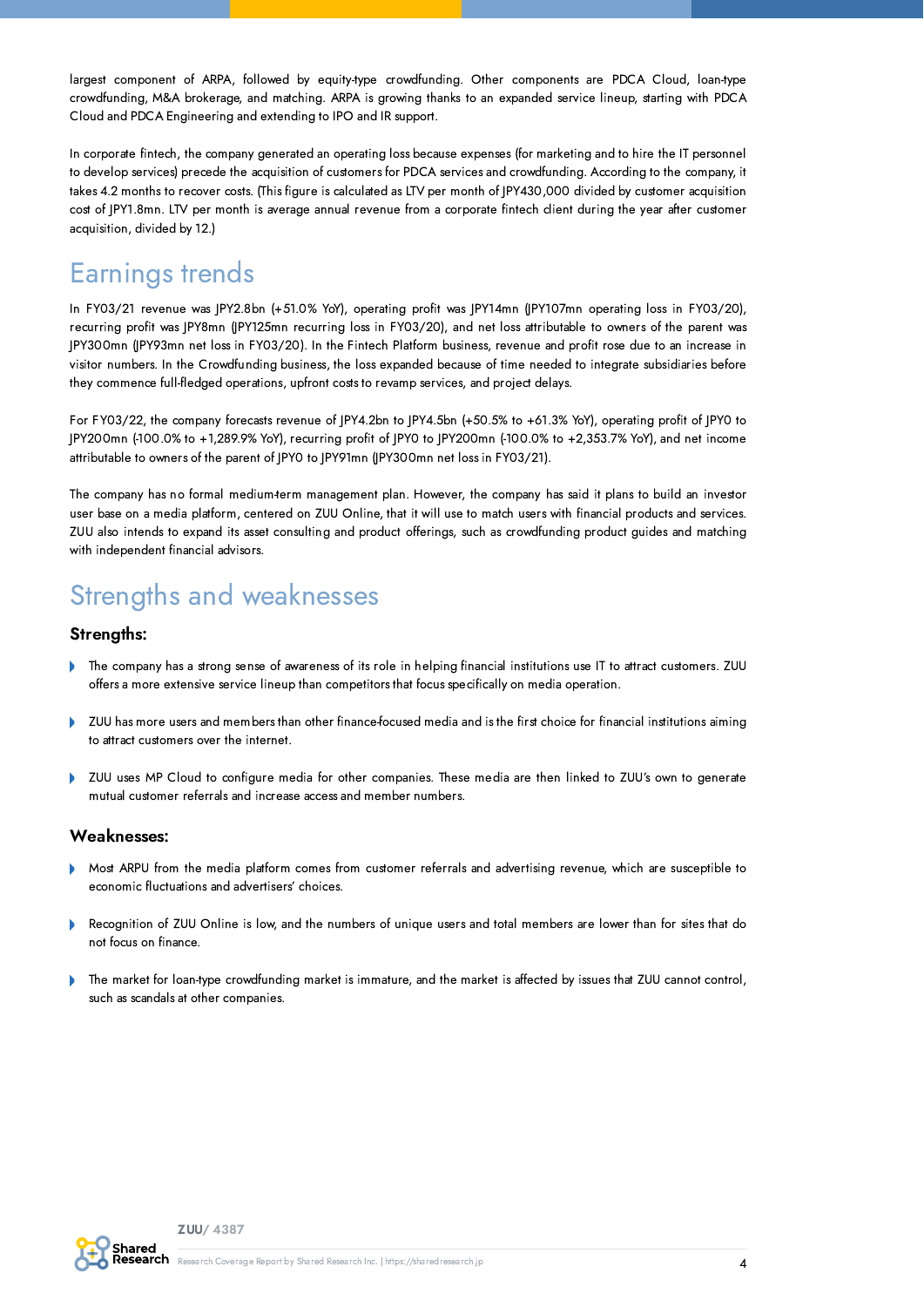largest component of ARPA, followed by equity-type crowdfunding. Other components are PDCA Cloud, loan-type crowdfunding, M&A brokerage, and matching. ARPA is growing thanks to an expanded service lineup, starting with PDCA Cloud and PDCA Engineering and extending to IPO and IR support.

In corporate fintech, the company generated an operating loss because expenses (for marketing and to hire the IT personnel to develop services) precede the acquisition of customers for PDCA services and crowdfunding. According to the company, it takes 4.2 months to recover costs. (This figure is calculated as LTV per month of JPY430,000 divided by customer acquisition cost of JPY1.8mn. LTV per month is average annual revenue from a corporate fintech client during the year after customer acquisition, divided by 12.)

# Earnings trends

In FY03/21 revenue was JPY2.8bn (+51.0% YoY), operating profit was JPY14mn (JPY107mn operating loss in FY03/20), recurring profit was JPY8mn (JPY125mn recurring loss in FY03/20), and net loss attributable to owners of the parent was JPY300mn (JPY93mn net loss in FY03/20). In the Fintech Platform business, revenue and profit rose due to an increase in visitor numbers. In the Crowdfunding business, the loss expanded because of time needed to integrate subsidiaries before they commence full-fledged operations, upfront costs to revamp services, and project delays.

For FY03/22, the company forecasts revenue of JPY4.2bn to JPY4.5bn (+50.5% to +61.3% YoY), operating profit of JPY0 to JPY200mn (-100.0% to +1,289.9% YoY), recurring profit of JPY0 to JPY200mn (-100.0% to +2,353.7% YoY), and net income attributable to owners of the parent of JPY0 to JPY91mn (JPY300mn net loss in FY03/21).

The company has no formal medium-term management plan. However, the company has said it plans to build an investor user base on a media platform, centered on ZUU Online, that it will use to match users with financial products and services. ZUU also intends to expand its asset consulting and product offerings, such as crowdfunding product guides and matching with independent financial advisors.

# Strengths and weaknesses

### Strengths:

- The company has a strong sense of awareness of its role in helping financial institutions use IT to attract customers. ZUU offers a more extensive service lineup than competitors that focus specifically on media operation.
- ZUU has more users and members than other finance-focused media and is the first choice for financial institutions aiming to attract customers over the internet.
- ZUU uses MP Cloud to configure media for other companies. These media are then linked to ZUU's own to generate mutual customer referrals and increase access and member numbers.

### Weaknesses:

- Most ARPU from the media platform comes from customer referrals and advertising revenue, which are susceptible to economic fluctuations and advertisers' choices.
- Recognition of ZUU Online is low, and the numbers of unique users and total members are lower than for sites that do not focus on finance.
- The market for loan-type crowdfunding market is immature, and the market is affected by issues that ZUU cannot control, such as scandals at other companies.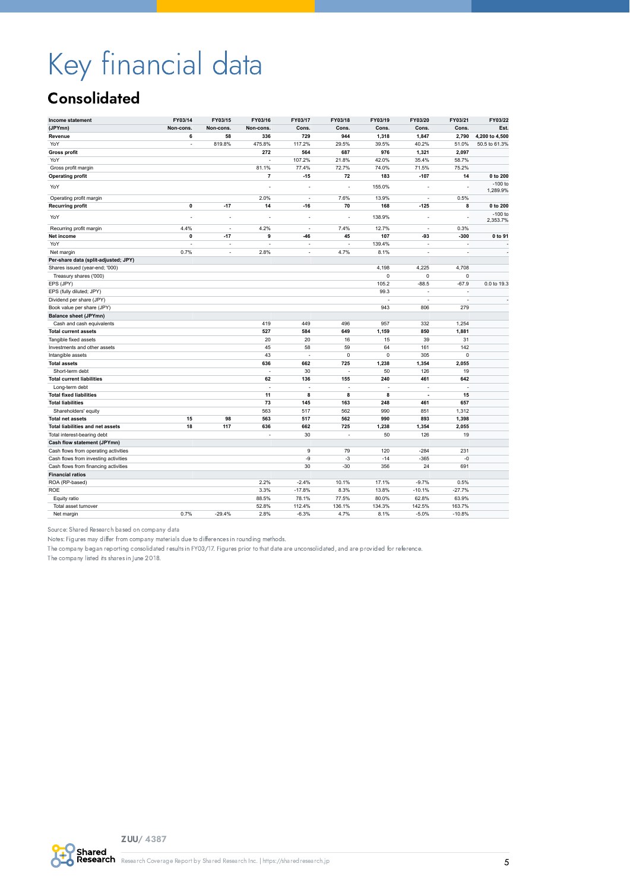# Key financial data

## Consolidated

| Income statement | FY03/14 | FY03/15 | FY03/16 | FY03/17 | FY03/18 | FY03/19 | FY03/20 | FY03/21 | FY03/22 |
|---|---|---|---|---|---|---|---|---|---|
| (JPYmn) | Non-cons. | Non-cons. | Non-cons. | Cons. | Cons. | Cons. | Cons. | Cons. | Est. |
| **Revenue** | 6 | 58 | 336 | 729 | 944 | 1,318 | 1,847 | 2,790 | 4,200 to 4,500 |
| YoY | - | 819.8% | 475.8% | 117.2% | 29.5% | 39.5% | 40.2% | 51.0% | 50.5 to 61.3% |
| **Gross profit** | | | 272 | 564 | 687 | 976 | 1,321 | 2,097 | |
| YoY | | | - | 107.2% | 21.8% | 42.0% | 35.4% | 58.7% | |
| Gross profit margin | | | 81.1% | 77.4% | 72.7% | 74.0% | 71.5% | 75.2% | |
| **Operating profit** | | | 7 | -15 | 72 | 183 | -107 | 14 | 0 to 200 |
| YoY | | | - | - | - | 155.0% | - | - | -100 to 1,289.9% |
| Operating profit margin | | | 2.0% | - | 7.6% | 13.9% | - | 0.5% | |
| **Recurring profit** | 0 | -17 | 14 | -16 | 70 | 168 | -125 | 8 | 0 to 200 |
| YoY | - | - | - | - | - | 138.9% | - | - | -100 to 2,353.7% |
| Recurring profit margin | 4.4% | - | 4.2% | - | 7.4% | 12.7% | - | 0.3% | |
| **Net income** | 0 | -17 | 9 | -46 | 45 | 107 | -93 | -300 | 0 to 91 |
| YoY | - | - | - | - | - | 139.4% | - | - | - |
| Net margin | 0.7% | - | 2.8% | - | 4.7% | 8.1% | - | - | - |
| **Per-share data (split-adjusted; JPY)** | | | | | | | | | |
| Shares issued (year-end; '000) | | | | | | 4,198 | 4,225 | 4,708 | |
| Treasury shares ('000) | | | | | | 0 | 0 | 0 | |
| EPS (JPY) | | | | | | 105.2 | -88.5 | -67.9 | 0.0 to 19.3 |
| EPS (fully diluted; JPY) | | | | | | 99.3 | - | - | |
| Dividend per share (JPY) | | | | | | - | - | - | - |
| Book value per share (JPY) | | | | | | 943 | 806 | 279 | |
| **Balance sheet (JPYmn)** | | | | | | | | | |
| Cash and cash equivalents | | | 419 | 449 | 496 | 957 | 332 | 1,254 | |
| **Total current assets** | | | 527 | 584 | 649 | 1,159 | 850 | 1,881 | |
| Tangible fixed assets | | | 20 | 20 | 16 | 15 | 39 | 31 | |
| Investments and other assets | | | 45 | 58 | 59 | 64 | 161 | 142 | |
| Intangible assets | | | 43 | - | 0 | 0 | 305 | 0 | |
| **Total assets** | | | 636 | 662 | 725 | 1,238 | 1,354 | 2,055 | |
| Short-term debt | | | - | 30 | - | 50 | 126 | 19 | |
| **Total current liabilities** | | | 62 | 136 | 155 | 240 | 461 | 642 | |
| Long-term debt | | | - | - | - | - | - | - | |
| **Total fixed liabilities** | | | 11 | 8 | 8 | 8 | - | 15 | |
| **Total liabilities** | | | 73 | 145 | 163 | 248 | 461 | 657 | |
| Shareholders' equity | | | 563 | 517 | 562 | 990 | 851 | 1,312 | |
| **Total net assets** | 15 | 98 | 563 | 517 | 562 | 990 | 893 | 1,398 | |
| **Total liabilities and net assets** | 18 | 117 | 636 | 662 | 725 | 1,238 | 1,354 | 2,055 | |
| Total interest-bearing debt | | | - | 30 | - | 50 | 126 | 19 | |
| **Cash flow statement (JPYmn)** | | | | | | | | | |
| Cash flows from operating activities | | | | 9 | 79 | 120 | -284 | 231 | |
| Cash flows from investing activities | | | | -9 | -3 | -14 | -365 | -0 | |
| Cash flows from financing activities | | | | 30 | -30 | 356 | 24 | 691 | |
| **Financial ratios** | | | | | | | | | |
| ROA (RP-based) | | | 2.2% | -2.4% | 10.1% | 17.1% | -9.7% | 0.5% | |
| ROE | | | 3.3% | -17.8% | 8.3% | 13.8% | -10.1% | -27.7% | |
| Equity ratio | | | 88.5% | 78.1% | 77.5% | 80.0% | 62.8% | 63.9% | |
| Total asset turnover | | | 52.8% | 112.4% | 136.1% | 134.3% | 142.5% | 163.7% | |
| Net margin | 0.7% | -29.4% | 2.8% | -6.3% | 4.7% | 8.1% | -5.0% | -10.8% | |

Source: Shared Research based on company data

Notes: Figures may differ from company materials due to differences in rounding methods.

The company began reporting consolidated results in FY03/17. Figures prior to that date are unconsolidated, and are provided for reference.

The company listed its shares in June 2018.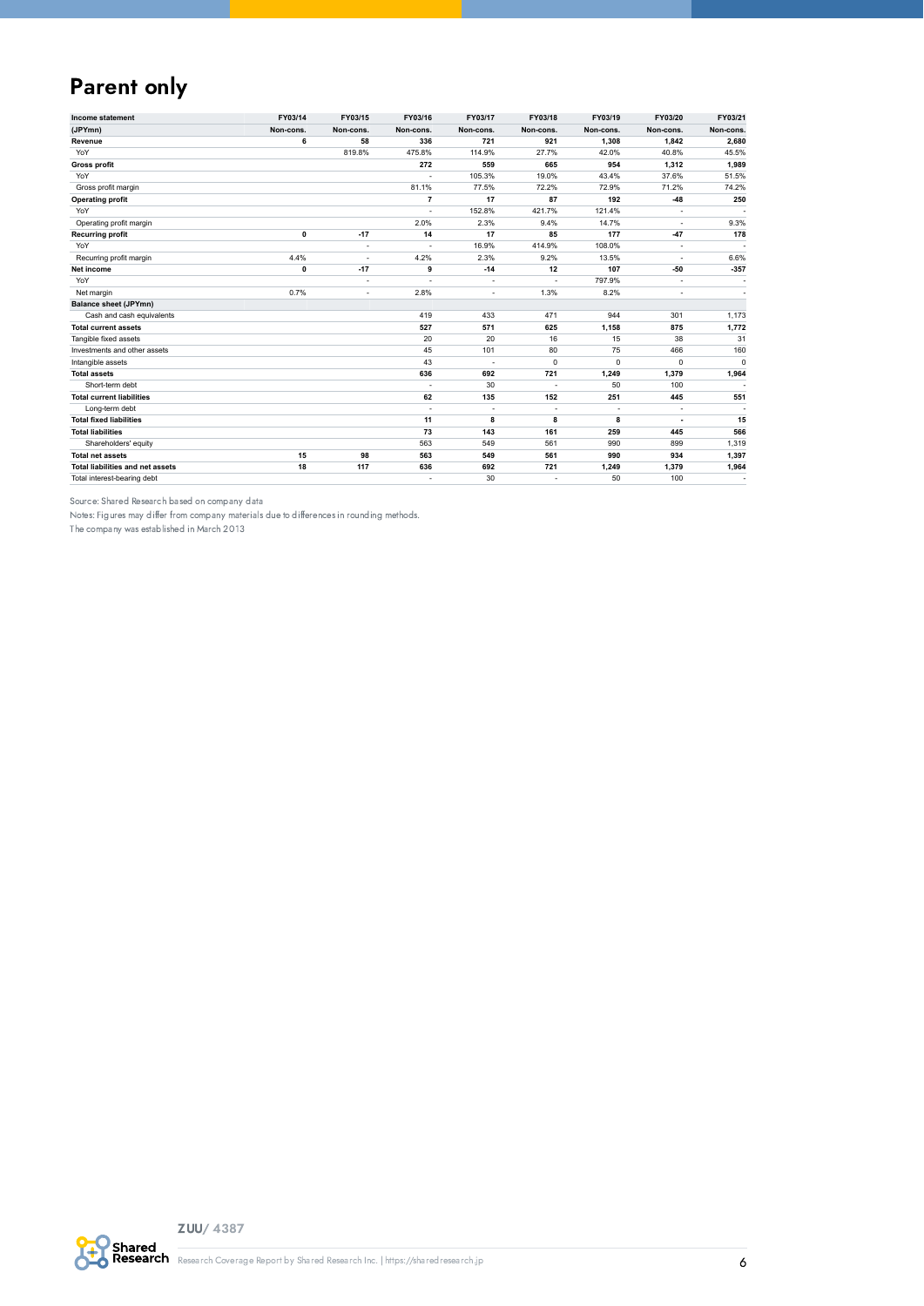# Parent only

| Income statement | FY03/14 | FY03/15 | FY03/16 | FY03/17 | FY03/18 | FY03/19 | FY03/20 | FY03/21 |
|---|---|---|---|---|---|---|---|---|
| (JPYmn) | Non-cons. | Non-cons. | Non-cons. | Non-cons. | Non-cons. | Non-cons. | Non-cons. | Non-cons. |
| **Revenue** | 6 | 58 | 336 | 721 | 921 | 1,308 | 1,842 | 2,680 |
| YoY | | 819.8% | 475.8% | 114.9% | 27.7% | 42.0% | 40.8% | 45.5% |
| **Gross profit** | | | 272 | 559 | 665 | 954 | 1,312 | 1,989 |
| YoY | | | - | 105.3% | 19.0% | 43.4% | 37.6% | 51.5% |
| Gross profit margin | | | 81.1% | 77.5% | 72.2% | 72.9% | 71.2% | 74.2% |
| **Operating profit** | | | 7 | 17 | 87 | 192 | -48 | 250 |
| YoY | | | - | 152.8% | 421.7% | 121.4% | - | - |
| Operating profit margin | | | 2.0% | 2.3% | 9.4% | 14.7% | - | 9.3% |
| **Recurring profit** | 0 | -17 | 14 | 17 | 85 | 177 | -47 | 178 |
| YoY | | - | - | 16.9% | 414.9% | 108.0% | - | - |
| Recurring profit margin | 4.4% | - | 4.2% | 2.3% | 9.2% | 13.5% | - | 6.6% |
| **Net income** | 0 | -17 | 9 | -14 | 12 | 107 | -50 | -357 |
| YoY | | - | - | - | - | 797.9% | - | - |
| Net margin | 0.7% | - | 2.8% | - | 1.3% | 8.2% | - | - |
| **Balance sheet (JPYmn)** | | | | | | | | |
| Cash and cash equivalents | | | 419 | 433 | 471 | 944 | 301 | 1,173 |
| **Total current assets** | | | 527 | 571 | 625 | 1,158 | 875 | 1,772 |
| Tangible fixed assets | | | 20 | 20 | 16 | 15 | 38 | 31 |
| Investments and other assets | | | 45 | 101 | 80 | 75 | 466 | 160 |
| Intangible assets | | | 43 | - | 0 | 0 | 0 | 0 |
| **Total assets** | | | 636 | 692 | 721 | 1,249 | 1,379 | 1,964 |
| Short-term debt | | | - | 30 | - | 50 | 100 | - |
| **Total current liabilities** | | | 62 | 135 | 152 | 251 | 445 | 551 |
| Long-term debt | | | - | - | - | - | - | - |
| **Total fixed liabilities** | | | 11 | 8 | 8 | 8 | - | 15 |
| **Total liabilities** | | | 73 | 143 | 161 | 259 | 445 | 566 |
| Shareholders' equity | | | 563 | 549 | 561 | 990 | 899 | 1,319 |
| **Total net assets** | 15 | 98 | 563 | 549 | 561 | 990 | 934 | 1,397 |
| **Total liabilities and net assets** | 18 | 117 | 636 | 692 | 721 | 1,249 | 1,379 | 1,964 |
| Total interest-bearing debt | | | - | 30 | - | 50 | 100 | - |

Source: Shared Research based on company data

Notes: Figures may differ from company materials due to differences in rounding methods.

The company was established in March 2013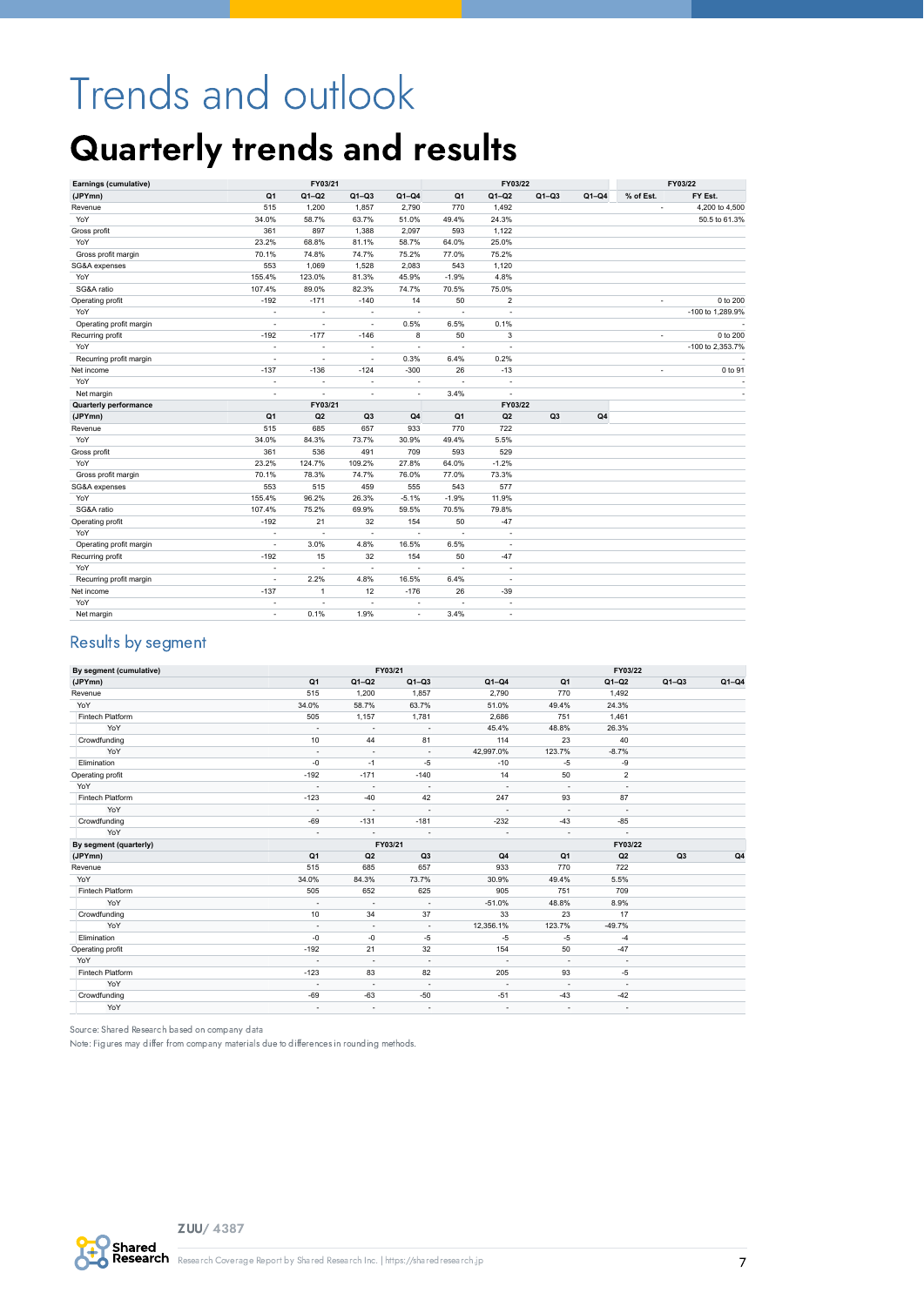# Trends and outlook

## Quarterly trends and results

| Earnings (cumulative) | FY03/21 | | | | FY03/22 | | | | FY03/22 | |
|---|---|---|---|---|---|---|---|---|---|---|
| (JPYmn) | Q1 | Q1–Q2 | Q1–Q3 | Q1–Q4 | Q1 | Q1–Q2 | Q1–Q3 | Q1–Q4 | % of Est. | FY Est. |
| Revenue | 515 | 1,200 | 1,857 | 2,790 | 770 | 1,492 | | | - | 4,200 to 4,500 |
| YoY | 34.0% | 58.7% | 63.7% | 51.0% | 49.4% | 24.3% | | | | 50.5 to 61.3% |
| Gross profit | 361 | 897 | 1,388 | 2,097 | 593 | 1,122 | | | | |
| YoY | 23.2% | 68.8% | 81.1% | 58.7% | 64.0% | 25.0% | | | | |
| Gross profit margin | 70.1% | 74.8% | 74.7% | 75.2% | 77.0% | 75.2% | | | | |
| SG&A expenses | 553 | 1,069 | 1,528 | 2,083 | 543 | 1,120 | | | | |
| YoY | 155.4% | 123.0% | 81.3% | 45.9% | -1.9% | 4.8% | | | | |
| SG&A ratio | 107.4% | 89.0% | 82.3% | 74.7% | 70.5% | 75.0% | | | | |
| Operating profit | -192 | -171 | -140 | 14 | 50 | 2 | | | - | 0 to 200 |
| YoY | - | - | - | - | - | - | | | | -100 to 1,289.9% |
| Operating profit margin | - | - | - | 0.5% | 6.5% | 0.1% | | | | - |
| Recurring profit | -192 | -177 | -146 | 8 | 50 | 3 | | | - | 0 to 200 |
| YoY | - | - | - | - | - | - | | | | -100 to 2,353.7% |
| Recurring profit margin | - | - | - | 0.3% | 6.4% | 0.2% | | | | - |
| Net income | -137 | -136 | -124 | -300 | 26 | -13 | | | - | 0 to 91 |
| YoY | - | - | - | - | - | - | | | | - |
| Net margin | - | - | - | - | 3.4% | - | | | | - |
| **Quarterly performance** | **FY03/21** | | | | **FY03/22** | | | | | |
| (JPYmn) | Q1 | Q2 | Q3 | Q4 | Q1 | Q2 | Q3 | Q4 | | |
| Revenue | 515 | 685 | 657 | 933 | 770 | 722 | | | | |
| YoY | 34.0% | 84.3% | 73.7% | 30.9% | 49.4% | 5.5% | | | | |
| Gross profit | 361 | 536 | 491 | 709 | 593 | 529 | | | | |
| YoY | 23.2% | 124.7% | 109.2% | 27.8% | 64.0% | -1.2% | | | | |
| Gross profit margin | 70.1% | 78.3% | 74.7% | 76.0% | 77.0% | 73.3% | | | | |
| SG&A expenses | 553 | 515 | 459 | 555 | 543 | 577 | | | | |
| YoY | 155.4% | 96.2% | 26.3% | -5.1% | -1.9% | 11.9% | | | | |
| SG&A ratio | 107.4% | 75.2% | 69.9% | 59.5% | 70.5% | 79.8% | | | | |
| Operating profit | -192 | 21 | 32 | 154 | 50 | -47 | | | | |
| YoY | - | - | - | - | - | - | | | | |
| Operating profit margin | - | 3.0% | 4.8% | 16.5% | 6.5% | - | | | | |
| Recurring profit | -192 | 15 | 32 | 154 | 50 | -47 | | | | |
| YoY | - | - | - | - | - | - | | | | |
| Recurring profit margin | - | 2.2% | 4.8% | 16.5% | 6.4% | - | | | | |
| Net income | -137 | 1 | 12 | -176 | 26 | -39 | | | | |
| YoY | - | - | - | - | - | - | | | | |
| Net margin | - | 0.1% | 1.9% | - | 3.4% | - | | | | |

### Results by segment

| By segment (cumulative) | FY03/21 | | | | FY03/22 | | | |
|---|---|---|---|---|---|---|---|---|
| (JPYmn) | Q1 | Q1–Q2 | Q1–Q3 | Q1–Q4 | Q1 | Q1–Q2 | Q1–Q3 | Q1–Q4 |
| Revenue | 515 | 1,200 | 1,857 | 2,790 | 770 | 1,492 | | |
| YoY | 34.0% | 58.7% | 63.7% | 51.0% | 49.4% | 24.3% | | |
| Fintech Platform | 505 | 1,157 | 1,781 | 2,686 | 751 | 1,461 | | |
| YoY | - | - | - | 45.4% | 48.8% | 26.3% | | |
| Crowdfunding | 10 | 44 | 81 | 114 | 23 | 40 | | |
| YoY | - | - | - | 42,997.0% | 123.7% | -8.7% | | |
| Elimination | -0 | -1 | -5 | -10 | -5 | -9 | | |
| Operating profit | -192 | -171 | -140 | 14 | 50 | 2 | | |
| YoY | - | - | - | - | - | - | | |
| Fintech Platform | -123 | -40 | 42 | 247 | 93 | 87 | | |
| YoY | - | - | - | - | - | - | | |
| Crowdfunding | -69 | -131 | -181 | -232 | -43 | -85 | | |
| YoY | - | - | - | - | - | - | | |
| **By segment (quarterly)** | **FY03/21** | | | | **FY03/22** | | | |
| (JPYmn) | Q1 | Q2 | Q3 | Q4 | Q1 | Q2 | Q3 | Q4 |
| Revenue | 515 | 685 | 657 | 933 | 770 | 722 | | |
| YoY | 34.0% | 84.3% | 73.7% | 30.9% | 49.4% | 5.5% | | |
| Fintech Platform | 505 | 652 | 625 | 905 | 751 | 709 | | |
| YoY | - | - | - | -51.0% | 48.8% | 8.9% | | |
| Crowdfunding | 10 | 34 | 37 | 33 | 23 | 17 | | |
| YoY | - | - | - | 12,356.1% | 123.7% | -49.7% | | |
| Elimination | -0 | -0 | -5 | -5 | -5 | -4 | | |
| Operating profit | -192 | 21 | 32 | 154 | 50 | -47 | | |
| YoY | - | - | - | - | - | - | | |
| Fintech Platform | -123 | 83 | 82 | 205 | 93 | -5 | | |
| YoY | - | - | - | - | - | - | | |
| Crowdfunding | -69 | -63 | -50 | -51 | -43 | -42 | | |
| YoY | - | - | - | - | - | - | | |

Source: Shared Research based on company data

Note: Figures may differ from company materials due to differences in rounding methods.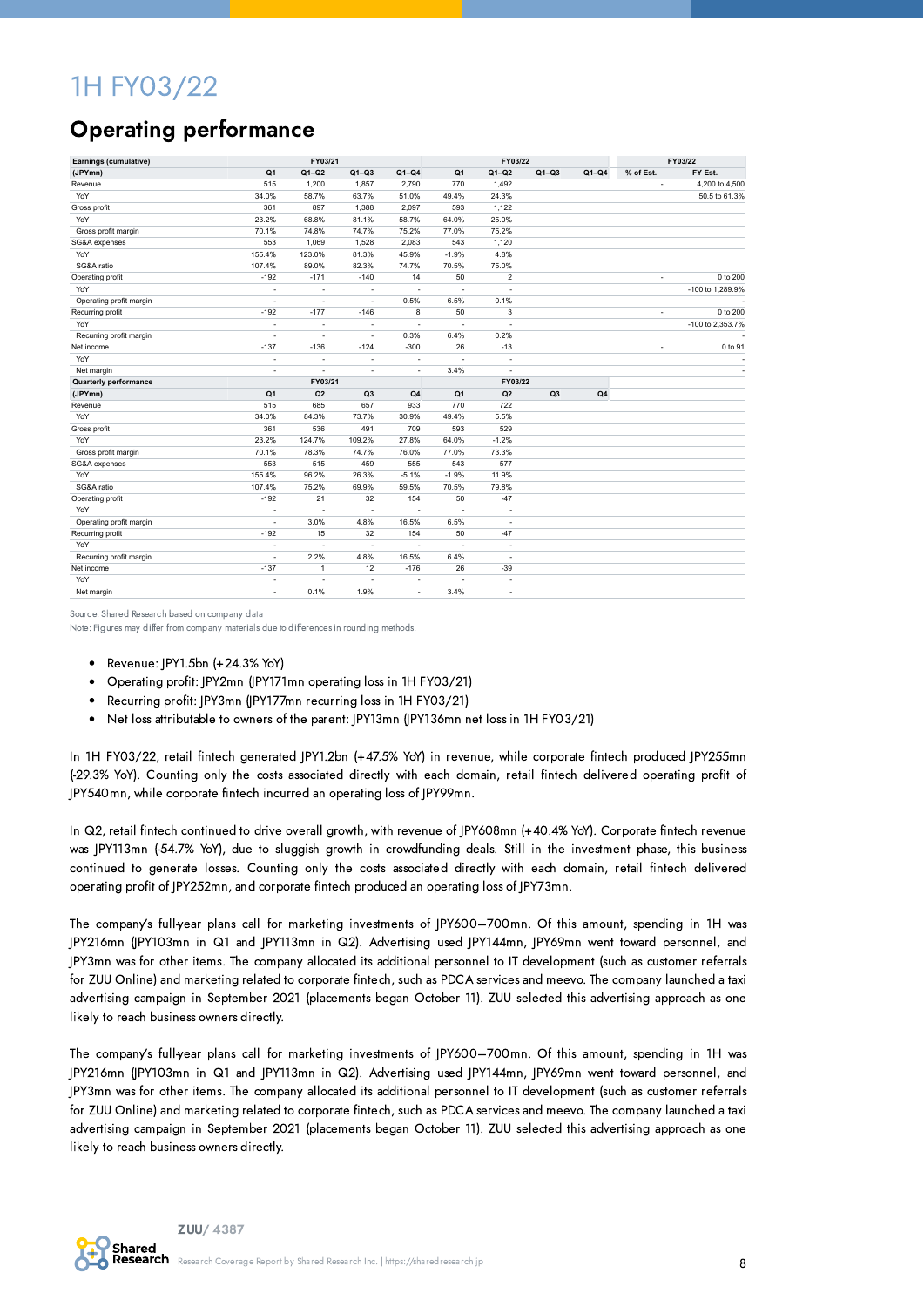# 1H FY03/22

## Operating performance

| Earnings (cumulative) | FY03/21 | | | | FY03/22 | | | | FY03/22 | |
|---|---|---|---|---|---|---|---|---|---|---|
| (JPYmn) | Q1 | Q1–Q2 | Q1–Q3 | Q1–Q4 | Q1 | Q1–Q2 | Q1–Q3 | Q1–Q4 | % of Est. | FY Est. |
| Revenue | 515 | 1,200 | 1,857 | 2,790 | 770 | 1,492 | | | - | 4,200 to 4,500 |
| YoY | 34.0% | 58.7% | 63.7% | 51.0% | 49.4% | 24.3% | | | | 50.5 to 61.3% |
| Gross profit | 361 | 897 | 1,388 | 2,097 | 593 | 1,122 | | | | |
| YoY | 23.2% | 68.8% | 81.1% | 58.7% | 64.0% | 25.0% | | | | |
| Gross profit margin | 70.1% | 74.8% | 74.7% | 75.2% | 77.0% | 75.2% | | | | |
| SG&A expenses | 553 | 1,069 | 1,528 | 2,083 | 543 | 1,120 | | | | |
| YoY | 155.4% | 123.0% | 81.3% | 45.9% | -1.9% | 4.8% | | | | |
| SG&A ratio | 107.4% | 89.0% | 82.3% | 74.7% | 70.5% | 75.0% | | | | |
| Operating profit | -192 | -171 | -140 | 14 | 50 | 2 | | | - | 0 to 200 |
| YoY | - | - | - | - | - | - | | | | -100 to 1,289.9% |
| Operating profit margin | - | - | - | 0.5% | 6.5% | 0.1% | | | | - |
| Recurring profit | -192 | -177 | -146 | 8 | 50 | 3 | | | - | 0 to 200 |
| YoY | - | - | - | - | - | - | | | | -100 to 2,353.7% |
| Recurring profit margin | - | - | - | 0.3% | 6.4% | 0.2% | | | | - |
| Net income | -137 | -136 | -124 | -300 | 26 | -13 | | | - | 0 to 91 |
| YoY | - | - | - | - | - | - | | | | - |
| Net margin | - | - | - | - | 3.4% | - | | | | - |

| Quarterly performance | FY03/21 | | | | FY03/22 | | | |
|---|---|---|---|---|---|---|---|---|
| (JPYmn) | Q1 | Q2 | Q3 | Q4 | Q1 | Q2 | Q3 | Q4 |
| Revenue | 515 | 685 | 657 | 933 | 770 | 722 | | |
| YoY | 34.0% | 84.3% | 73.7% | 30.9% | 49.4% | 5.5% | | |
| Gross profit | 361 | 536 | 491 | 709 | 593 | 529 | | |
| YoY | 23.2% | 124.7% | 109.2% | 27.8% | 64.0% | -1.2% | | |
| Gross profit margin | 70.1% | 78.3% | 74.7% | 76.0% | 77.0% | 73.3% | | |
| SG&A expenses | 553 | 515 | 459 | 555 | 543 | 577 | | |
| YoY | 155.4% | 96.2% | 26.3% | -5.1% | -1.9% | 11.9% | | |
| SG&A ratio | 107.4% | 75.2% | 69.9% | 59.5% | 70.5% | 79.8% | | |
| Operating profit | -192 | 21 | 32 | 154 | 50 | -47 | | |
| YoY | - | - | - | - | - | - | | |
| Operating profit margin | - | 3.0% | 4.8% | 16.5% | 6.5% | - | | |
| Recurring profit | -192 | 15 | 32 | 154 | 50 | -47 | | |
| YoY | - | - | - | - | - | - | | |
| Recurring profit margin | - | 2.2% | 4.8% | 16.5% | 6.4% | - | | |
| Net income | -137 | 1 | 12 | -176 | 26 | -39 | | |
| YoY | - | - | - | - | - | - | | |
| Net margin | - | 0.1% | 1.9% | - | 3.4% | - | | |

Source: Shared Research based on company data
Note: Figures may differ from company materials due to differences in rounding methods.

- Revenue: JPY1.5bn (+24.3% YoY)
- Operating profit: JPY2mn (JPY171mn operating loss in 1H FY03/21)
- Recurring profit: JPY3mn (JPY177mn recurring loss in 1H FY03/21)
- Net loss attributable to owners of the parent: JPY13mn (JPY136mn net loss in 1H FY03/21)

In 1H FY03/22, retail fintech generated JPY1.2bn (+47.5% YoY) in revenue, while corporate fintech produced JPY255mn (-29.3% YoY). Counting only the costs associated directly with each domain, retail fintech delivered operating profit of JPY540mn, while corporate fintech incurred an operating loss of JPY99mn.

In Q2, retail fintech continued to drive overall growth, with revenue of JPY608mn (+40.4% YoY). Corporate fintech revenue was JPY113mn (-54.7% YoY), due to sluggish growth in crowdfunding deals. Still in the investment phase, this business continued to generate losses. Counting only the costs associated directly with each domain, retail fintech delivered operating profit of JPY252mn, and corporate fintech produced an operating loss of JPY73mn.

The company's full-year plans call for marketing investments of JPY600–700mn. Of this amount, spending in 1H was JPY216mn (JPY103mn in Q1 and JPY113mn in Q2). Advertising used JPY144mn, JPY69mn went toward personnel, and JPY3mn was for other items. The company allocated its additional personnel to IT development (such as customer referrals for ZUU Online) and marketing related to corporate fintech, such as PDCA services and meevo. The company launched a taxi advertising campaign in September 2021 (placements began October 11). ZUU selected this advertising approach as one likely to reach business owners directly.

The company's full-year plans call for marketing investments of JPY600–700mn. Of this amount, spending in 1H was JPY216mn (JPY103mn in Q1 and JPY113mn in Q2). Advertising used JPY144mn, JPY69mn went toward personnel, and JPY3mn was for other items. The company allocated its additional personnel to IT development (such as customer referrals for ZUU Online) and marketing related to corporate fintech, such as PDCA services and meevo. The company launched a taxi advertising campaign in September 2021 (placements began October 11). ZUU selected this advertising approach as one likely to reach business owners directly.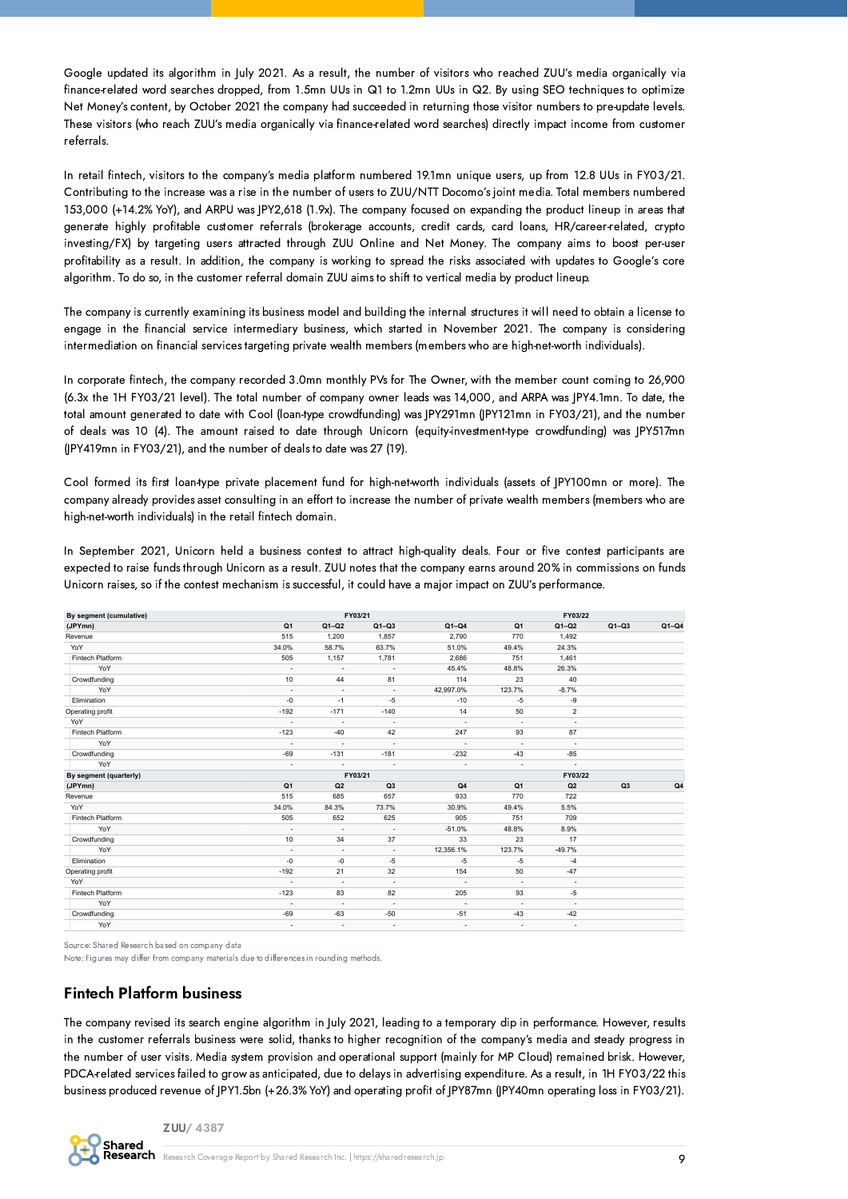Google updated its algorithm in July 2021. As a result, the number of visitors who reached ZUU's media organically via finance-related word searches dropped, from 1.5mn UUs in Q1 to 1.2mn UUs in Q2. By using SEO techniques to optimize Net Money's content, by October 2021 the company had succeeded in returning those visitor numbers to pre-update levels. These visitors (who reach ZUU's media organically via finance-related word searches) directly impact income from customer referrals.

In retail fintech, visitors to the company's media platform numbered 19.1mn unique users, up from 12.8 UUs in FY03/21. Contributing to the increase was a rise in the number of users to ZUU/NTT Docomo's joint media. Total members numbered 153,000 (+14.2% YoY), and ARPU was JPY2,618 (1.9x). The company focused on expanding the product lineup in areas that generate highly profitable customer referrals (brokerage accounts, credit cards, card loans, HR/career-related, crypto investing/FX) by targeting users attracted through ZUU Online and Net Money. The company aims to boost per-user profitability as a result. In addition, the company is working to spread the risks associated with updates to Google's core algorithm. To do so, in the customer referral domain ZUU aims to shift to vertical media by product lineup.

The company is currently examining its business model and building the internal structures it will need to obtain a license to engage in the financial service intermediary business, which started in November 2021. The company is considering intermediation on financial services targeting private wealth members (members who are high-net-worth individuals).

In corporate fintech, the company recorded 3.0mn monthly PVs for The Owner, with the member count coming to 26,900 (6.3x the 1H FY03/21 level). The total number of company owner leads was 14,000, and ARPA was JPY4.1mn. To date, the total amount generated to date with Cool (loan-type crowdfunding) was JPY291mn (JPY121mn in FY03/21), and the number of deals was 10 (4). The amount raised to date through Unicorn (equity-investment-type crowdfunding) was JPY517mn (JPY419mn in FY03/21), and the number of deals to date was 27 (19).

Cool formed its first loan-type private placement fund for high-net-worth individuals (assets of JPY100mn or more). The company already provides asset consulting in an effort to increase the number of private wealth members (members who are high-net-worth individuals) in the retail fintech domain.

In September 2021, Unicorn held a business contest to attract high-quality deals. Four or five contest participants are expected to raise funds through Unicorn as a result. ZUU notes that the company earns around 20% in commissions on funds Unicorn raises, so if the contest mechanism is successful, it could have a major impact on ZUU's performance.

| By segment (cumulative) | FY03/21 | | | | FY03/22 | | | |
|---|---|---|---|---|---|---|---|---|
| (JPYmn) | Q1 | Q1–Q2 | Q1–Q3 | Q1–Q4 | Q1 | Q1–Q2 | Q1–Q3 | Q1–Q4 |
| Revenue | 515 | 1,200 | 1,857 | 2,790 | 770 | 1,492 | | |
| YoY | 34.0% | 58.7% | 63.7% | 51.0% | 49.4% | 24.3% | | |
| Fintech Platform | 505 | 1,157 | 1,781 | 2,686 | 751 | 1,461 | | |
| YoY | - | - | - | 45.4% | 48.8% | 26.3% | | |
| Crowdfunding | 10 | 44 | 81 | 114 | 23 | 40 | | |
| YoY | - | - | - | 42,997.0% | 123.7% | -8.7% | | |
| Elimination | -0 | -1 | -5 | -10 | -5 | -9 | | |
| Operating profit | -192 | -171 | -140 | 14 | 50 | 2 | | |
| YoY | - | - | - | - | - | - | | |
| Fintech Platform | -123 | -40 | 42 | 247 | 93 | 87 | | |
| YoY | - | - | - | - | - | - | | |
| Crowdfunding | -69 | -131 | -181 | -232 | -43 | -85 | | |
| YoY | - | - | - | - | - | - | | |

| By segment (quarterly) | FY03/21 | | | | FY03/22 | | | |
|---|---|---|---|---|---|---|---|---|
| (JPYmn) | Q1 | Q2 | Q3 | Q4 | Q1 | Q2 | Q3 | Q4 |
| Revenue | 515 | 685 | 657 | 933 | 770 | 722 | | |
| YoY | 34.0% | 84.3% | 73.7% | 30.9% | 49.4% | 5.5% | | |
| Fintech Platform | 505 | 652 | 625 | 905 | 751 | 709 | | |
| YoY | - | - | - | -51.0% | 48.8% | 8.9% | | |
| Crowdfunding | 10 | 34 | 37 | 33 | 23 | 17 | | |
| YoY | - | - | - | 12,356.1% | 123.7% | -49.7% | | |
| Elimination | -0 | -0 | -5 | -5 | -5 | -4 | | |
| Operating profit | -192 | 21 | 32 | 154 | 50 | -47 | | |
| YoY | - | - | - | - | - | - | | |
| Fintech Platform | -123 | 83 | 82 | 205 | 93 | -5 | | |
| YoY | - | - | - | - | - | - | | |
| Crowdfunding | -69 | -63 | -50 | -51 | -43 | -42 | | |
| YoY | - | - | - | - | - | - | | |

Source: Shared Research based on company data
Note: Figures may differ from company materials due to differences in rounding methods.

## Fintech Platform business

The company revised its search engine algorithm in July 2021, leading to a temporary dip in performance. However, results in the customer referrals business were solid, thanks to higher recognition of the company's media and steady progress in the number of user visits. Media system provision and operational support (mainly for MP Cloud) remained brisk. However, PDCA-related services failed to grow as anticipated, due to delays in advertising expenditure. As a result, in 1H FY03/22 this business produced revenue of JPY1.5bn (+26.3% YoY) and operating profit of JPY87mn (JPY40mn operating loss in FY03/21).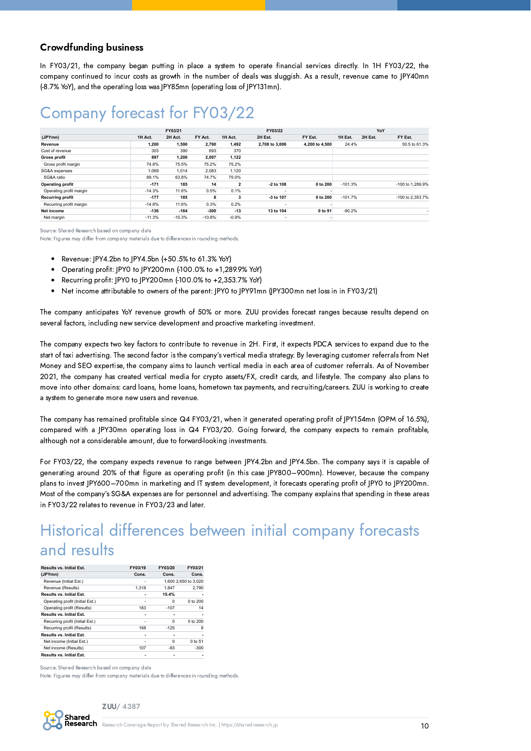### Crowdfunding business

In FY03/21, the company began putting in place a system to operate financial services directly. In 1H FY03/22, the company continued to incur costs as growth in the number of deals was sluggish. As a result, revenue came to JPY40mn (-8.7% YoY), and the operating loss was JPY85mn (operating loss of JPY131mn).

# Company forecast for FY03/22

| | FY03/21 | | | FY03/22 | | | YoY | | |
|---|---|---|---|---|---|---|---|---|---|
| (JPYmn) | 1H Act. | 2H Act. | FY Act. | 1H Act. | 2H Est. | FY Est. | 1H Est. | 2H Est. | FY Est. |
| **Revenue** | 1,200 | 1,590 | 2,790 | 1,492 | 2,708 to 3,008 | 4,200 to 4,500 | 24.4% | | 50.5 to 61.3% |
| Cost of revenue | 303 | 390 | 693 | 370 | | | | | |
| **Gross profit** | 897 | 1,200 | 2,097 | 1,122 | | | | | |
| Gross profit margin | 74.8% | 75.5% | 75.2% | 75.2% | | | | | |
| SG&A expenses | 1,069 | 1,014 | 2,083 | 1,120 | | | | | |
| SG&A ratio | 89.1% | 63.8% | 74.7% | 75.0% | | | | | |
| **Operating profit** | -171 | 185 | 14 | 2 | -2 to 108 | 0 to 200 | -101.3% | | -100 to 1,289.9% |
| Operating profit margin | -14.3% | 11.6% | 0.5% | 0.1% | - | - | | | |
| **Recurring profit** | -177 | 185 | 8 | 3 | -3 to 107 | 0 to 200 | -101.7% | | -100 to 2,353.7% |
| Recurring profit margin | -14.8% | 11.6% | 0.3% | 0.2% | - | - | | | |
| **Net income** | -136 | -164 | -300 | -13 | 13 to 104 | 0 to 91 | -90.2% | | - |
| Net margin | -11.3% | -10.3% | -10.8% | -0.9% | - | - | | | |

Source: Shared Research based on company data
Note: Figures may differ from company materials due to differences in rounding methods.

- Revenue: JPY4.2bn to JPY4.5bn (+50.5% to 61.3% YoY)
- Operating profit: JPY0 to JPY200mn (-100.0% to +1,289.9% YoY)
- Recurring profit: JPY0 to JPY200mn (-100.0% to +2,353.7% YoY)
- Net income attributable to owners of the parent: JPY0 to JPY91mn (JPY300mn net loss in in FY03/21)

The company anticipates YoY revenue growth of 50% or more. ZUU provides forecast ranges because results depend on several factors, including new service development and proactive marketing investment.

The company expects two key factors to contribute to revenue in 2H. First, it expects PDCA services to expand due to the start of taxi advertising. The second factor is the company's vertical media strategy. By leveraging customer referrals from Net Money and SEO expertise, the company aims to launch vertical media in each area of customer referrals. As of November 2021, the company has created vertical media for crypto assets/FX, credit cards, and lifestyle. The company also plans to move into other domains: card loans, home loans, hometown tax payments, and recruiting/careers. ZUU is working to create a system to generate more new users and revenue.

The company has remained profitable since Q4 FY03/21, when it generated operating profit of JPY154mn (OPM of 16.5%), compared with a JPY30mn operating loss in Q4 FY03/20. Going forward, the company expects to remain profitable, although not a considerable amount, due to forward-looking investments.

For FY03/22, the company expects revenue to range between JPY4.2bn and JPY4.5bn. The company says it is capable of generating around 20% of that figure as operating profit (in this case JPY800–900mn). However, because the company plans to invest JPY600–700mn in marketing and IT system development, it forecasts operating profit of JPY0 to JPY200mn. Most of the company's SG&A expenses are for personnel and advertising. The company explains that spending in these areas in FY03/22 relates to revenue in FY03/23 and later.

# Historical differences between initial company forecasts and results

| Results vs. Initial Est. | FY03/19 | FY03/20 | FY03/21 |
|---|---|---|---|
| (JPYmn) | Cons. | Cons. | Cons. |
| Revenue (Initial Est.) | - | 1,600 | 2,650 to 3,020 |
| Revenue (Results) | 1,318 | 1,847 | 2,790 |
| **Results vs. Initial Est.** | - | 15.4% | - |
| Operating profit (Initial Est.) | - | 0 | 0 to 200 |
| Operating profit (Results) | 183 | -107 | 14 |
| **Results vs. Initial Est.** | - | - | - |
| Recurring profit (Initial Est.) | - | 0 | 0 to 200 |
| Recurring profit (Results) | 168 | -125 | 8 |
| **Results vs. Initial Est.** | - | - | - |
| Net income (Initial Est.) | - | 0 | 0 to 51 |
| Net income (Results) | 107 | -93 | -300 |
| **Results vs. Initial Est.** | - | - | - |

Source: Shared Research based on company data
Note: Figures may differ from company materials due to differences in rounding methods.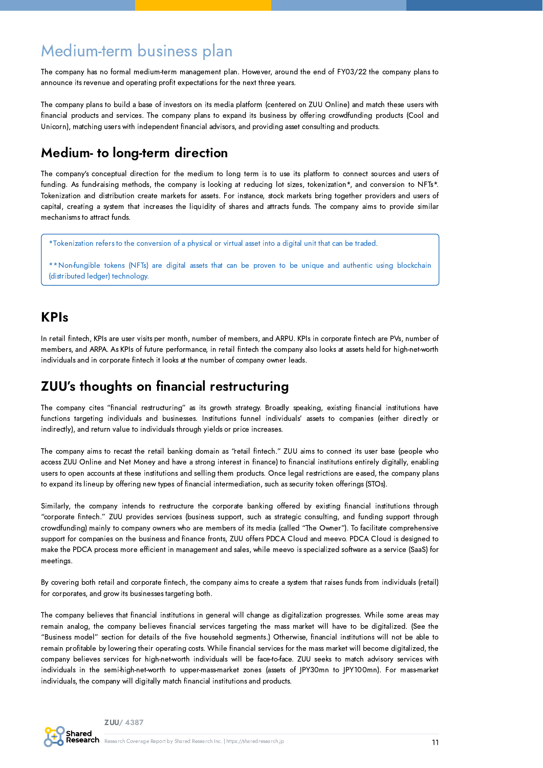# Medium-term business plan

The company has no formal medium-term management plan. However, around the end of FY03/22 the company plans to announce its revenue and operating profit expectations for the next three years.

The company plans to build a base of investors on its media platform (centered on ZUU Online) and match these users with financial products and services. The company plans to expand its business by offering crowdfunding products (Cool and Unicorn), matching users with independent financial advisors, and providing asset consulting and products.

## Medium- to long-term direction

The company's conceptual direction for the medium to long term is to use its platform to connect sources and users of funding. As fund-raising methods, the company is looking at reducing lot sizes, tokenization*, and conversion to NFTs*. Tokenization and distribution create markets for assets. For instance, stock markets bring together providers and users of capital, creating a system that increases the liquidity of shares and attracts funds. The company aims to provide similar mechanisms to attract funds.

> *Tokenization refers to the conversion of a physical or virtual asset into a digital unit that can be traded.
>
> **Non-fungible tokens (NFTs) are digital assets that can be proven to be unique and authentic using blockchain (distributed ledger) technology.

## KPIs

In retail fintech, KPIs are user visits per month, number of members, and ARPU. KPIs in corporate fintech are PVs, number of members, and ARPA. As KPIs of future performance, in retail fintech the company also looks at assets held for high-net-worth individuals and in corporate fintech it looks at the number of company owner leads.

## ZUU's thoughts on financial restructuring

The company cites "financial restructuring" as its growth strategy. Broadly speaking, existing financial institutions have functions targeting individuals and businesses. Institutions funnel individuals' assets to companies (either directly or indirectly), and return value to individuals through yields or price increases.

The company aims to recast the retail banking domain as "retail fintech." ZUU aims to connect its user base (people who access ZUU Online and Net Money and have a strong interest in finance) to financial institutions entirely digitally, enabling users to open accounts at these institutions and selling them products. Once legal restrictions are eased, the company plans to expand its lineup by offering new types of financial intermediation, such as security token offerings (STOs).

Similarly, the company intends to restructure the corporate banking offered by existing financial institutions through "corporate fintech." ZUU provides services (business support, such as strategic consulting, and funding support through crowdfunding) mainly to company owners who are members of its media (called "The Owner"). To facilitate comprehensive support for companies on the business and finance fronts, ZUU offers PDCA Cloud and meevo. PDCA Cloud is designed to make the PDCA process more efficient in management and sales, while meevo is specialized software as a service (SaaS) for meetings.

By covering both retail and corporate fintech, the company aims to create a system that raises funds from individuals (retail) for corporates, and grow its businesses targeting both.

The company believes that financial institutions in general will change as digitalization progresses. While some areas may remain analog, the company believes financial services targeting the mass market will have to be digitalized. (See the "Business model" section for details of the five household segments.) Otherwise, financial institutions will not be able to remain profitable by lowering their operating costs. While financial services for the mass market will become digitalized, the company believes services for high-net-worth individuals will be face-to-face. ZUU seeks to match advisory services with individuals in the semi-high-net-worth to upper-mass-market zones (assets of JPY30mn to JPY100mn). For mass-market individuals, the company will digitally match financial institutions and products.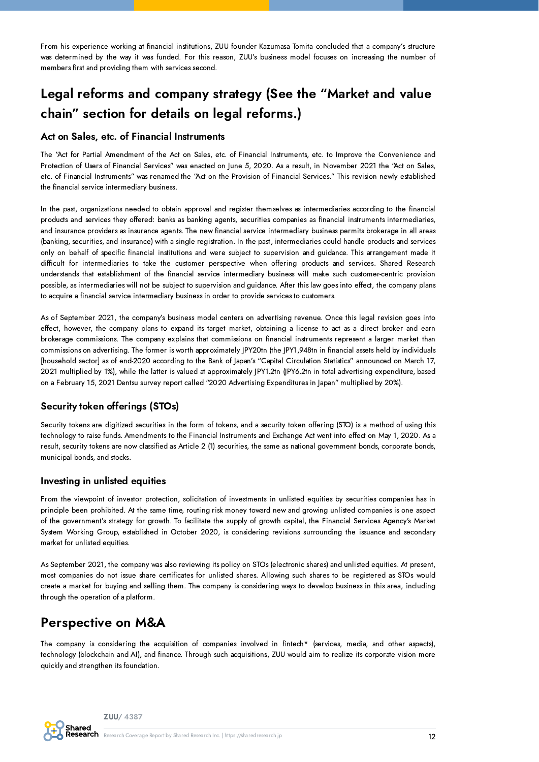From his experience working at financial institutions, ZUU founder Kazumasa Tomita concluded that a company's structure was determined by the way it was funded. For this reason, ZUU's business model focuses on increasing the number of members first and providing them with services second.

## Legal reforms and company strategy (See the "Market and value chain" section for details on legal reforms.)

### Act on Sales, etc. of Financial Instruments

The "Act for Partial Amendment of the Act on Sales, etc. of Financial Instruments, etc. to Improve the Convenience and Protection of Users of Financial Services" was enacted on June 5, 2020. As a result, in November 2021 the "Act on Sales, etc. of Financial Instruments" was renamed the "Act on the Provision of Financial Services." This revision newly established the financial service intermediary business.

In the past, organizations needed to obtain approval and register themselves as intermediaries according to the financial products and services they offered: banks as banking agents, securities companies as financial instruments intermediaries, and insurance providers as insurance agents. The new financial service intermediary business permits brokerage in all areas (banking, securities, and insurance) with a single registration. In the past, intermediaries could handle products and services only on behalf of specific financial institutions and were subject to supervision and guidance. This arrangement made it difficult for intermediaries to take the customer perspective when offering products and services. Shared Research understands that establishment of the financial service intermediary business will make such customer-centric provision possible, as intermediaries will not be subject to supervision and guidance. After this law goes into effect, the company plans to acquire a financial service intermediary business in order to provide services to customers.

As of September 2021, the company's business model centers on advertising revenue. Once this legal revision goes into effect, however, the company plans to expand its target market, obtaining a license to act as a direct broker and earn brokerage commissions. The company explains that commissions on financial instruments represent a larger market than commissions on advertising. The former is worth approximately JPY20tn (the JPY1,948tn in financial assets held by individuals [household sector] as of end-2020 according to the Bank of Japan's "Capital Circulation Statistics" announced on March 17, 2021 multiplied by 1%), while the latter is valued at approximately JPY1.2tn (JPY6.2tn in total advertising expenditure, based on a February 15, 2021 Dentsu survey report called "2020 Advertising Expenditures in Japan" multiplied by 20%).

### Security token offerings (STOs)

Security tokens are digitized securities in the form of tokens, and a security token offering (STO) is a method of using this technology to raise funds. Amendments to the Financial Instruments and Exchange Act went into effect on May 1, 2020. As a result, security tokens are now classified as Article 2 (1) securities, the same as national government bonds, corporate bonds, municipal bonds, and stocks.

### Investing in unlisted equities

From the viewpoint of investor protection, solicitation of investments in unlisted equities by securities companies has in principle been prohibited. At the same time, routing risk money toward new and growing unlisted companies is one aspect of the government's strategy for growth. To facilitate the supply of growth capital, the Financial Services Agency's Market System Working Group, established in October 2020, is considering revisions surrounding the issuance and secondary market for unlisted equities.

As September 2021, the company was also reviewing its policy on STOs (electronic shares) and unlisted equities. At present, most companies do not issue share certificates for unlisted shares. Allowing such shares to be registered as STOs would create a market for buying and selling them. The company is considering ways to develop business in this area, including through the operation of a platform.

## Perspective on M&A

The company is considering the acquisition of companies involved in fintech* (services, media, and other aspects), technology (blockchain and AI), and finance. Through such acquisitions, ZUU would aim to realize its corporate vision more quickly and strengthen its foundation.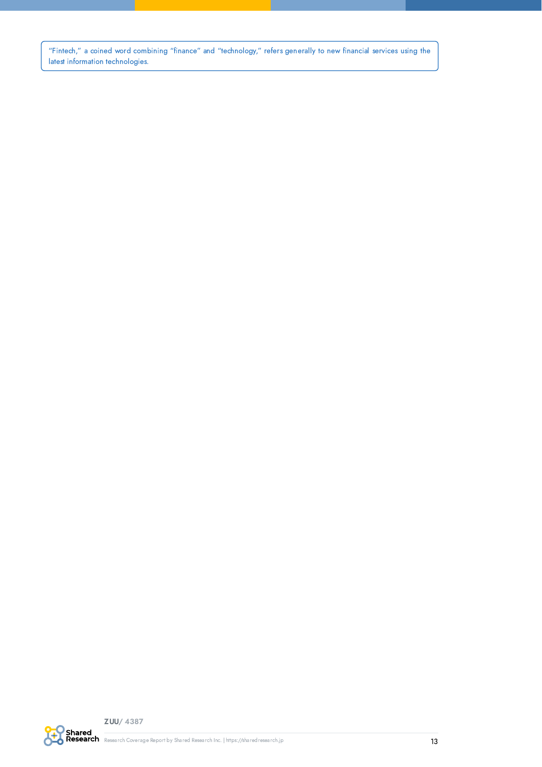"Fintech," a coined word combining "finance" and "technology," refers generally to new financial services using the latest information technologies.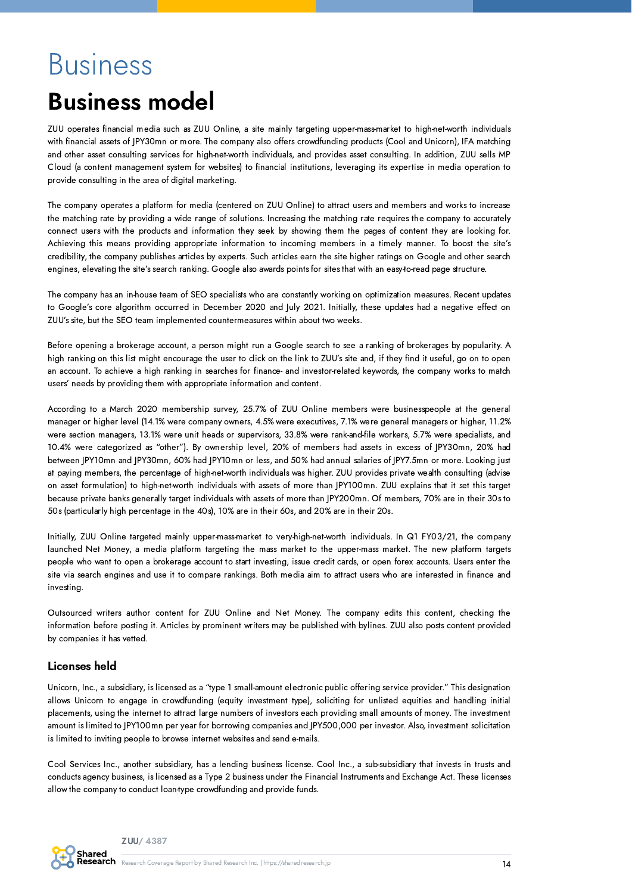# Business

## Business model

ZUU operates financial media such as ZUU Online, a site mainly targeting upper-mass-market to high-net-worth individuals with financial assets of JPY30mn or more. The company also offers crowdfunding products (Cool and Unicorn), IFA matching and other asset consulting services for high-net-worth individuals, and provides asset consulting. In addition, ZUU sells MP Cloud (a content management system for websites) to financial institutions, leveraging its expertise in media operation to provide consulting in the area of digital marketing.

The company operates a platform for media (centered on ZUU Online) to attract users and members and works to increase the matching rate by providing a wide range of solutions. Increasing the matching rate requires the company to accurately connect users with the products and information they seek by showing them the pages of content they are looking for. Achieving this means providing appropriate information to incoming members in a timely manner. To boost the site's credibility, the company publishes articles by experts. Such articles earn the site higher ratings on Google and other search engines, elevating the site's search ranking. Google also awards points for sites that with an easy-to-read page structure.

The company has an in-house team of SEO specialists who are constantly working on optimization measures. Recent updates to Google's core algorithm occurred in December 2020 and July 2021. Initially, these updates had a negative effect on ZUU's site, but the SEO team implemented countermeasures within about two weeks.

Before opening a brokerage account, a person might run a Google search to see a ranking of brokerages by popularity. A high ranking on this list might encourage the user to click on the link to ZUU's site and, if they find it useful, go on to open an account. To achieve a high ranking in searches for finance- and investor-related keywords, the company works to match users' needs by providing them with appropriate information and content.

According to a March 2020 membership survey, 25.7% of ZUU Online members were businesspeople at the general manager or higher level (14.1% were company owners, 4.5% were executives, 7.1% were general managers or higher, 11.2% were section managers, 13.1% were unit heads or supervisors, 33.8% were rank-and-file workers, 5.7% were specialists, and 10.4% were categorized as "other"). By ownership level, 20% of members had assets in excess of JPY30mn, 20% had between JPY10mn and JPY30mn, 60% had JPY10mn or less, and 50% had annual salaries of JPY7.5mn or more. Looking just at paying members, the percentage of high-net-worth individuals was higher. ZUU provides private wealth consulting (advise on asset formulation) to high-net-worth individuals with assets of more than JPY100mn. ZUU explains that it set this target because private banks generally target individuals with assets of more than JPY200mn. Of members, 70% are in their 30s to 50s (particularly high percentage in the 40s), 10% are in their 60s, and 20% are in their 20s.

Initially, ZUU Online targeted mainly upper-mass-market to very-high-net-worth individuals. In Q1 FY03/21, the company launched Net Money, a media platform targeting the mass market to the upper-mass market. The new platform targets people who want to open a brokerage account to start investing, issue credit cards, or open forex accounts. Users enter the site via search engines and use it to compare rankings. Both media aim to attract users who are interested in finance and investing.

Outsourced writers author content for ZUU Online and Net Money. The company edits this content, checking the information before posting it. Articles by prominent writers may be published with bylines. ZUU also posts content provided by companies it has vetted.

### Licenses held

Unicorn, Inc., a subsidiary, is licensed as a "type 1 small-amount electronic public offering service provider." This designation allows Unicorn to engage in crowdfunding (equity investment type), soliciting for unlisted equities and handling initial placements, using the internet to attract large numbers of investors each providing small amounts of money. The investment amount is limited to JPY100mn per year for borrowing companies and JPY500,000 per investor. Also, investment solicitation is limited to inviting people to browse internet websites and send e-mails.

Cool Services Inc., another subsidiary, has a lending business license. Cool Inc., a sub-subsidiary that invests in trusts and conducts agency business, is licensed as a Type 2 business under the Financial Instruments and Exchange Act. These licenses allow the company to conduct loan-type crowdfunding and provide funds.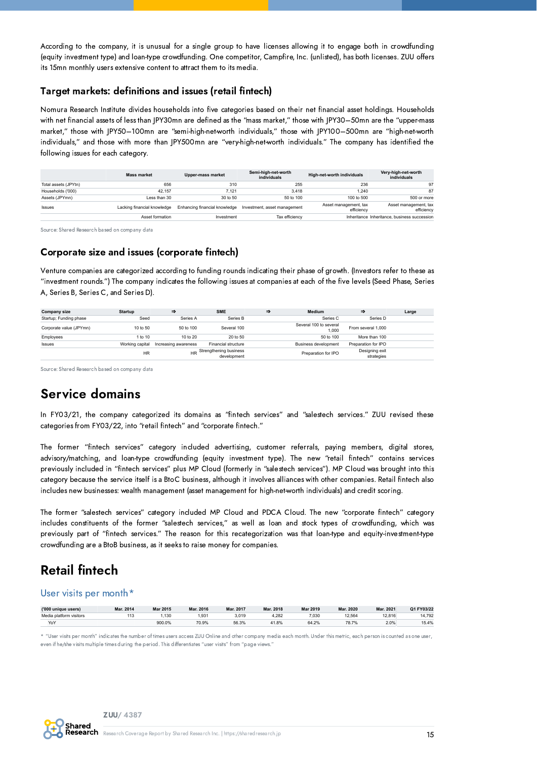According to the company, it is unusual for a single group to have licenses allowing it to engage both in crowdfunding (equity investment type) and loan-type crowdfunding. One competitor, Campfire, Inc. (unlisted), has both licenses. ZUU offers its 15mn monthly users extensive content to attract them to its media.

### Target markets: definitions and issues (retail fintech)

Nomura Research Institute divides households into five categories based on their net financial asset holdings. Households with net financial assets of less than JPY30mn are defined as the "mass market," those with JPY30–50mn are the "upper-mass market," those with JPY50–100mn are "semi-high-net-worth individuals," those with JPY100–500mn are "high-net-worth individuals," and those with more than JPY500mn are "very-high-net-worth individuals." The company has identified the following issues for each category.

| | Mass market | Upper-mass market | Semi-high-net-worth individuals | High-net-worth individuals | Very-high-net-worth individuals |
|---|---|---|---|---|---|
| Total assets (JPYtn) | 656 | 310 | 255 | 236 | 97 |
| Households ('000) | 42,157 | 7,121 | 3,418 | 1,240 | 87 |
| Assets (JPYmn) | Less than 30 | 30 to 50 | 50 to 100 | 100 to 500 | 500 or more |
| Issues | Lacking financial knowledge | Enhancing financial knowledge | Investment, asset management | Asset management, tax efficiency | Asset management, tax efficiency |
| | Asset formation | Investment | Tax efficiency | Inheritance | Inheritance, business succession |

Source: Shared Research based on company data

### Corporate size and issues (corporate fintech)

Venture companies are categorized according to funding rounds indicating their phase of growth. (Investors refer to these as "investment rounds.") The company indicates the following issues at companies at each of the five levels (Seed Phase, Series A, Series B, Series C, and Series D).

| Company size | Startup | ⇒ | SME | ⇒ | Medium | ⇒ | Large |
|---|---|---|---|---|---|---|---|
| Startup; Funding phase | Seed | Series A | Series B | | Series C | Series D | |
| Corporate value (JPYmn) | 10 to 50 | 50 to 100 | Several 100 | | Several 100 to several 1,000 | From several 1,000 | |
| Employees | 1 to 10 | 10 to 20 | 20 to 50 | | 50 to 100 | More than 100 | |
| Issues | Working capital | Increasing awareness | Financial structure | | Business development | Preparation for IPO | |
| | HR | HR | Strengthening business development | | Preparation for IPO | Designing exit strategies | |

Source: Shared Research based on company data

## Service domains

In FY03/21, the company categorized its domains as "fintech services" and "salestech services." ZUU revised these categories from FY03/22, into "retail fintech" and "corporate fintech."

The former "fintech services" category included advertising, customer referrals, paying members, digital stores, advisory/matching, and loan-type crowdfunding (equity investment type). The new "retail fintech" contains services previously included in "fintech services" plus MP Cloud (formerly in "salestech services"). MP Cloud was brought into this category because the service itself is a BtoC business, although it involves alliances with other companies. Retail fintech also includes new businesses: wealth management (asset management for high-net-worth individuals) and credit scoring.

The former "salestech services" category included MP Cloud and PDCA Cloud. The new "corporate fintech" category includes constituents of the former "salestech services," as well as loan and stock types of crowdfunding, which was previously part of "fintech services." The reason for this recategorization was that loan-type and equity-investment-type crowdfunding are a BtoB business, as it seeks to raise money for companies.

## Retail fintech

### User visits per month*

| ('000 unique users) | Mar. 2014 | Mar 2015 | Mar. 2016 | Mar. 2017 | Mar. 2018 | Mar 2019 | Mar. 2020 | Mar. 2021 | Q1 FY03/22 |
|---|---|---|---|---|---|---|---|---|---|
| Media platform visitors | 113 | 1,130 | 1,931 | 3,019 | 4,282 | 7,030 | 12,564 | 12,816 | 14,792 |
| YoY | | 900.0% | 70.9% | 56.3% | 41.8% | 64.2% | 78.7% | 2.0% | 15.4% |

* "User visits per month" indicates the number of times users access ZUU Online and other company media each month. Under this metric, each person is counted as one user, even if he/she visits multiple times during the period. This differentiates "user visits" from "page views."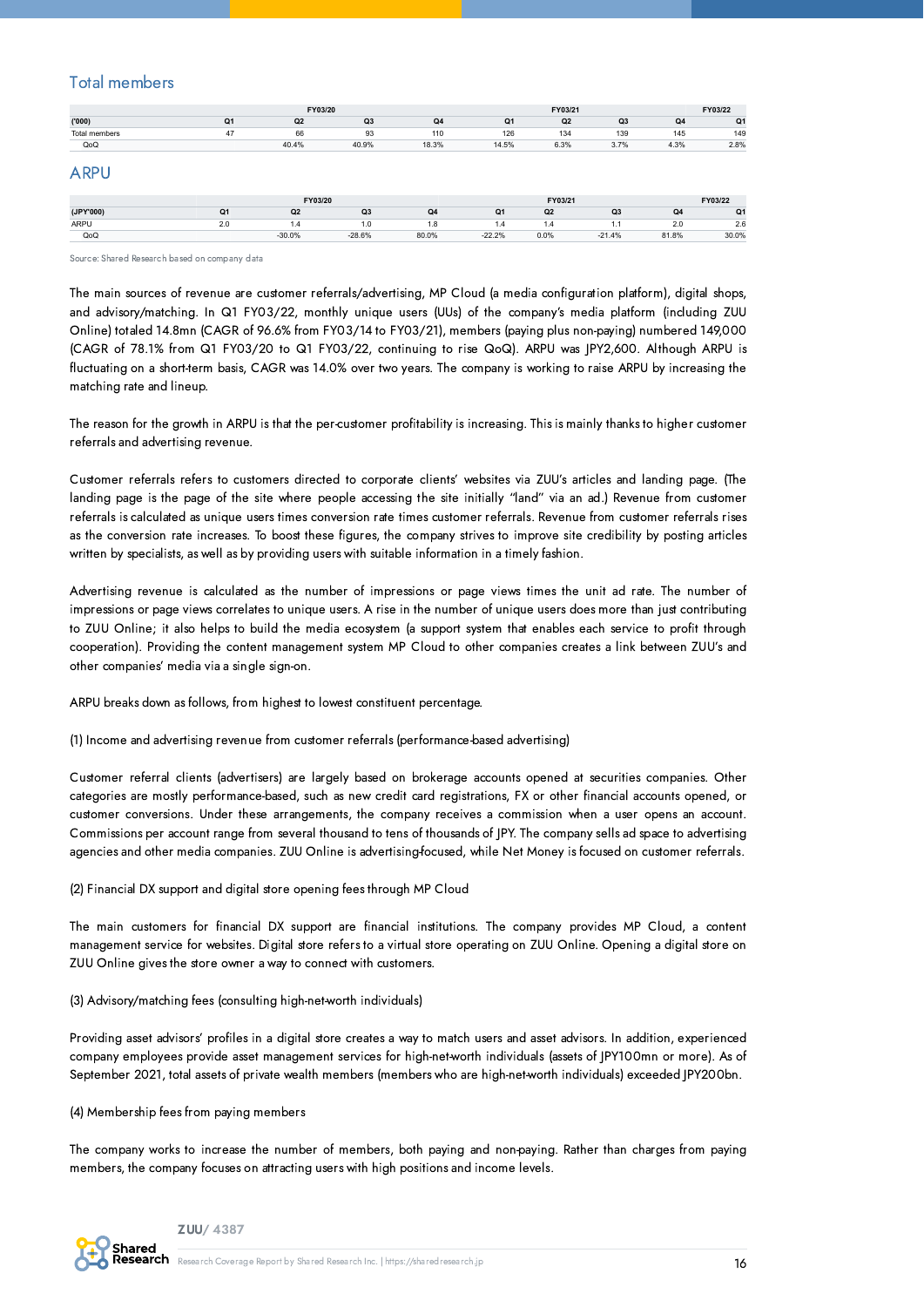## Total members

| | FY03/20 | | | | FY03/21 | | | | FY03/22 |
|---|---|---|---|---|---|---|---|---|---|
| ('000) | Q1 | Q2 | Q3 | Q4 | Q1 | Q2 | Q3 | Q4 | Q1 |
| Total members | 47 | 66 | 93 | 110 | 126 | 134 | 139 | 145 | 149 |
| QoQ | | 40.4% | 40.9% | 18.3% | 14.5% | 6.3% | 3.7% | 4.3% | 2.8% |

## ARPU

| | FY03/20 | | | | FY03/21 | | | | FY03/22 |
|---|---|---|---|---|---|---|---|---|---|
| (JPY'000) | Q1 | Q2 | Q3 | Q4 | Q1 | Q2 | Q3 | Q4 | Q1 |
| ARPU | 2.0 | 1.4 | 1.0 | 1.8 | 1.4 | 1.4 | 1.1 | 2.0 | 2.6 |
| QoQ | | -30.0% | -28.6% | 80.0% | -22.2% | 0.0% | -21.4% | 81.8% | 30.0% |

Source: Shared Research based on company data

The main sources of revenue are customer referrals/advertising, MP Cloud (a media configuration platform), digital shops, and advisory/matching. In Q1 FY03/22, monthly unique users (UUs) of the company's media platform (including ZUU Online) totaled 14.8mn (CAGR of 96.6% from FY03/14 to FY03/21), members (paying plus non-paying) numbered 149,000 (CAGR of 78.1% from Q1 FY03/20 to Q1 FY03/22, continuing to rise QoQ). ARPU was JPY2,600. Although ARPU is fluctuating on a short-term basis, CAGR was 14.0% over two years. The company is working to raise ARPU by increasing the matching rate and lineup.

The reason for the growth in ARPU is that the per-customer profitability is increasing. This is mainly thanks to higher customer referrals and advertising revenue.

Customer referrals refers to customers directed to corporate clients' websites via ZUU's articles and landing page. (The landing page is the page of the site where people accessing the site initially "land" via an ad.) Revenue from customer referrals is calculated as unique users times conversion rate times customer referrals. Revenue from customer referrals rises as the conversion rate increases. To boost these figures, the company strives to improve site credibility by posting articles written by specialists, as well as by providing users with suitable information in a timely fashion.

Advertising revenue is calculated as the number of impressions or page views times the unit ad rate. The number of impressions or page views correlates to unique users. A rise in the number of unique users does more than just contributing to ZUU Online; it also helps to build the media ecosystem (a support system that enables each service to profit through cooperation). Providing the content management system MP Cloud to other companies creates a link between ZUU's and other companies' media via a single sign-on.

ARPU breaks down as follows, from highest to lowest constituent percentage.

(1) Income and advertising revenue from customer referrals (performance-based advertising)

Customer referral clients (advertisers) are largely based on brokerage accounts opened at securities companies. Other categories are mostly performance-based, such as new credit card registrations, FX or other financial accounts opened, or customer conversions. Under these arrangements, the company receives a commission when a user opens an account. Commissions per account range from several thousand to tens of thousands of JPY. The company sells ad space to advertising agencies and other media companies. ZUU Online is advertising-focused, while Net Money is focused on customer referrals.

(2) Financial DX support and digital store opening fees through MP Cloud

The main customers for financial DX support are financial institutions. The company provides MP Cloud, a content management service for websites. Digital store refers to a virtual store operating on ZUU Online. Opening a digital store on ZUU Online gives the store owner a way to connect with customers.

(3) Advisory/matching fees (consulting high-net-worth individuals)

Providing asset advisors' profiles in a digital store creates a way to match users and asset advisors. In addition, experienced company employees provide asset management services for high-net-worth individuals (assets of JPY100mn or more). As of September 2021, total assets of private wealth members (members who are high-net-worth individuals) exceeded JPY200bn.

(4) Membership fees from paying members

The company works to increase the number of members, both paying and non-paying. Rather than charges from paying members, the company focuses on attracting users with high positions and income levels.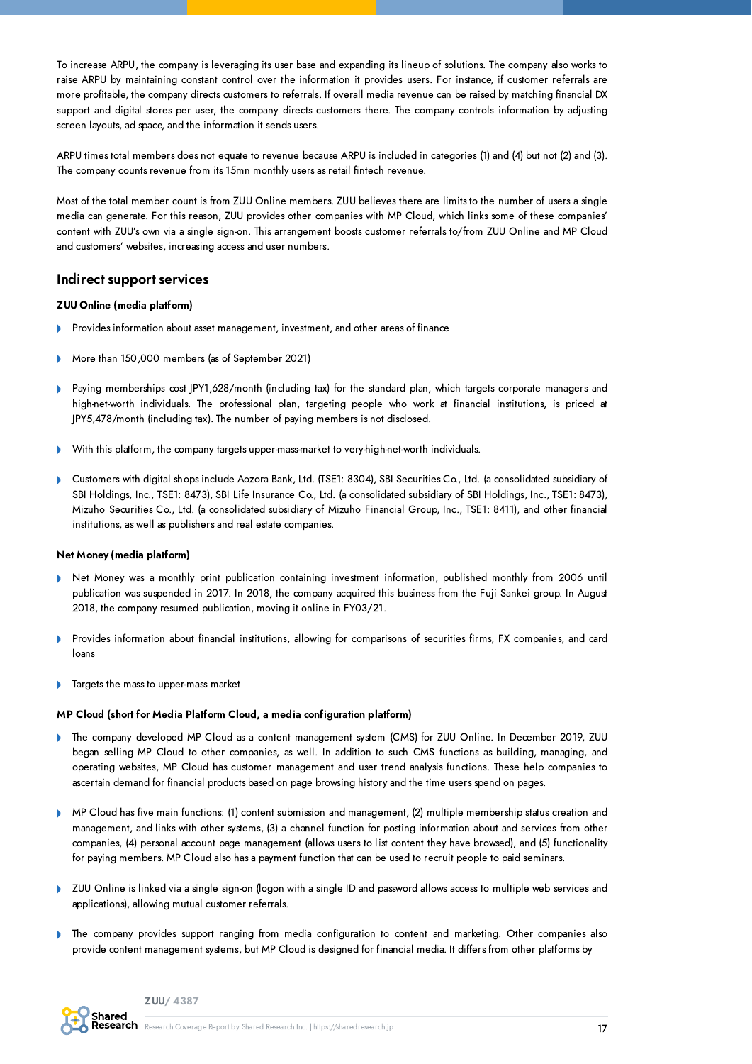To increase ARPU, the company is leveraging its user base and expanding its lineup of solutions. The company also works to raise ARPU by maintaining constant control over the information it provides users. For instance, if customer referrals are more profitable, the company directs customers to referrals. If overall media revenue can be raised by matching financial DX support and digital stores per user, the company directs customers there. The company controls information by adjusting screen layouts, ad space, and the information it sends users.

ARPU times total members does not equate to revenue because ARPU is included in categories (1) and (4) but not (2) and (3). The company counts revenue from its 15mn monthly users as retail fintech revenue.

Most of the total member count is from ZUU Online members. ZUU believes there are limits to the number of users a single media can generate. For this reason, ZUU provides other companies with MP Cloud, which links some of these companies' content with ZUU's own via a single sign-on. This arrangement boosts customer referrals to/from ZUU Online and MP Cloud and customers' websites, increasing access and user numbers.

## Indirect support services

**ZUU Online (media platform)**

- Provides information about asset management, investment, and other areas of finance
- More than 150,000 members (as of September 2021)
- Paying memberships cost JPY1,628/month (including tax) for the standard plan, which targets corporate managers and high-net-worth individuals. The professional plan, targeting people who work at financial institutions, is priced at JPY5,478/month (including tax). The number of paying members is not disclosed.
- With this platform, the company targets upper-mass-market to very-high-net-worth individuals.
- Customers with digital shops include Aozora Bank, Ltd. (TSE1: 8304), SBI Securities Co., Ltd. (a consolidated subsidiary of SBI Holdings, Inc., TSE1: 8473), SBI Life Insurance Co., Ltd. (a consolidated subsidiary of SBI Holdings, Inc., TSE1: 8473), Mizuho Securities Co., Ltd. (a consolidated subsidiary of Mizuho Financial Group, Inc., TSE1: 8411), and other financial institutions, as well as publishers and real estate companies.

**Net Money (media platform)**

- Net Money was a monthly print publication containing investment information, published monthly from 2006 until publication was suspended in 2017. In 2018, the company acquired this business from the Fuji Sankei group. In August 2018, the company resumed publication, moving it online in FY03/21.
- Provides information about financial institutions, allowing for comparisons of securities firms, FX companies, and card loans
- Targets the mass to upper-mass market

**MP Cloud (short for Media Platform Cloud, a media configuration platform)**

- The company developed MP Cloud as a content management system (CMS) for ZUU Online. In December 2019, ZUU began selling MP Cloud to other companies, as well. In addition to such CMS functions as building, managing, and operating websites, MP Cloud has customer management and user trend analysis functions. These help companies to ascertain demand for financial products based on page browsing history and the time users spend on pages.
- MP Cloud has five main functions: (1) content submission and management, (2) multiple membership status creation and management, and links with other systems, (3) a channel function for posting information about and services from other companies, (4) personal account page management (allows users to list content they have browsed), and (5) functionality for paying members. MP Cloud also has a payment function that can be used to recruit people to paid seminars.
- ZUU Online is linked via a single sign-on (logon with a single ID and password allows access to multiple web services and applications), allowing mutual customer referrals.
- The company provides support ranging from media configuration to content and marketing. Other companies also provide content management systems, but MP Cloud is designed for financial media. It differs from other platforms by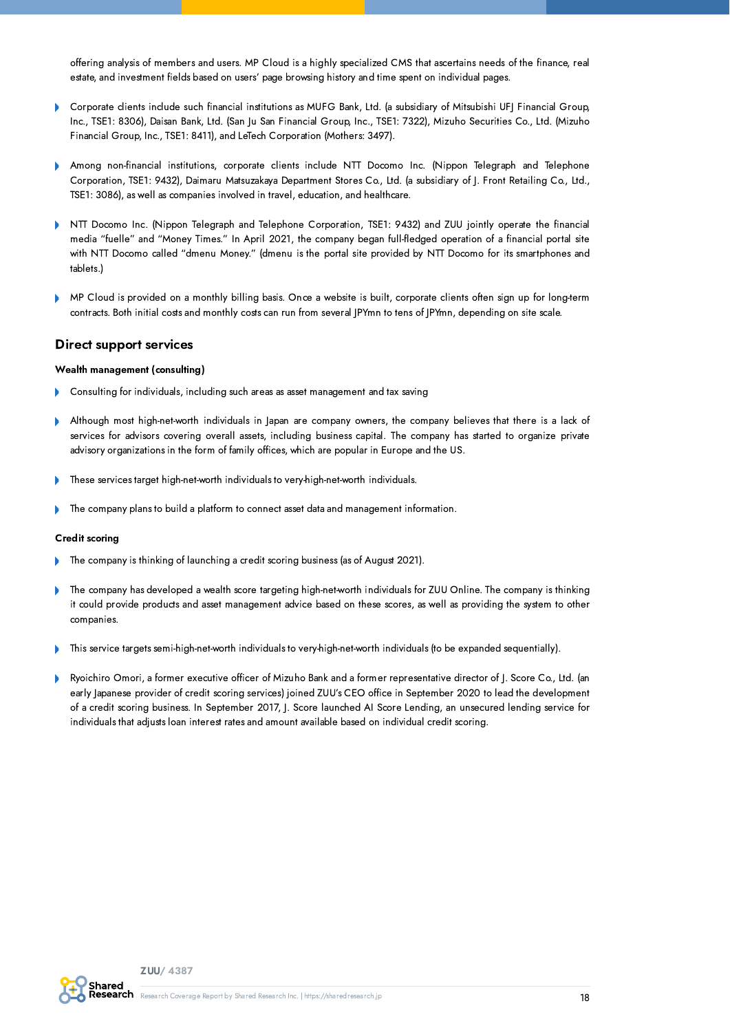offering analysis of members and users. MP Cloud is a highly specialized CMS that ascertains needs of the finance, real estate, and investment fields based on users' page browsing history and time spent on individual pages.

- Corporate clients include such financial institutions as MUFG Bank, Ltd. (a subsidiary of Mitsubishi UFJ Financial Group, Inc., TSE1: 8306), Daisan Bank, Ltd. (San Ju San Financial Group, Inc., TSE1: 7322), Mizuho Securities Co., Ltd. (Mizuho Financial Group, Inc., TSE1: 8411), and LeTech Corporation (Mothers: 3497).
- Among non-financial institutions, corporate clients include NTT Docomo Inc. (Nippon Telegraph and Telephone Corporation, TSE1: 9432), Daimaru Matsuzakaya Department Stores Co., Ltd. (a subsidiary of J. Front Retailing Co., Ltd., TSE1: 3086), as well as companies involved in travel, education, and healthcare.
- NTT Docomo Inc. (Nippon Telegraph and Telephone Corporation, TSE1: 9432) and ZUU jointly operate the financial media "fuelle" and "Money Times." In April 2021, the company began full-fledged operation of a financial portal site with NTT Docomo called "dmenu Money." (dmenu is the portal site provided by NTT Docomo for its smartphones and tablets.)
- MP Cloud is provided on a monthly billing basis. Once a website is built, corporate clients often sign up for long-term contracts. Both initial costs and monthly costs can run from several JPYmn to tens of JPYmn, depending on site scale.

## Direct support services

**Wealth management (consulting)**

- Consulting for individuals, including such areas as asset management and tax saving
- Although most high-net-worth individuals in Japan are company owners, the company believes that there is a lack of services for advisors covering overall assets, including business capital. The company has started to organize private advisory organizations in the form of family offices, which are popular in Europe and the US.
- These services target high-net-worth individuals to very-high-net-worth individuals.
- The company plans to build a platform to connect asset data and management information.

**Credit scoring**

- The company is thinking of launching a credit scoring business (as of August 2021).
- The company has developed a wealth score targeting high-net-worth individuals for ZUU Online. The company is thinking it could provide products and asset management advice based on these scores, as well as providing the system to other companies.
- This service targets semi-high-net-worth individuals to very-high-net-worth individuals (to be expanded sequentially).
- Ryoichiro Omori, a former executive officer of Mizuho Bank and a former representative director of J. Score Co., Ltd. (an early Japanese provider of credit scoring services) joined ZUU's CEO office in September 2020 to lead the development of a credit scoring business. In September 2017, J. Score launched AI Score Lending, an unsecured lending service for individuals that adjusts loan interest rates and amount available based on individual credit scoring.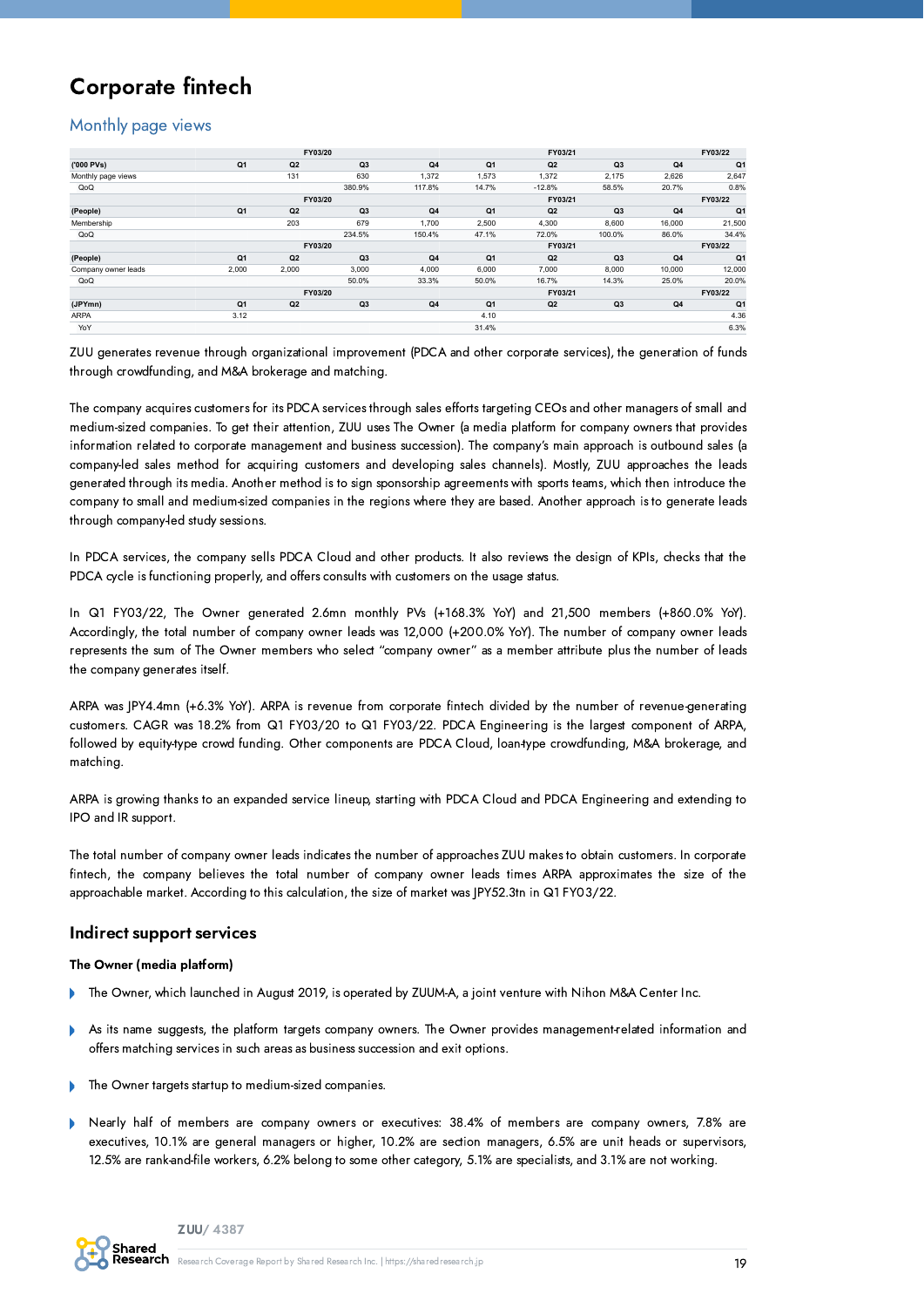# Corporate fintech

## Monthly page views

| | FY03/20 | | | | FY03/21 | | | | FY03/22 |
|---|---|---|---|---|---|---|---|---|---|
| ('000 PVs) | Q1 | Q2 | Q3 | Q4 | Q1 | Q2 | Q3 | Q4 | Q1 |
| Monthly page views | | 131 | 630 | 1,372 | 1,573 | 1,372 | 2,175 | 2,626 | 2,647 |
| QoQ | | | 380.9% | 117.8% | 14.7% | -12.8% | 58.5% | 20.7% | 0.8% |
| | FY03/20 | | | | FY03/21 | | | | FY03/22 |
| (People) | Q1 | Q2 | Q3 | Q4 | Q1 | Q2 | Q3 | Q4 | Q1 |
| Membership | | 203 | 679 | 1,700 | 2,500 | 4,300 | 8,600 | 16,000 | 21,500 |
| QoQ | | | 234.5% | 150.4% | 47.1% | 72.0% | 100.0% | 86.0% | 34.4% |
| | FY03/20 | | | | FY03/21 | | | | FY03/22 |
| (People) | Q1 | Q2 | Q3 | Q4 | Q1 | Q2 | Q3 | Q4 | Q1 |
| Company owner leads | 2,000 | 2,000 | 3,000 | 4,000 | 6,000 | 7,000 | 8,000 | 10,000 | 12,000 |
| QoQ | | | 50.0% | 33.3% | 50.0% | 16.7% | 14.3% | 25.0% | 20.0% |
| | FY03/20 | | | | FY03/21 | | | | FY03/22 |
| (JPYmn) | Q1 | Q2 | Q3 | Q4 | Q1 | Q2 | Q3 | Q4 | Q1 |
| ARPA | 3.12 | | | | 4.10 | | | | 4.36 |
| YoY | | | | | 31.4% | | | | 6.3% |

ZUU generates revenue through organizational improvement (PDCA and other corporate services), the generation of funds through crowdfunding, and M&A brokerage and matching.

The company acquires customers for its PDCA services through sales efforts targeting CEOs and other managers of small and medium-sized companies. To get their attention, ZUU uses The Owner (a media platform for company owners that provides information related to corporate management and business succession). The company's main approach is outbound sales (a company-led sales method for acquiring customers and developing sales channels). Mostly, ZUU approaches the leads generated through its media. Another method is to sign sponsorship agreements with sports teams, which then introduce the company to small and medium-sized companies in the regions where they are based. Another approach is to generate leads through company-led study sessions.

In PDCA services, the company sells PDCA Cloud and other products. It also reviews the design of KPIs, checks that the PDCA cycle is functioning properly, and offers consults with customers on the usage status.

In Q1 FY03/22, The Owner generated 2.6mn monthly PVs (+168.3% YoY) and 21,500 members (+860.0% YoY). Accordingly, the total number of company owner leads was 12,000 (+200.0% YoY). The number of company owner leads represents the sum of The Owner members who select "company owner" as a member attribute plus the number of leads the company generates itself.

ARPA was JPY4.4mn (+6.3% YoY). ARPA is revenue from corporate fintech divided by the number of revenue-generating customers. CAGR was 18.2% from Q1 FY03/20 to Q1 FY03/22. PDCA Engineering is the largest component of ARPA, followed by equity-type crowd funding. Other components are PDCA Cloud, loan-type crowdfunding, M&A brokerage, and matching.

ARPA is growing thanks to an expanded service lineup, starting with PDCA Cloud and PDCA Engineering and extending to IPO and IR support.

The total number of company owner leads indicates the number of approaches ZUU makes to obtain customers. In corporate fintech, the company believes the total number of company owner leads times ARPA approximates the size of the approachable market. According to this calculation, the size of market was JPY52.3tn in Q1 FY03/22.

## Indirect support services

**The Owner (media platform)**

- The Owner, which launched in August 2019, is operated by ZUUM-A, a joint venture with Nihon M&A Center Inc.
- As its name suggests, the platform targets company owners. The Owner provides management-related information and offers matching services in such areas as business succession and exit options.
- The Owner targets startup to medium-sized companies.
- Nearly half of members are company owners or executives: 38.4% of members are company owners, 7.8% are executives, 10.1% are general managers or higher, 10.2% are section managers, 6.5% are unit heads or supervisors, 12.5% are rank-and-file workers, 6.2% belong to some other category, 5.1% are specialists, and 3.1% are not working.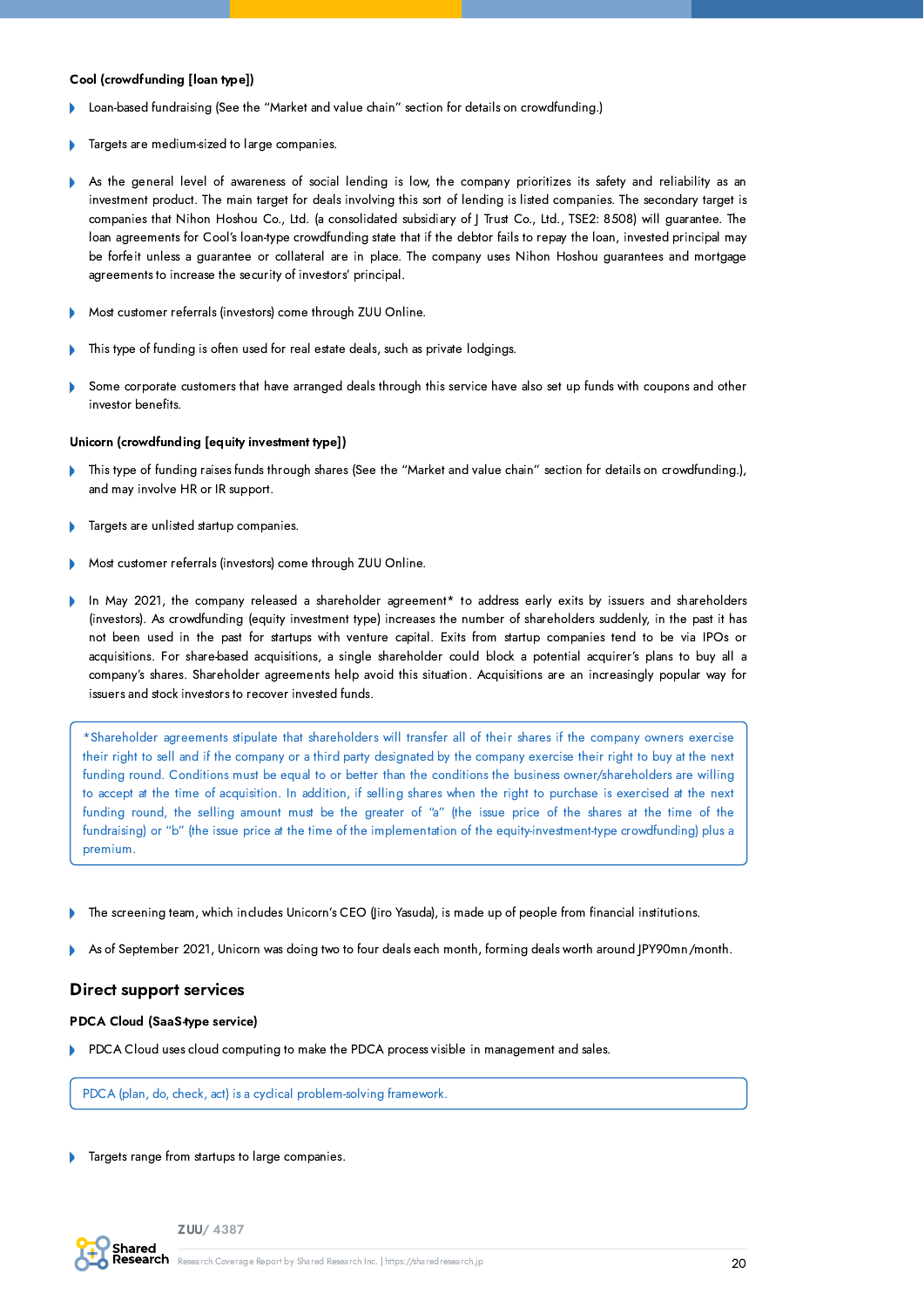**Cool (crowdfunding [loan type])**

- Loan-based fundraising (See the "Market and value chain" section for details on crowdfunding.)
- Targets are medium-sized to large companies.
- As the general level of awareness of social lending is low, the company prioritizes its safety and reliability as an investment product. The main target for deals involving this sort of lending is listed companies. The secondary target is companies that Nihon Hoshou Co., Ltd. (a consolidated subsidiary of J Trust Co., Ltd., TSE2: 8508) will guarantee. The loan agreements for Cool's loan-type crowdfunding state that if the debtor fails to repay the loan, invested principal may be forfeit unless a guarantee or collateral are in place. The company uses Nihon Hoshou guarantees and mortgage agreements to increase the security of investors' principal.
- Most customer referrals (investors) come through ZUU Online.
- This type of funding is often used for real estate deals, such as private lodgings.
- Some corporate customers that have arranged deals through this service have also set up funds with coupons and other investor benefits.

**Unicorn (crowdfunding [equity investment type])**

- This type of funding raises funds through shares (See the "Market and value chain" section for details on crowdfunding.), and may involve HR or IR support.
- Targets are unlisted startup companies.
- Most customer referrals (investors) come through ZUU Online.
- In May 2021, the company released a shareholder agreement* to address early exits by issuers and shareholders (investors). As crowdfunding (equity investment type) increases the number of shareholders suddenly, in the past it has not been used in the past for startups with venture capital. Exits from startup companies tend to be via IPOs or acquisitions. For share-based acquisitions, a single shareholder could block a potential acquirer's plans to buy all a company's shares. Shareholder agreements help avoid this situation. Acquisitions are an increasingly popular way for issuers and stock investors to recover invested funds.

> *Shareholder agreements stipulate that shareholders will transfer all of their shares if the company owners exercise their right to sell and if the company or a third party designated by the company exercise their right to buy at the next funding round. Conditions must be equal to or better than the conditions the business owner/shareholders are willing to accept at the time of acquisition. In addition, if selling shares when the right to purchase is exercised at the next funding round, the selling amount must be the greater of "a" (the issue price of the shares at the time of the fundraising) or "b" (the issue price at the time of the implementation of the equity-investment-type crowdfunding) plus a premium.

- The screening team, which includes Unicorn's CEO (Jiro Yasuda), is made up of people from financial institutions.
- As of September 2021, Unicorn was doing two to four deals each month, forming deals worth around JPY90mn/month.

## Direct support services

**PDCA Cloud (SaaS-type service)**

- PDCA Cloud uses cloud computing to make the PDCA process visible in management and sales.

> PDCA (plan, do, check, act) is a cyclical problem-solving framework.

- Targets range from startups to large companies.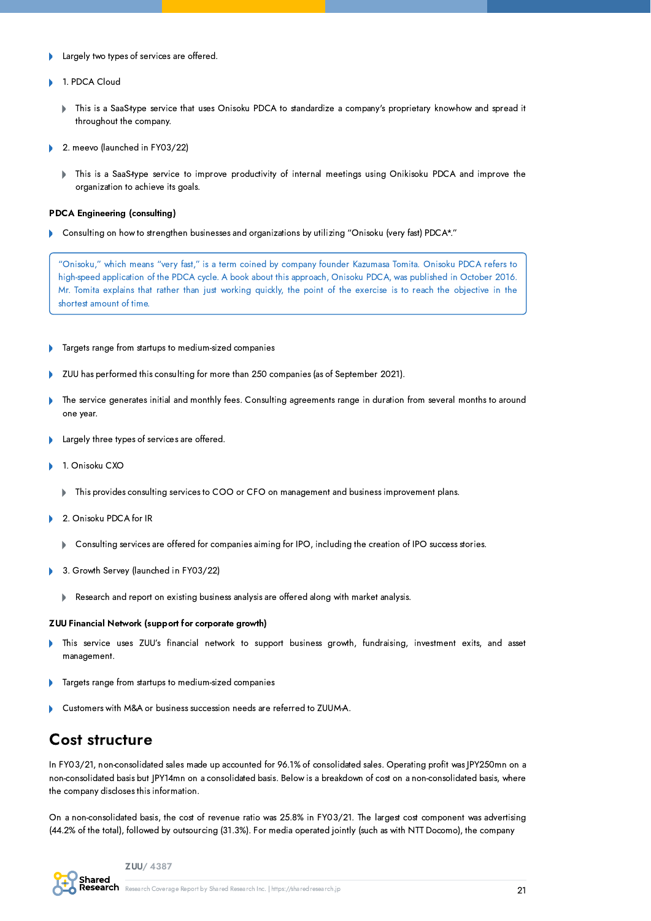- Largely two types of services are offered.
- 1. PDCA Cloud
    - This is a SaaS-type service that uses Onisoku PDCA to standardize a company's proprietary know-how and spread it throughout the company.
- 2. meevo (launched in FY03/22)
    - This is a SaaS-type service to improve productivity of internal meetings using Onikisoku PDCA and improve the organization to achieve its goals.

**PDCA Engineering (consulting)**

- Consulting on how to strengthen businesses and organizations by utilizing "Onisoku (very fast) PDCA*."

> "Onisoku," which means "very fast," is a term coined by company founder Kazumasa Tomita. Onisoku PDCA refers to high-speed application of the PDCA cycle. A book about this approach, Onisoku PDCA, was published in October 2016. Mr. Tomita explains that rather than just working quickly, the point of the exercise is to reach the objective in the shortest amount of time.

- Targets range from startups to medium-sized companies
- ZUU has performed this consulting for more than 250 companies (as of September 2021).
- The service generates initial and monthly fees. Consulting agreements range in duration from several months to around one year.
- Largely three types of services are offered.
- 1. Onisoku CXO
    - This provides consulting services to COO or CFO on management and business improvement plans.
- 2. Onisoku PDCA for IR
    - Consulting services are offered for companies aiming for IPO, including the creation of IPO success stories.
- 3. Growth Servey (launched in FY03/22)
    - Research and report on existing business analysis are offered along with market analysis.

**ZUU Financial Network (support for corporate growth)**

- This service uses ZUU's financial network to support business growth, fundraising, investment exits, and asset management.
- Targets range from startups to medium-sized companies
- Customers with M&A or business succession needs are referred to ZUU M&A.

## Cost structure

In FY03/21, non-consolidated sales made up accounted for 96.1% of consolidated sales. Operating profit was JPY250mn on a non-consolidated basis but JPY14mn on a consolidated basis. Below is a breakdown of cost on a non-consolidated basis, where the company discloses this information.

On a non-consolidated basis, the cost of revenue ratio was 25.8% in FY03/21. The largest cost component was advertising (44.2% of the total), followed by outsourcing (31.3%). For media operated jointly (such as with NTT Docomo), the company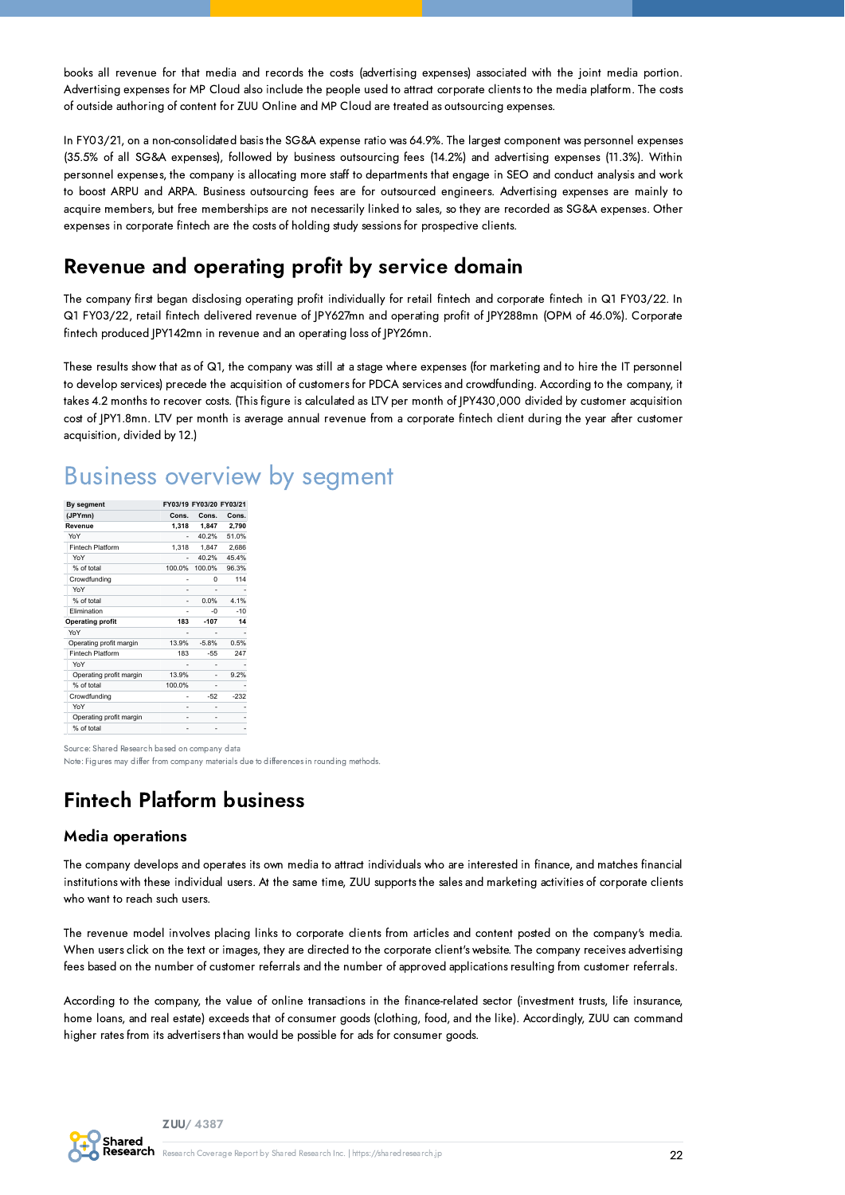books all revenue for that media and records the costs (advertising expenses) associated with the joint media portion. Advertising expenses for MP Cloud also include the people used to attract corporate clients to the media platform. The costs of outside authoring of content for ZUU Online and MP Cloud are treated as outsourcing expenses.

In FY03/21, on a non-consolidated basis the SG&A expense ratio was 64.9%. The largest component was personnel expenses (35.5% of all SG&A expenses), followed by business outsourcing fees (14.2%) and advertising expenses (11.3%). Within personnel expenses, the company is allocating more staff to departments that engage in SEO and conduct analysis and work to boost ARPU and ARPA. Business outsourcing fees are for outsourced engineers. Advertising expenses are mainly to acquire members, but free memberships are not necessarily linked to sales, so they are recorded as SG&A expenses. Other expenses in corporate fintech are the costs of holding study sessions for prospective clients.

## Revenue and operating profit by service domain

The company first began disclosing operating profit individually for retail fintech and corporate fintech in Q1 FY03/22. In Q1 FY03/22, retail fintech delivered revenue of JPY627mn and operating profit of JPY288mn (OPM of 46.0%). Corporate fintech produced JPY142mn in revenue and an operating loss of JPY26mn.

These results show that as of Q1, the company was still at a stage where expenses (for marketing and to hire the IT personnel to develop services) precede the acquisition of customers for PDCA services and crowdfunding. According to the company, it takes 4.2 months to recover costs. (This figure is calculated as LTV per month of JPY430,000 divided by customer acquisition cost of JPY1.8mn. LTV per month is average annual revenue from a corporate fintech client during the year after customer acquisition, divided by 12.)

# Business overview by segment

| By segment | FY03/19 | FY03/20 | FY03/21 |
|---|---|---|---|
| (JPYmn) | Cons. | Cons. | Cons. |
| **Revenue** | **1,318** | **1,847** | **2,790** |
| YoY | - | 40.2% | 51.0% |
| Fintech Platform | 1,318 | 1,847 | 2,686 |
| YoY | - | 40.2% | 45.4% |
| % of total | 100.0% | 100.0% | 96.3% |
| Crowdfunding | - | 0 | 114 |
| YoY | - | - | - |
| % of total | - | 0.0% | 4.1% |
| Elimination | - | -0 | -10 |
| **Operating profit** | **183** | **-107** | **14** |
| YoY | - | - | - |
| Operating profit margin | 13.9% | -5.8% | 0.5% |
| Fintech Platform | 183 | -55 | 247 |
| YoY | - | - | - |
| Operating profit margin | 13.9% | - | 9.2% |
| % of total | 100.0% | - | - |
| Crowdfunding | - | -52 | -232 |
| YoY | - | - | - |
| Operating profit margin | - | - | - |
| % of total | - | - | - |

Source: Shared Research based on company data
Note: Figures may differ from company materials due to differences in rounding methods.

## Fintech Platform business

### Media operations

The company develops and operates its own media to attract individuals who are interested in finance, and matches financial institutions with these individual users. At the same time, ZUU supports the sales and marketing activities of corporate clients who want to reach such users.

The revenue model involves placing links to corporate clients from articles and content posted on the company's media. When users click on the text or images, they are directed to the corporate client's website. The company receives advertising fees based on the number of customer referrals and the number of approved applications resulting from customer referrals.

According to the company, the value of online transactions in the finance-related sector (investment trusts, life insurance, home loans, and real estate) exceeds that of consumer goods (clothing, food, and the like). Accordingly, ZUU can command higher rates from its advertisers than would be possible for ads for consumer goods.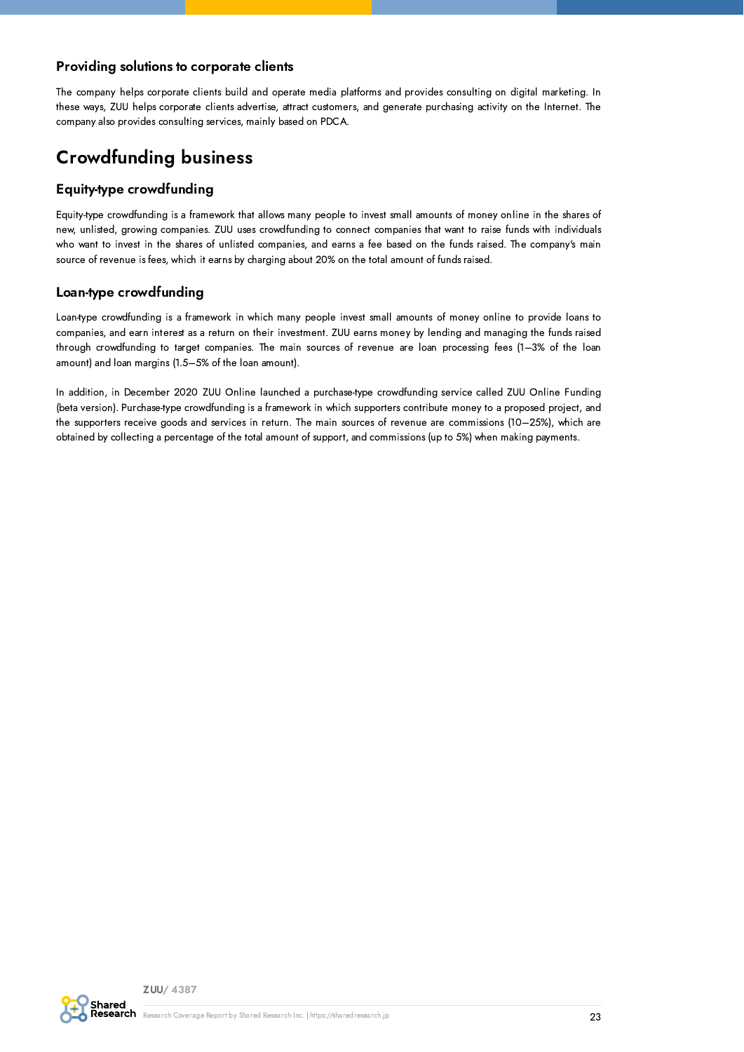### Providing solutions to corporate clients

The company helps corporate clients build and operate media platforms and provides consulting on digital marketing. In these ways, ZUU helps corporate clients advertise, attract customers, and generate purchasing activity on the Internet. The company also provides consulting services, mainly based on PDCA.

## Crowdfunding business

### Equity-type crowdfunding

Equity-type crowdfunding is a framework that allows many people to invest small amounts of money online in the shares of new, unlisted, growing companies. ZUU uses crowdfunding to connect companies that want to raise funds with individuals who want to invest in the shares of unlisted companies, and earns a fee based on the funds raised. The company's main source of revenue is fees, which it earns by charging about 20% on the total amount of funds raised.

### Loan-type crowdfunding

Loan-type crowdfunding is a framework in which many people invest small amounts of money online to provide loans to companies, and earn interest as a return on their investment. ZUU earns money by lending and managing the funds raised through crowdfunding to target companies. The main sources of revenue are loan processing fees (1–3% of the loan amount) and loan margins (1.5–5% of the loan amount).

In addition, in December 2020 ZUU Online launched a purchase-type crowdfunding service called ZUU Online Funding (beta version). Purchase-type crowdfunding is a framework in which supporters contribute money to a proposed project, and the supporters receive goods and services in return. The main sources of revenue are commissions (10–25%), which are obtained by collecting a percentage of the total amount of support, and commissions (up to 5%) when making payments.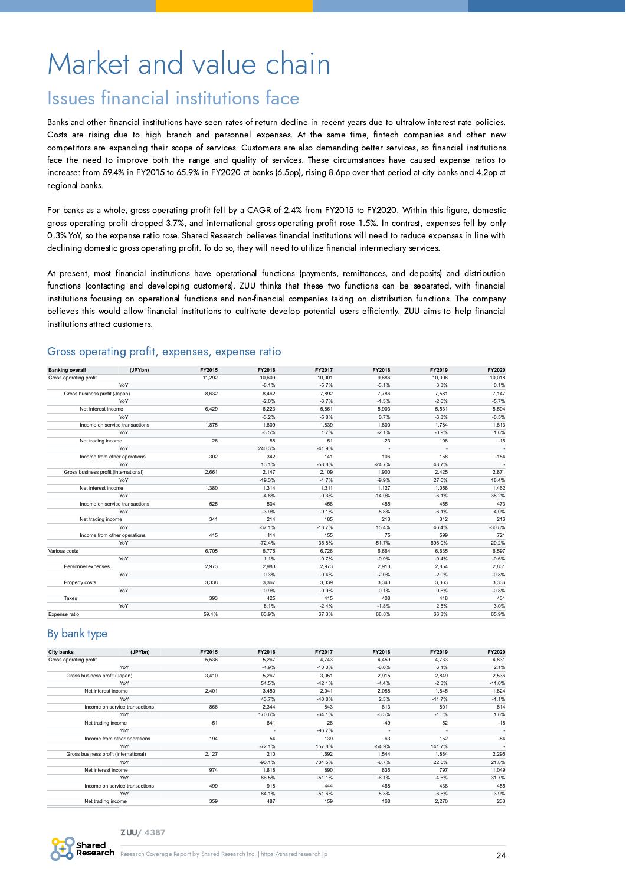# Market and value chain

## Issues financial institutions face

Banks and other financial institutions have seen rates of return decline in recent years due to ultralow interest rate policies. Costs are rising due to high branch and personnel expenses. At the same time, fintech companies and other new competitors are expanding their scope of services. Customers are also demanding better services, so financial institutions face the need to improve both the range and quality of services. These circumstances have caused expense ratios to increase: from 59.4% in FY2015 to 65.9% in FY2020 at banks (6.5pp), rising 8.6pp over that period at city banks and 4.2pp at regional banks.

For banks as a whole, gross operating profit fell by a CAGR of 2.4% from FY2015 to FY2020. Within this figure, domestic gross operating profit dropped 3.7%, and international gross operating profit rose 1.5%. In contrast, expenses fell by only 0.3% YoY, so the expense ratio rose. Shared Research believes financial institutions will need to reduce expenses in line with declining domestic gross operating profit. To do so, they will need to utilize financial intermediary services.

At present, most financial institutions have operational functions (payments, remittances, and deposits) and distribution functions (contacting and developing customers). ZUU thinks that these two functions can be separated, with financial institutions focusing on operational functions and non-financial companies taking on distribution functions. The company believes this would allow financial institutions to cultivate develop potential users efficiently. ZUU aims to help financial institutions attract customers.

### Gross operating profit, expenses, expense ratio

| Banking overall (JPYbn) | FY2015 | FY2016 | FY2017 | FY2018 | FY2019 | FY2020 |
|---|---|---|---|---|---|---|
| Gross operating profit | 11,292 | 10,609 | 10,001 | 9,686 | 10,006 | 10,018 |
| YoY | | -6.1% | -5.7% | -3.1% | 3.3% | 0.1% |
| Gross business profit (Japan) | 8,632 | 8,462 | 7,892 | 7,786 | 7,581 | 7,147 |
| YoY | | -2.0% | -6.7% | -1.3% | -2.6% | -5.7% |
| Net interest income | 6,429 | 6,223 | 5,861 | 5,903 | 5,531 | 5,504 |
| YoY | | -3.2% | -5.8% | 0.7% | -6.3% | -0.5% |
| Income on service transactions | 1,875 | 1,809 | 1,839 | 1,800 | 1,784 | 1,813 |
| YoY | | -3.5% | 1.7% | -2.1% | -0.9% | 1.6% |
| Net trading income | 26 | 88 | 51 | -23 | 108 | -16 |
| YoY | | 240.3% | -41.9% | - | - | - |
| Income from other operations | 302 | 342 | 141 | 106 | 158 | -154 |
| YoY | | 13.1% | -58.8% | -24.7% | 48.7% | - |
| Gross business profit (international) | 2,661 | 2,147 | 2,109 | 1,900 | 2,425 | 2,871 |
| YoY | | -19.3% | -1.7% | -9.9% | 27.6% | 18.4% |
| Net interest income | 1,380 | 1,314 | 1,311 | 1,127 | 1,058 | 1,462 |
| YoY | | -4.8% | -0.3% | -14.0% | -6.1% | 38.2% |
| Income on service transactions | 525 | 504 | 458 | 485 | 455 | 473 |
| YoY | | -3.9% | -9.1% | 5.8% | -6.1% | 4.0% |
| Net trading income | 341 | 214 | 185 | 213 | 312 | 216 |
| YoY | | -37.1% | -13.7% | 15.4% | 46.4% | -30.8% |
| Income from other operations | 415 | 114 | 155 | 75 | 599 | 721 |
| YoY | | -72.4% | 35.8% | -51.7% | 698.0% | 20.2% |
| Various costs | 6,705 | 6,776 | 6,726 | 6,664 | 6,635 | 6,597 |
| YoY | | 1.1% | -0.7% | -0.9% | -0.4% | -0.6% |
| Personnel expenses | 2,973 | 2,983 | 2,973 | 2,913 | 2,854 | 2,831 |
| YoY | | 0.3% | -0.4% | -2.0% | -2.0% | -0.8% |
| Property costs | 3,338 | 3,367 | 3,339 | 3,343 | 3,363 | 3,336 |
| YoY | | 0.9% | -0.9% | 0.1% | 0.6% | -0.8% |
| Taxes | 393 | 425 | 415 | 408 | 418 | 431 |
| YoY | | 8.1% | -2.4% | -1.8% | 2.5% | 3.0% |
| Expense ratio | 59.4% | 63.9% | 67.3% | 68.8% | 66.3% | 65.9% |

### By bank type

| City banks (JPYbn) | FY2015 | FY2016 | FY2017 | FY2018 | FY2019 | FY2020 |
|---|---|---|---|---|---|---|
| Gross operating profit | 5,536 | 5,267 | 4,743 | 4,459 | 4,733 | 4,831 |
| YoY | | -4.9% | -10.0% | -6.0% | 6.1% | 2.1% |
| Gross business profit (Japan) | 3,410 | 5,267 | 3,051 | 2,915 | 2,849 | 2,536 |
| YoY | | 54.5% | -42.1% | -4.4% | -2.3% | -11.0% |
| Net interest income | 2,401 | 3,450 | 2,041 | 2,088 | 1,845 | 1,824 |
| YoY | | 43.7% | -40.8% | 2.3% | -11.7% | -1.1% |
| Income on service transactions | 866 | 2,344 | 843 | 813 | 801 | 814 |
| YoY | | 170.6% | -64.1% | -3.5% | -1.5% | 1.6% |
| Net trading income | -51 | 841 | 28 | -49 | 52 | -18 |
| YoY | | - | -96.7% | - | - | - |
| Income from other operations | 194 | 54 | 139 | 63 | 152 | -84 |
| YoY | | -72.1% | 157.8% | -54.9% | 141.7% | - |
| Gross business profit (international) | 2,127 | 210 | 1,692 | 1,544 | 1,884 | 2,295 |
| YoY | | -90.1% | 704.5% | -8.7% | 22.0% | 21.8% |
| Net interest income | 974 | 1,818 | 890 | 836 | 797 | 1,049 |
| YoY | | 86.5% | -51.1% | -6.1% | -4.6% | 31.7% |
| Income on service transactions | 499 | 918 | 444 | 468 | 438 | 455 |
| YoY | | 84.1% | -51.6% | 5.3% | -6.5% | 3.9% |
| Net trading income | 359 | 487 | 159 | 168 | 2,270 | 233 |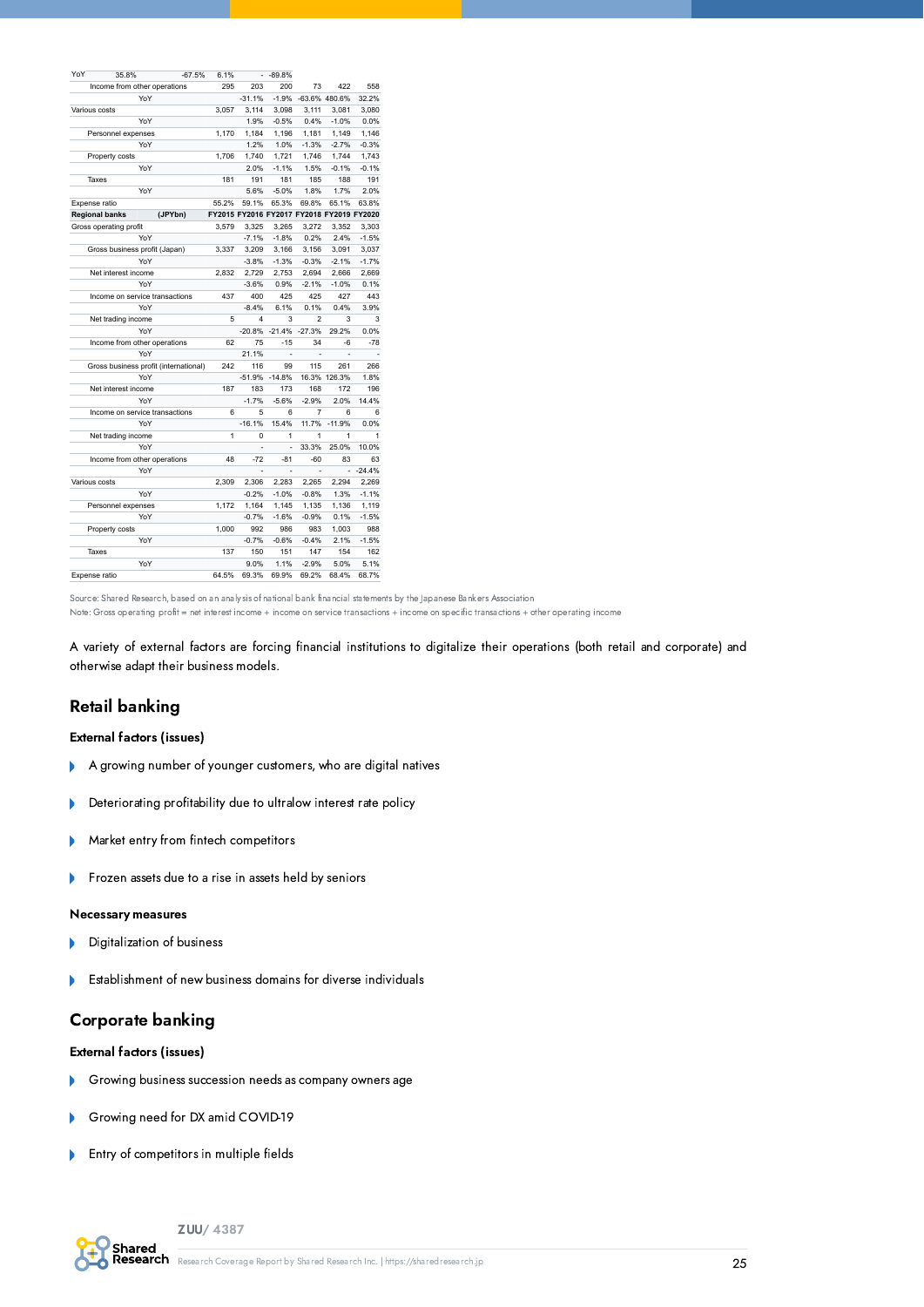| | | | | | | |
|---|---|---|---|---|---|---|
| YoY 35.8% -67.5% | 6.1% | - | -89.8% | | | |
| Income from other operations | 295 | 203 | 200 | 73 | 422 | 558 |
| YoY | | -31.1% | -1.9% | -63.6% | 480.6% | 32.2% |
| Various costs | 3,057 | 3,114 | 3,098 | 3,111 | 3,081 | 3,080 |
| YoY | | 1.9% | -0.5% | 0.4% | -1.0% | 0.0% |
| Personnel expenses | 1,170 | 1,184 | 1,196 | 1,181 | 1,149 | 1,146 |
| YoY | | 1.2% | 1.0% | -1.3% | -2.7% | -0.3% |
| Property costs | 1,706 | 1,740 | 1,721 | 1,746 | 1,744 | 1,743 |
| YoY | | 2.0% | -1.1% | 1.5% | -0.1% | -0.1% |
| Taxes | 181 | 191 | 181 | 185 | 188 | 191 |
| YoY | | 5.6% | -5.0% | 1.8% | 1.7% | 2.0% |
| Expense ratio | 55.2% | 59.1% | 65.3% | 69.8% | 65.1% | 63.8% |

| Regional banks (JPYbn) | FY2015 | FY2016 | FY2017 | FY2018 | FY2019 | FY2020 |
|---|---|---|---|---|---|---|
| Gross operating profit | 3,579 | 3,325 | 3,265 | 3,272 | 3,352 | 3,303 |
| YoY | | -7.1% | -1.8% | 0.2% | 2.4% | -1.5% |
| Gross business profit (Japan) | 3,337 | 3,209 | 3,166 | 3,156 | 3,091 | 3,037 |
| YoY | | -3.8% | -1.3% | -0.3% | -2.1% | -1.7% |
| Net interest income | 2,832 | 2,729 | 2,753 | 2,694 | 2,666 | 2,669 |
| YoY | | -3.6% | 0.9% | -2.1% | -1.0% | 0.1% |
| Income on service transactions | 437 | 400 | 425 | 425 | 427 | 443 |
| YoY | | -8.4% | 6.1% | 0.1% | 0.4% | 3.9% |
| Net trading income | 5 | 4 | 3 | 2 | 3 | 3 |
| YoY | | -20.8% | -21.4% | -27.3% | 29.2% | 0.0% |
| Income from other operations | 62 | 75 | -15 | 34 | -6 | -78 |
| YoY | | 21.1% | - | - | - | - |
| Gross business profit (international) | 242 | 116 | 99 | 115 | 261 | 266 |
| YoY | | -51.9% | -14.8% | 16.3% | 126.3% | 1.8% |
| Net interest income | 187 | 183 | 173 | 168 | 172 | 196 |
| YoY | | -1.7% | -5.6% | -2.9% | 2.0% | 14.4% |
| Income on service transactions | 6 | 5 | 6 | 7 | 6 | 6 |
| YoY | | -16.1% | 15.4% | 11.7% | -11.9% | 0.0% |
| Net trading income | 1 | 0 | 1 | 1 | 1 | 1 |
| YoY | | - | - | 33.3% | 25.0% | 10.0% |
| Income from other operations | 48 | -72 | -81 | -60 | 83 | 63 |
| YoY | | - | - | - | - | -24.4% |
| Various costs | 2,309 | 2,306 | 2,283 | 2,265 | 2,294 | 2,269 |
| YoY | | -0.2% | -1.0% | -0.8% | 1.3% | -1.1% |
| Personnel expenses | 1,172 | 1,164 | 1,145 | 1,135 | 1,136 | 1,119 |
| YoY | | -0.7% | -1.6% | -0.9% | 0.1% | -1.5% |
| Property costs | 1,000 | 992 | 986 | 983 | 1,003 | 988 |
| YoY | | -0.7% | -0.6% | -0.4% | 2.1% | -1.5% |
| Taxes | 137 | 150 | 151 | 147 | 154 | 162 |
| YoY | | 9.0% | 1.1% | -2.9% | 5.0% | 5.1% |
| Expense ratio | 64.5% | 69.3% | 69.9% | 69.2% | 68.4% | 68.7% |

Source: Shared Research, based on an analysis of national bank financial statements by the Japanese Bankers Association
Note: Gross operating profit = net interest income + income on service transactions + income on specific transactions + other operating income

A variety of external factors are forcing financial institutions to digitalize their operations (both retail and corporate) and otherwise adapt their business models.

## Retail banking

**External factors (issues)**

- A growing number of younger customers, who are digital natives
- Deteriorating profitability due to ultralow interest rate policy
- Market entry from fintech competitors
- Frozen assets due to a rise in assets held by seniors

**Necessary measures**

- Digitalization of business
- Establishment of new business domains for diverse individuals

## Corporate banking

**External factors (issues)**

- Growing business succession needs as company owners age
- Growing need for DX amid COVID-19
- Entry of competitors in multiple fields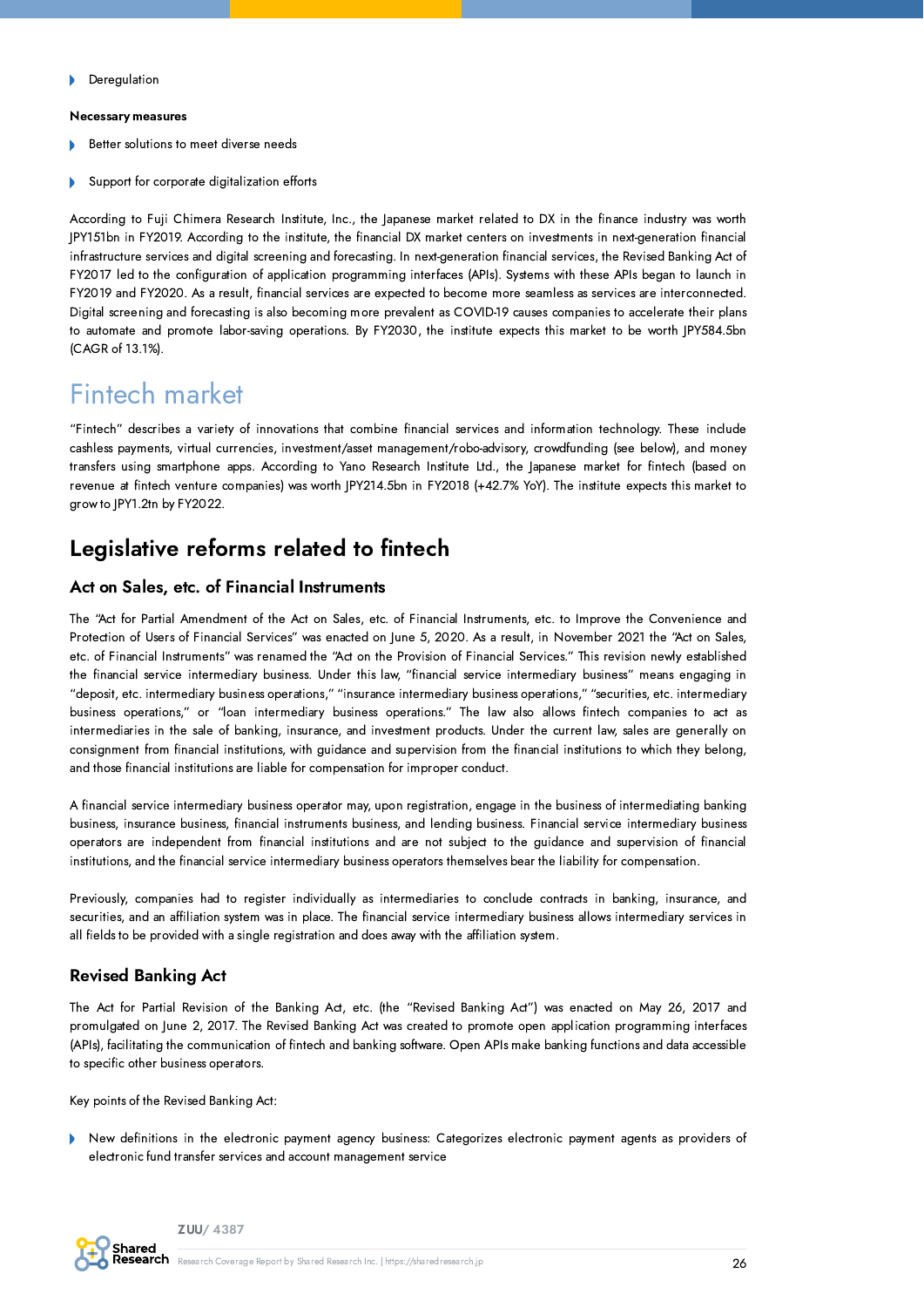- Deregulation

**Necessary measures**

- Better solutions to meet diverse needs
- Support for corporate digitalization efforts

According to Fuji Chimera Research Institute, Inc., the Japanese market related to DX in the finance industry was worth JPY151bn in FY2019. According to the institute, the financial DX market centers on investments in next-generation financial infrastructure services and digital screening and forecasting. In next-generation financial services, the Revised Banking Act of FY2017 led to the configuration of application programming interfaces (APIs). Systems with these APIs began to launch in FY2019 and FY2020. As a result, financial services are expected to become more seamless as services are interconnected. Digital screening and forecasting is also becoming more prevalent as COVID-19 causes companies to accelerate their plans to automate and promote labor-saving operations. By FY2030, the institute expects this market to be worth JPY584.5bn (CAGR of 13.1%).

# Fintech market

"Fintech" describes a variety of innovations that combine financial services and information technology. These include cashless payments, virtual currencies, investment/asset management/robo-advisory, crowdfunding (see below), and money transfers using smartphone apps. According to Yano Research Institute Ltd., the Japanese market for fintech (based on revenue at fintech venture companies) was worth JPY214.5bn in FY2018 (+42.7% YoY). The institute expects this market to grow to JPY1.2tn by FY2022.

## Legislative reforms related to fintech

### Act on Sales, etc. of Financial Instruments

The "Act for Partial Amendment of the Act on Sales, etc. of Financial Instruments, etc. to Improve the Convenience and Protection of Users of Financial Services" was enacted on June 5, 2020. As a result, in November 2021 the "Act on Sales, etc. of Financial Instruments" was renamed the "Act on the Provision of Financial Services." This revision newly established the financial service intermediary business. Under this law, "financial service intermediary business" means engaging in "deposit, etc. intermediary business operations," "insurance intermediary business operations," "securities, etc. intermediary business operations," or "loan intermediary business operations." The law also allows fintech companies to act as intermediaries in the sale of banking, insurance, and investment products. Under the current law, sales are generally on consignment from financial institutions, with guidance and supervision from the financial institutions to which they belong, and those financial institutions are liable for compensation for improper conduct.

A financial service intermediary business operator may, upon registration, engage in the business of intermediating banking business, insurance business, financial instruments business, and lending business. Financial service intermediary business operators are independent from financial institutions and are not subject to the guidance and supervision of financial institutions, and the financial service intermediary business operators themselves bear the liability for compensation.

Previously, companies had to register individually as intermediaries to conclude contracts in banking, insurance, and securities, and an affiliation system was in place. The financial service intermediary business allows intermediary services in all fields to be provided with a single registration and does away with the affiliation system.

### Revised Banking Act

The Act for Partial Revision of the Banking Act, etc. (the "Revised Banking Act") was enacted on May 26, 2017 and promulgated on June 2, 2017. The Revised Banking Act was created to promote open application programming interfaces (APIs), facilitating the communication of fintech and banking software. Open APIs make banking functions and data accessible to specific other business operators.

Key points of the Revised Banking Act:

- New definitions in the electronic payment agency business: Categorizes electronic payment agents as providers of electronic fund transfer services and account management service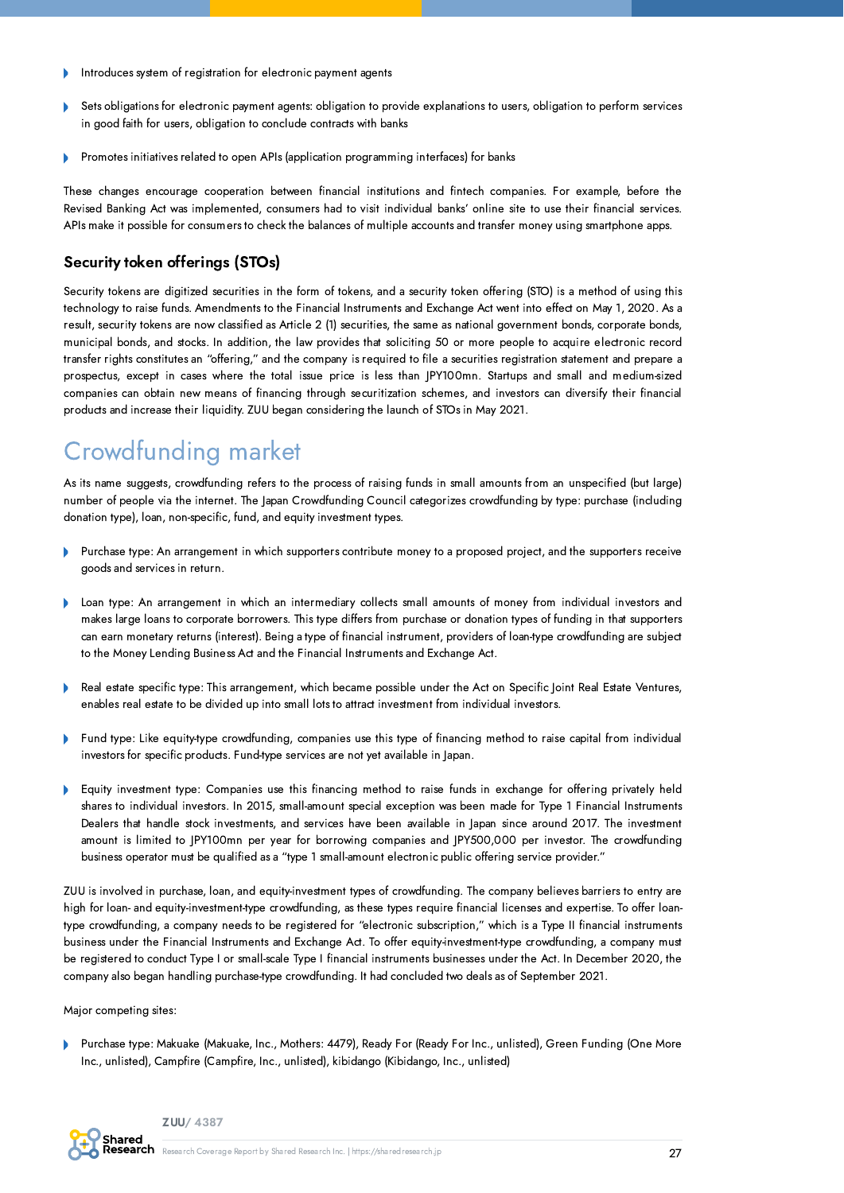- Introduces system of registration for electronic payment agents
- Sets obligations for electronic payment agents: obligation to provide explanations to users, obligation to perform services in good faith for users, obligation to conclude contracts with banks
- Promotes initiatives related to open APIs (application programming interfaces) for banks

These changes encourage cooperation between financial institutions and fintech companies. For example, before the Revised Banking Act was implemented, consumers had to visit individual banks' online site to use their financial services. APIs make it possible for consumers to check the balances of multiple accounts and transfer money using smartphone apps.

### Security token offerings (STOs)

Security tokens are digitized securities in the form of tokens, and a security token offering (STO) is a method of using this technology to raise funds. Amendments to the Financial Instruments and Exchange Act went into effect on May 1, 2020. As a result, security tokens are now classified as Article 2 (1) securities, the same as national government bonds, corporate bonds, municipal bonds, and stocks. In addition, the law provides that soliciting 50 or more people to acquire electronic record transfer rights constitutes an "offering," and the company is required to file a securities registration statement and prepare a prospectus, except in cases where the total issue price is less than JPY100mn. Startups and small and medium-sized companies can obtain new means of financing through securitization schemes, and investors can diversify their financial products and increase their liquidity. ZUU began considering the launch of STOs in May 2021.

## Crowdfunding market

As its name suggests, crowdfunding refers to the process of raising funds in small amounts from an unspecified (but large) number of people via the internet. The Japan Crowdfunding Council categorizes crowdfunding by type: purchase (including donation type), loan, non-specific, fund, and equity investment types.

- Purchase type: An arrangement in which supporters contribute money to a proposed project, and the supporters receive goods and services in return.
- Loan type: An arrangement in which an intermediary collects small amounts of money from individual investors and makes large loans to corporate borrowers. This type differs from purchase or donation types of funding in that supporters can earn monetary returns (interest). Being a type of financial instrument, providers of loan-type crowdfunding are subject to the Money Lending Business Act and the Financial Instruments and Exchange Act.
- Real estate specific type: This arrangement, which became possible under the Act on Specific Joint Real Estate Ventures, enables real estate to be divided up into small lots to attract investment from individual investors.
- Fund type: Like equity-type crowdfunding, companies use this type of financing method to raise capital from individual investors for specific products. Fund-type services are not yet available in Japan.
- Equity investment type: Companies use this financing method to raise funds in exchange for offering privately held shares to individual investors. In 2015, small-amount special exception was been made for Type 1 Financial Instruments Dealers that handle stock investments, and services have been available in Japan since around 2017. The investment amount is limited to JPY100mn per year for borrowing companies and JPY500,000 per investor. The crowdfunding business operator must be qualified as a "type 1 small-amount electronic public offering service provider."

ZUU is involved in purchase, loan, and equity-investment types of crowdfunding. The company believes barriers to entry are high for loan- and equity-investment-type crowdfunding, as these types require financial licenses and expertise. To offer loan-type crowdfunding, a company needs to be registered for "electronic subscription," which is a Type II financial instruments business under the Financial Instruments and Exchange Act. To offer equity-investment-type crowdfunding, a company must be registered to conduct Type I or small-scale Type I financial instruments businesses under the Act. In December 2020, the company also began handling purchase-type crowdfunding. It had concluded two deals as of September 2021.

Major competing sites:

- Purchase type: Makuake (Makuake, Inc., Mothers: 4479), Ready For (Ready For Inc., unlisted), Green Funding (One More Inc., unlisted), Campfire (Campfire, Inc., unlisted), kibidango (Kibidango, Inc., unlisted)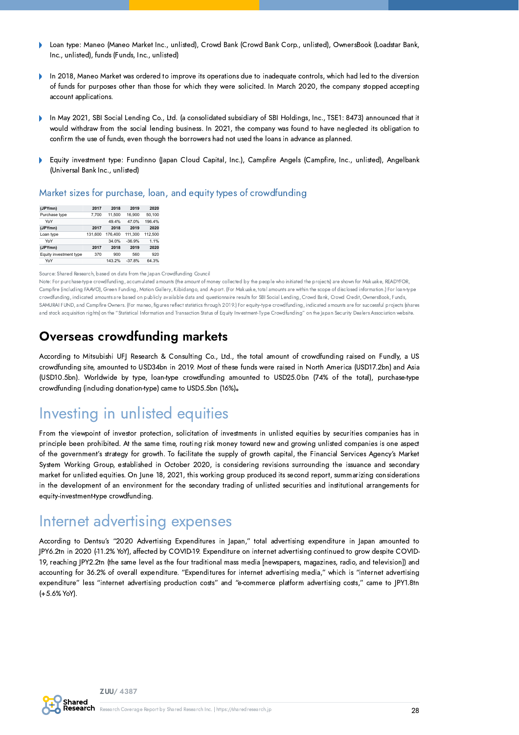- Loan type: Maneo (Maneo Market Inc., unlisted), Crowd Bank (Crowd Bank Corp., unlisted), OwnersBook (Loadstar Bank, Inc., unlisted), funds (Funds, Inc., unlisted)
- In 2018, Maneo Market was ordered to improve its operations due to inadequate controls, which had led to the diversion of funds for purposes other than those for which they were solicited. In March 2020, the company stopped accepting account applications.
- In May 2021, SBI Social Lending Co., Ltd. (a consolidated subsidiary of SBI Holdings, Inc., TSE1: 8473) announced that it would withdraw from the social lending business. In 2021, the company was found to have neglected its obligation to confirm the use of funds, even though the borrowers had not used the loans in advance as planned.
- Equity investment type: Fundinno (Japan Cloud Capital, Inc.), Campfire Angels (Campfire, Inc., unlisted), Angelbank (Universal Bank Inc., unlisted)

## Market sizes for purchase, loan, and equity types of crowdfunding

| (JPYmn) | 2017 | 2018 | 2019 | 2020 |
|---|---|---|---|---|
| Purchase type | 7,700 | 11,500 | 16,900 | 50,100 |
| YoY | | 49.4% | 47.0% | 196.4% |
| **(JPYmn)** | **2017** | **2018** | **2019** | **2020** |
| Loan type | 131,600 | 176,400 | 111,300 | 112,500 |
| YoY | | 34.0% | -36.9% | 1.1% |
| **(JPYmn)** | **2017** | **2018** | **2019** | **2020** |
| Equity investment type | 370 | 900 | 560 | 920 |
| YoY | | 143.2% | -37.8% | 64.3% |

Source: Shared Research, based on data from the Japan Crowdfunding Council
Note: For purchase-type crowdfunding, accumulated amounts (the amount of money collected by the people who initiated the projects) are shown for Makuake, READYFOR, Campfire (including FAAVO), Green Funding, Motion Gallery, Kibidango, and A-port. (For Makuake, total amounts are within the scope of disclosed information.) For loan-type crowdfunding, indicated amounts are based on publicly available data and questionnaire results for SBI Social Lending, Crowd Bank, Crowd Credit, OwnersBook, Funds, SAMURAI FUND, and Campfire Owners. (For maneo, figures reflect statistics through 2019.) For equity-type crowdfunding, indicated amounts are for successful projects (shares and stock acquisition rights) on the "Statistical Information and Transaction Status of Equity Investment-Type Crowdfunding" on the Japan Security Dealers Association website.

## Overseas crowdfunding markets

According to Mitsubishi UFJ Research & Consulting Co., Ltd., the total amount of crowdfunding raised on Fundly, a US crowdfunding site, amounted to USD34bn in 2019. Most of these funds were raised in North America (USD17.2bn) and Asia (USD10.5bn). Worldwide by type, loan-type crowdfunding amounted to USD25.0bn (74% of the total), purchase-type crowdfunding (including donation-type) came to USD5.5bn (16%)。

# Investing in unlisted equities

From the viewpoint of investor protection, solicitation of investments in unlisted equities by securities companies has in principle been prohibited. At the same time, routing risk money toward new and growing unlisted companies is one aspect of the government's strategy for growth. To facilitate the supply of growth capital, the Financial Services Agency's Market System Working Group, established in October 2020, is considering revisions surrounding the issuance and secondary market for unlisted equities. On June 18, 2021, this working group produced its second report, summarizing considerations in the development of an environment for the secondary trading of unlisted securities and institutional arrangements for equity-investment-type crowdfunding.

# Internet advertising expenses

According to Dentsu's "2020 Advertising Expenditures in Japan," total advertising expenditure in Japan amounted to JPY6.2tn in 2020 (-11.2% YoY), affected by COVID-19. Expenditure on internet advertising continued to grow despite COVID-19, reaching JPY2.2tn (the same level as the four traditional mass media [newspapers, magazines, radio, and television]) and accounting for 36.2% of overall expenditure. "Expenditures for internet advertising media," which is "internet advertising expenditure" less "internet advertising production costs" and "e-commerce platform advertising costs," came to JPY1.8tn (+5.6% YoY).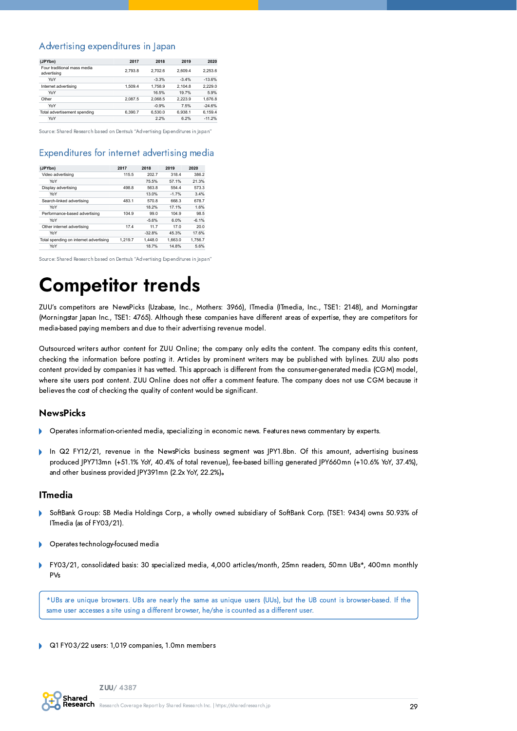### Advertising expenditures in Japan

| (JPYbn) | 2017 | 2018 | 2019 | 2020 |
|---|---|---|---|---|
| Four traditional mass media advertising | 2,793.8 | 2,702.6 | 2,609.4 | 2,253.6 |
| YoY | | -3.3% | -3.4% | -13.6% |
| Internet advertising | 1,509.4 | 1,758.9 | 2,104.8 | 2,229.0 |
| YoY | | 16.5% | 19.7% | 5.9% |
| Other | 2,087.5 | 2,068.5 | 2,223.9 | 1,676.8 |
| YoY | | -0.9% | 7.5% | -24.6% |
| Total advertisement spending | 6,390.7 | 6,530.0 | 6,938.1 | 6,159.4 |
| YoY | | 2.2% | 6.2% | -11.2% |

Source: Shared Research based on Dentsu's "Advertising Expenditures in Japan"

### Expenditures for internet advertising media

| (JPYbn) | 2017 | 2018 | 2019 | 2020 |
|---|---|---|---|---|
| Video advertising | 115.5 | 202.7 | 318.4 | 386.2 |
| YoY | | 75.5% | 57.1% | 21.3% |
| Display advertising | 498.8 | 563.8 | 554.4 | 573.3 |
| YoY | | 13.0% | -1.7% | 3.4% |
| Search-linked advertising | 483.1 | 570.8 | 668.3 | 678.7 |
| YoY | | 18.2% | 17.1% | 1.6% |
| Performance-based advertising | 104.9 | 99.0 | 104.9 | 98.5 |
| YoY | | -5.6% | 6.0% | -6.1% |
| Other internet advertising | 17.4 | 11.7 | 17.0 | 20.0 |
| YoY | | -32.8% | 45.3% | 17.6% |
| Total spending on internet advertising | 1,219.7 | 1,448.0 | 1,663.0 | 1,756.7 |
| YoY | | 18.7% | 14.8% | 5.6% |

Source: Shared Research based on Dentsu's "Advertising Expenditures in Japan"

# Competitor trends

ZUU's competitors are NewsPicks (Uzabase, Inc., Mothers: 3966), ITmedia (ITmedia, Inc., TSE1: 2148), and Morningstar (Morningstar Japan Inc., TSE1: 4765). Although these companies have different areas of expertise, they are competitors for media-based paying members and due to their advertising revenue model.

Outsourced writers author content for ZUU Online; the company only edits the content. The company edits this content, checking the information before posting it. Articles by prominent writers may be published with bylines. ZUU also posts content provided by companies it has vetted. This approach is different from the consumer-generated media (CGM) model, where site users post content. ZUU Online does not offer a comment feature. The company does not use CGM because it believes the cost of checking the quality of content would be significant.

## NewsPicks

- Operates information-oriented media, specializing in economic news. Features news commentary by experts.
- In Q2 FY12/21, revenue in the NewsPicks business segment was JPY1.8bn. Of this amount, advertising business produced JPY713mn (+51.1% YoY, 40.4% of total revenue), fee-based billing generated JPY660mn (+10.6% YoY, 37.4%), and other business provided JPY391mn (2.2x YoY, 22.2%)。

## ITmedia

- SoftBank Group: SB Media Holdings Corp., a wholly owned subsidiary of SoftBank Corp. (TSE1: 9434) owns 50.93% of ITmedia (as of FY03/21).
- Operates technology-focused media
- FY03/21, consolidated basis: 30 specialized media, 4,000 articles/month, 25mn readers, 50mn UBs*, 400mn monthly PVs

*UBs are unique browsers. UBs are nearly the same as unique users (UUs), but the UB count is browser-based. If the same user accesses a site using a different browser, he/she is counted as a different user.

- Q1 FY03/22 users: 1,019 companies, 1.0mn members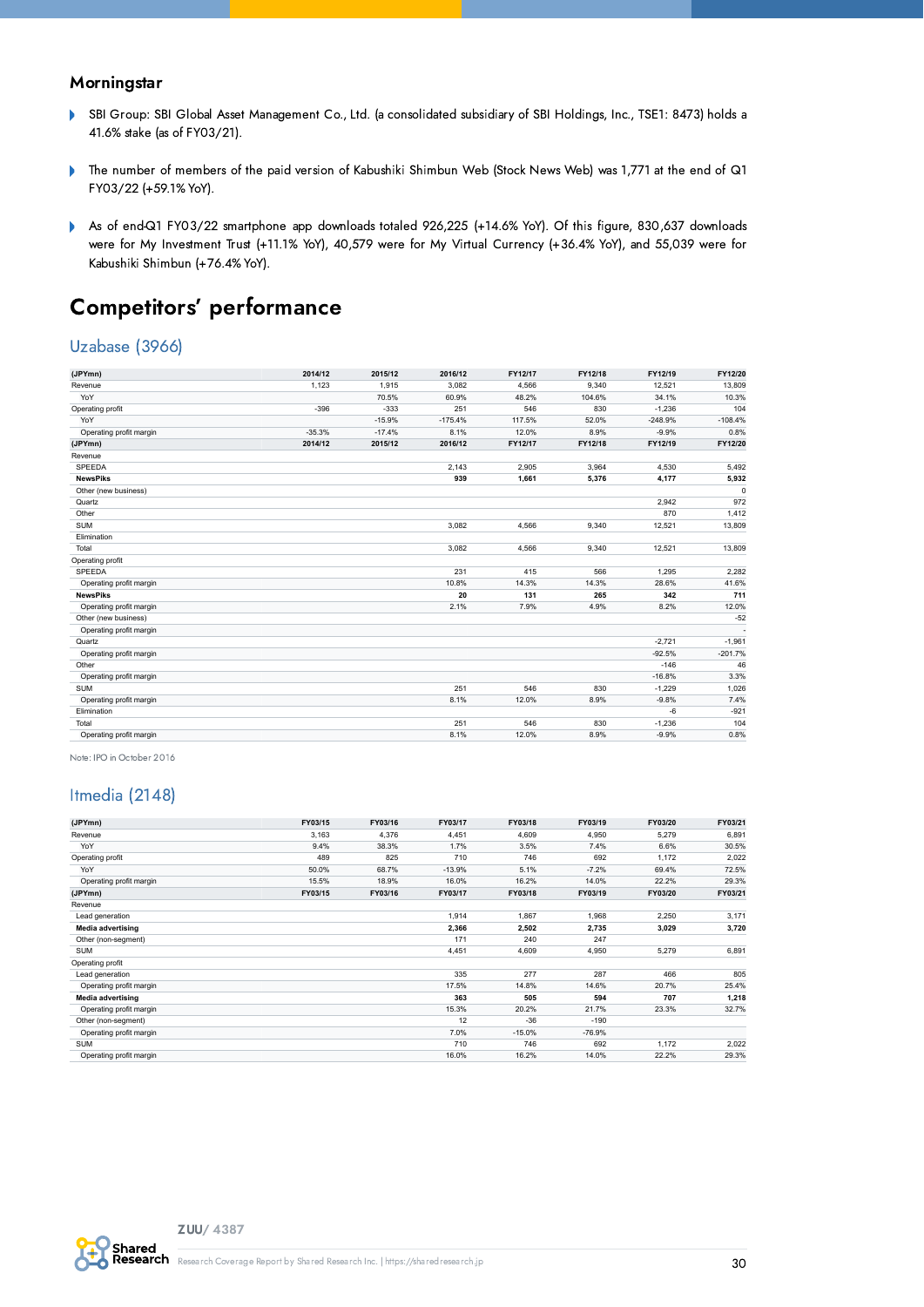### Morningstar

- SBI Group: SBI Global Asset Management Co., Ltd. (a consolidated subsidiary of SBI Holdings, Inc., TSE1: 8473) holds a 41.6% stake (as of FY03/21).
- The number of members of the paid version of Kabushiki Shimbun Web (Stock News Web) was 1,771 at the end of Q1 FY03/22 (+59.1% YoY).
- As of end-Q1 FY03/22 smartphone app downloads totaled 926,225 (+14.6% YoY). Of this figure, 830,637 downloads were for My Investment Trust (+11.1% YoY), 40,579 were for My Virtual Currency (+36.4% YoY), and 55,039 were for Kabushiki Shimbun (+76.4% YoY).

## Competitors' performance

### Uzabase (3966)

| (JPYmn) | 2014/12 | 2015/12 | 2016/12 | FY12/17 | FY12/18 | FY12/19 | FY12/20 |
|---|---|---|---|---|---|---|---|
| Revenue | 1,123 | 1,915 | 3,082 | 4,566 | 9,340 | 12,521 | 13,809 |
| YoY | | 70.5% | 60.9% | 48.2% | 104.6% | 34.1% | 10.3% |
| Operating profit | -396 | -333 | 251 | 546 | 830 | -1,236 | 104 |
| YoY | | -15.9% | -175.4% | 117.5% | 52.0% | -248.9% | -108.4% |
| Operating profit margin | -35.3% | -17.4% | 8.1% | 12.0% | 8.9% | -9.9% | 0.8% |
| **(JPYmn)** | **2014/12** | **2015/12** | **2016/12** | **FY12/17** | **FY12/18** | **FY12/19** | **FY12/20** |
| Revenue | | | | | | | |
| SPEEDA | | | 2,143 | 2,905 | 3,964 | 4,530 | 5,492 |
| **NewsPiks** | | | **939** | **1,661** | **5,376** | **4,177** | **5,932** |
| Other (new business) | | | | | | | 0 |
| Quartz | | | | | | 2,942 | 972 |
| Other | | | | | | 870 | 1,412 |
| SUM | | | 3,082 | 4,566 | 9,340 | 12,521 | 13,809 |
| Elimination | | | | | | | |
| Total | | | 3,082 | 4,566 | 9,340 | 12,521 | 13,809 |
| Operating profit | | | | | | | |
| SPEEDA | | | 231 | 415 | 566 | 1,295 | 2,282 |
| Operating profit margin | | | 10.8% | 14.3% | 14.3% | 28.6% | 41.6% |
| **NewsPiks** | | | **20** | **131** | **265** | **342** | **711** |
| Operating profit margin | | | 2.1% | 7.9% | 4.9% | 8.2% | 12.0% |
| Other (new business) | | | | | | | -52 |
| Operating profit margin | | | | | | | - |
| Quartz | | | | | | -2,721 | -1,961 |
| Operating profit margin | | | | | | -92.5% | -201.7% |
| Other | | | | | | -146 | 46 |
| Operating profit margin | | | | | | -16.8% | 3.3% |
| SUM | | | 251 | 546 | 830 | -1,229 | 1,026 |
| Operating profit margin | | | 8.1% | 12.0% | 8.9% | -9.8% | 7.4% |
| Elimination | | | | | | -6 | -921 |
| Total | | | 251 | 546 | 830 | -1,236 | 104 |
| Operating profit margin | | | 8.1% | 12.0% | 8.9% | -9.9% | 0.8% |

Note: IPO in October 2016

### Itmedia (2148)

| (JPYmn) | FY03/15 | FY03/16 | FY03/17 | FY03/18 | FY03/19 | FY03/20 | FY03/21 |
|---|---|---|---|---|---|---|---|
| Revenue | 3,163 | 4,376 | 4,451 | 4,609 | 4,950 | 5,279 | 6,891 |
| YoY | 9.4% | 38.3% | 1.7% | 3.5% | 7.4% | 6.6% | 30.5% |
| Operating profit | 489 | 825 | 710 | 746 | 692 | 1,172 | 2,022 |
| YoY | 50.0% | 68.7% | -13.9% | 5.1% | -7.2% | 69.4% | 72.5% |
| Operating profit margin | 15.5% | 18.9% | 16.0% | 16.2% | 14.0% | 22.2% | 29.3% |
| **(JPYmn)** | **FY03/15** | **FY03/16** | **FY03/17** | **FY03/18** | **FY03/19** | **FY03/20** | **FY03/21** |
| Revenue | | | | | | | |
| Lead generation | | | 1,914 | 1,867 | 1,968 | 2,250 | 3,171 |
| **Media advertising** | | | **2,366** | **2,502** | **2,735** | **3,029** | **3,720** |
| Other (non-segment) | | | 171 | 240 | 247 | | |
| SUM | | | 4,451 | 4,609 | 4,950 | 5,279 | 6,891 |
| Operating profit | | | | | | | |
| Lead generation | | | 335 | 277 | 287 | 466 | 805 |
| Operating profit margin | | | 17.5% | 14.8% | 14.6% | 20.7% | 25.4% |
| **Media advertising** | | | **363** | **505** | **594** | **707** | **1,218** |
| Operating profit margin | | | 15.3% | 20.2% | 21.7% | 23.3% | 32.7% |
| Other (non-segment) | | | 12 | -36 | -190 | | |
| Operating profit margin | | | 7.0% | -15.0% | -76.9% | | |
| SUM | | | 710 | 746 | 692 | 1,172 | 2,022 |
| Operating profit margin | | | 16.0% | 16.2% | 14.0% | 22.2% | 29.3% |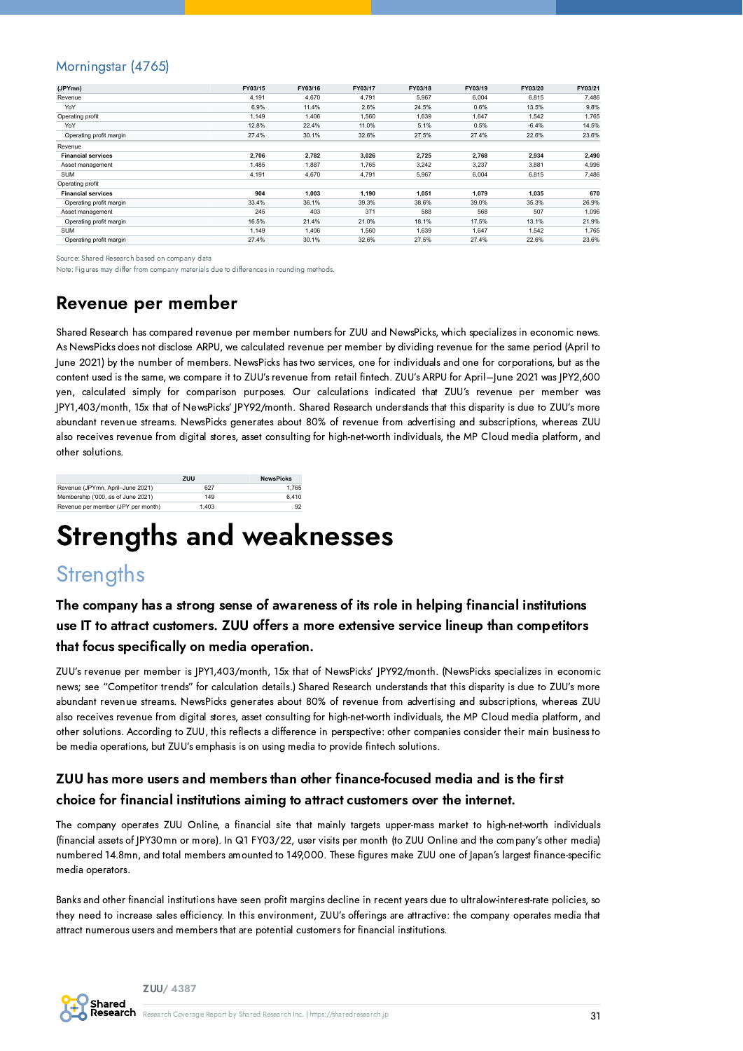## Morningstar (4765)

| (JPYmn) | FY03/15 | FY03/16 | FY03/17 | FY03/18 | FY03/19 | FY03/20 | FY03/21 |
|---|---|---|---|---|---|---|---|
| Revenue | 4,191 | 4,670 | 4,791 | 5,967 | 6,004 | 6,815 | 7,486 |
| YoY | 6.9% | 11.4% | 2.6% | 24.5% | 0.6% | 13.5% | 9.8% |
| Operating profit | 1,149 | 1,406 | 1,560 | 1,639 | 1,647 | 1,542 | 1,765 |
| YoY | 12.8% | 22.4% | 11.0% | 5.1% | 0.5% | -6.4% | 14.5% |
| Operating profit margin | 27.4% | 30.1% | 32.6% | 27.5% | 27.4% | 22.6% | 23.6% |
| Revenue | | | | | | | |
| **Financial services** | **2,706** | **2,782** | **3,026** | **2,725** | **2,768** | **2,934** | **2,490** |
| Asset management | 1,485 | 1,887 | 1,765 | 3,242 | 3,237 | 3,881 | 4,996 |
| SUM | 4,191 | 4,670 | 4,791 | 5,967 | 6,004 | 6,815 | 7,486 |
| Operating profit | | | | | | | |
| **Financial services** | **904** | **1,003** | **1,190** | **1,051** | **1,079** | **1,035** | **670** |
| Operating profit margin | 33.4% | 36.1% | 39.3% | 38.6% | 39.0% | 35.3% | 26.9% |
| Asset management | 245 | 403 | 371 | 588 | 568 | 507 | 1,096 |
| Operating profit margin | 16.5% | 21.4% | 21.0% | 18.1% | 17.5% | 13.1% | 21.9% |
| SUM | 1,149 | 1,406 | 1,560 | 1,639 | 1,647 | 1,542 | 1,765 |
| Operating profit margin | 27.4% | 30.1% | 32.6% | 27.5% | 27.4% | 22.6% | 23.6% |

Source: Shared Research based on company data
Note: Figures may differ from company materials due to differences in rounding methods.

## Revenue per member

Shared Research has compared revenue per member numbers for ZUU and NewsPicks, which specializes in economic news. As NewsPicks does not disclose ARPU, we calculated revenue per member by dividing revenue for the same period (April to June 2021) by the number of members. NewsPicks has two services, one for individuals and one for corporations, but as the content used is the same, we compare it to ZUU's revenue from retail fintech. ZUU's ARPU for April–June 2021 was JPY2,600 yen, calculated simply for comparison purposes. Our calculations indicated that ZUU's revenue per member was JPY1,403/month, 15x that of NewsPicks' JPY92/month. Shared Research understands that this disparity is due to ZUU's more abundant revenue streams. NewsPicks generates about 80% of revenue from advertising and subscriptions, whereas ZUU also receives revenue from digital stores, asset consulting for high-net-worth individuals, the MP Cloud media platform, and other solutions.

| | ZUU | NewsPicks |
|---|---|---|
| Revenue (JPYmn, April–June 2021) | 627 | 1,765 |
| Membership ('000, as of June 2021) | 149 | 6,410 |
| Revenue per member (JPY per month) | 1,403 | 92 |

# Strengths and weaknesses

## Strengths

### The company has a strong sense of awareness of its role in helping financial institutions use IT to attract customers. ZUU offers a more extensive service lineup than competitors that focus specifically on media operation.

ZUU's revenue per member is JPY1,403/month, 15x that of NewsPicks' JPY92/month. (NewsPicks specializes in economic news; see "Competitor trends" for calculation details.) Shared Research understands that this disparity is due to ZUU's more abundant revenue streams. NewsPicks generates about 80% of revenue from advertising and subscriptions, whereas ZUU also receives revenue from digital stores, asset consulting for high-net-worth individuals, the MP Cloud media platform, and other solutions. According to ZUU, this reflects a difference in perspective: other companies consider their main business to be media operations, but ZUU's emphasis is on using media to provide fintech solutions.

### ZUU has more users and members than other finance-focused media and is the first choice for financial institutions aiming to attract customers over the internet.

The company operates ZUU Online, a financial site that mainly targets upper-mass market to high-net-worth individuals (financial assets of JPY30mn or more). In Q1 FY03/22, user visits per month (to ZUU Online and the company's other media) numbered 14.8mn, and total members amounted to 149,000. These figures make ZUU one of Japan's largest finance-specific media operators.

Banks and other financial institutions have seen profit margins decline in recent years due to ultralow-interest-rate policies, so they need to increase sales efficiency. In this environment, ZUU's offerings are attractive: the company operates media that attract numerous users and members that are potential customers for financial institutions.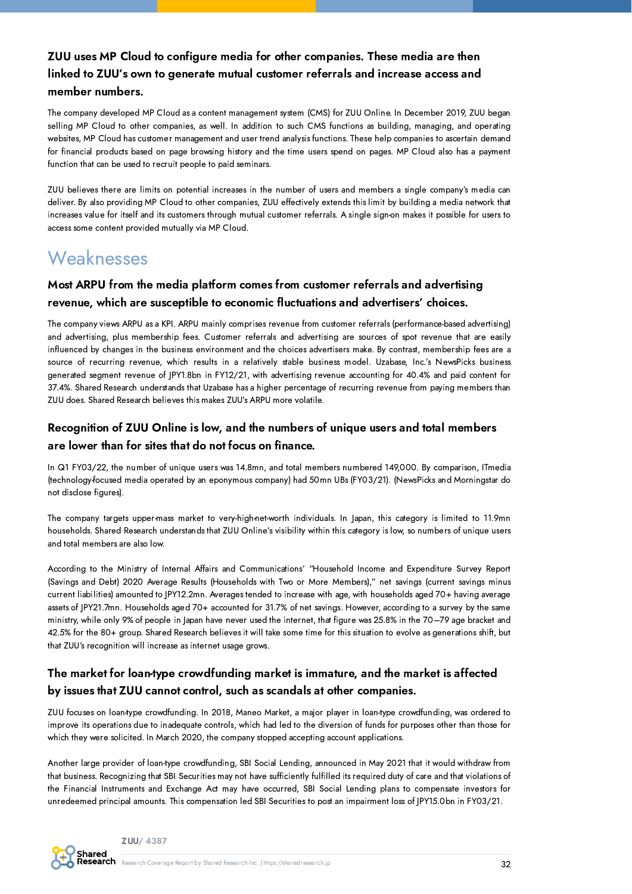### ZUU uses MP Cloud to configure media for other companies. These media are then linked to ZUU's own to generate mutual customer referrals and increase access and member numbers.

The company developed MP Cloud as a content management system (CMS) for ZUU Online. In December 2019, ZUU began selling MP Cloud to other companies, as well. In addition to such CMS functions as building, managing, and operating websites, MP Cloud has customer management and user trend analysis functions. These help companies to ascertain demand for financial products based on page browsing history and the time users spend on pages. MP Cloud also has a payment function that can be used to recruit people to paid seminars.

ZUU believes there are limits on potential increases in the number of users and members a single company's media can deliver. By also providing MP Cloud to other companies, ZUU effectively extends this limit by building a media network that increases value for itself and its customers through mutual customer referrals. A single sign-on makes it possible for users to access some content provided mutually via MP Cloud.

## Weaknesses

### Most ARPU from the media platform comes from customer referrals and advertising revenue, which are susceptible to economic fluctuations and advertisers' choices.

The company views ARPU as a KPI. ARPU mainly comprises revenue from customer referrals (performance-based advertising) and advertising, plus membership fees. Customer referrals and advertising are sources of spot revenue that are easily influenced by changes in the business environment and the choices advertisers make. By contrast, membership fees are a source of recurring revenue, which results in a relatively stable business model. Uzabase, Inc.'s NewsPicks business generated segment revenue of JPY1.8bn in FY12/21, with advertising revenue accounting for 40.4% and paid content for 37.4%. Shared Research understands that Uzabase has a higher percentage of recurring revenue from paying members than ZUU does. Shared Research believes this makes ZUU's ARPU more volatile.

### Recognition of ZUU Online is low, and the numbers of unique users and total members are lower than for sites that do not focus on finance.

In Q1 FY03/22, the number of unique users was 14.8mn, and total members numbered 149,000. By comparison, ITmedia (technology-focused media operated by an eponymous company) had 50mn UBs (FY03/21). (NewsPicks and Morningstar do not disclose figures).

The company targets upper-mass market to very-high-net-worth individuals. In Japan, this category is limited to 11.9mn households. Shared Research understands that ZUU Online's visibility within this category is low, so numbers of unique users and total members are also low.

According to the Ministry of Internal Affairs and Communications' "Household Income and Expenditure Survey Report (Savings and Debt) 2020 Average Results (Households with Two or More Members)," net savings (current savings minus current liabilities) amounted to JPY12.2mn. Averages tended to increase with age, with households aged 70+ having average assets of JPY21.7mn. Households aged 70+ accounted for 31.7% of net savings. However, according to a survey by the same ministry, while only 9% of people in Japan have never used the internet, that figure was 25.8% in the 70–79 age bracket and 42.5% for the 80+ group. Shared Research believes it will take some time for this situation to evolve as generations shift, but that ZUU's recognition will increase as internet usage grows.

### The market for loan-type crowdfunding market is immature, and the market is affected by issues that ZUU cannot control, such as scandals at other companies.

ZUU focuses on loan-type crowdfunding. In 2018, Maneo Market, a major player in loan-type crowdfunding, was ordered to improve its operations due to inadequate controls, which had led to the diversion of funds for purposes other than those for which they were solicited. In March 2020, the company stopped accepting account applications.

Another large provider of loan-type crowdfunding, SBI Social Lending, announced in May 2021 that it would withdraw from that business. Recognizing that SBI Securities may not have sufficiently fulfilled its required duty of care and that violations of the Financial Instruments and Exchange Act may have occurred, SBI Social Lending plans to compensate investors for unredeemed principal amounts. This compensation led SBI Securities to post an impairment loss of JPY15.0bn in FY03/21.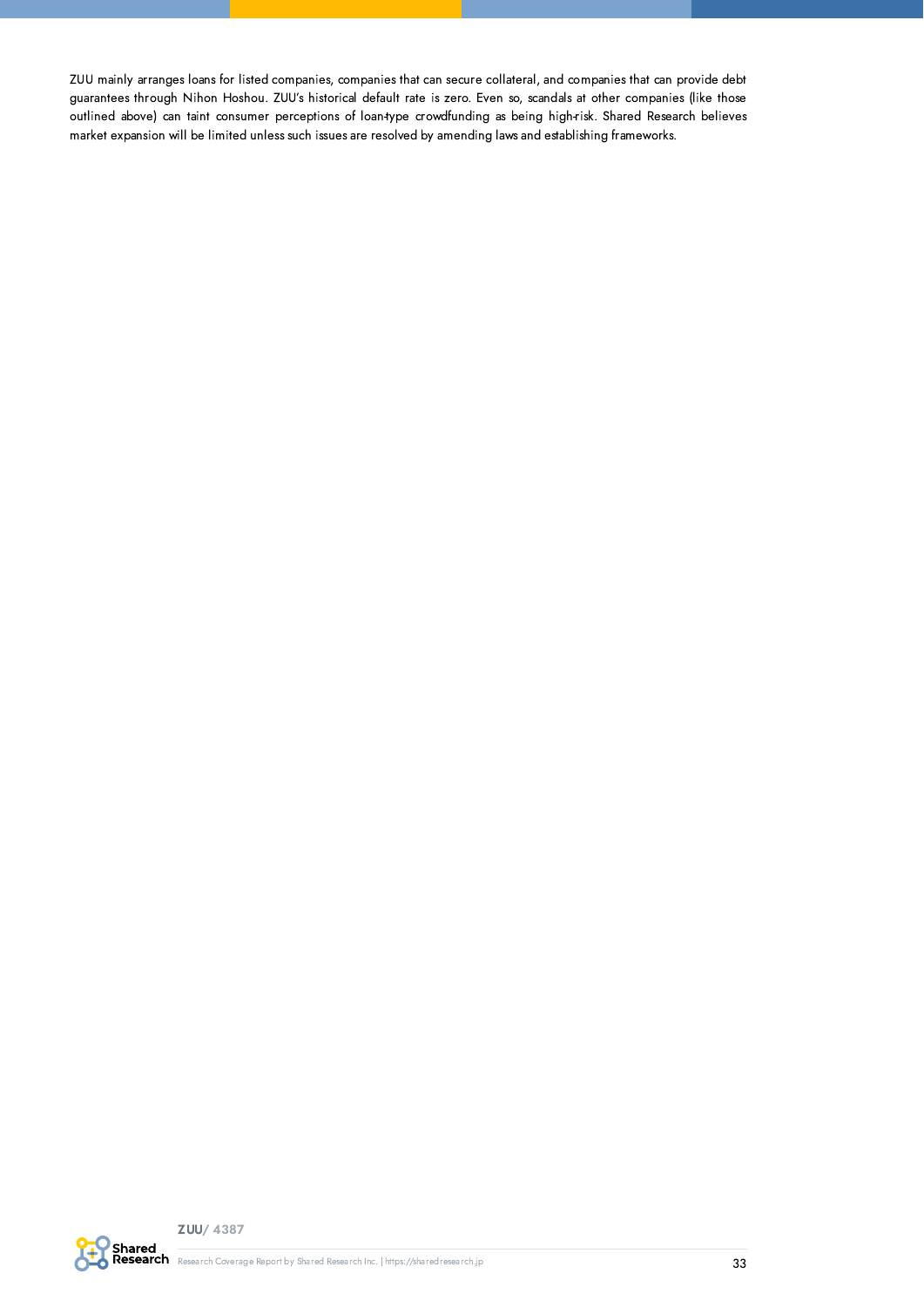ZUU mainly arranges loans for listed companies, companies that can secure collateral, and companies that can provide debt guarantees through Nihon Hoshou. ZUU's historical default rate is zero. Even so, scandals at other companies (like those outlined above) can taint consumer perceptions of loan-type crowdfunding as being high-risk. Shared Research believes market expansion will be limited unless such issues are resolved by amending laws and establishing frameworks.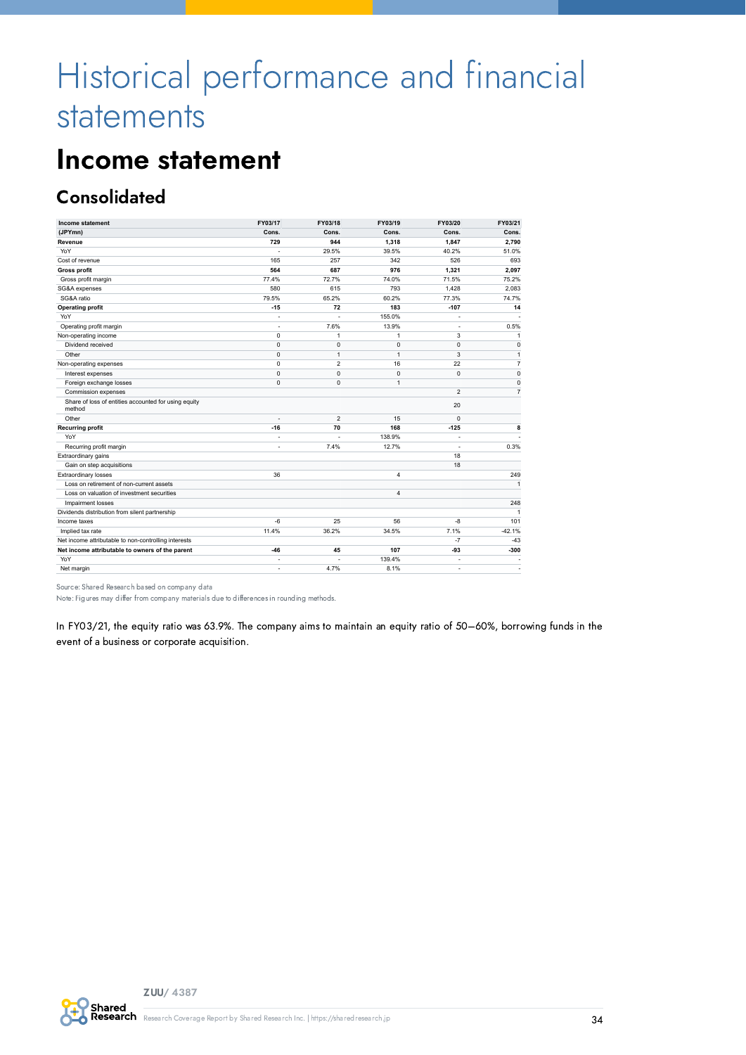# Historical performance and financial statements

## Income statement

### Consolidated

| Income statement | FY03/17 | FY03/18 | FY03/19 | FY03/20 | FY03/21 |
|---|---|---|---|---|---|
| (JPYmn) | Cons. | Cons. | Cons. | Cons. | Cons. |
| **Revenue** | **729** | **944** | **1,318** | **1,847** | **2,790** |
| YoY | - | 29.5% | 39.5% | 40.2% | 51.0% |
| Cost of revenue | 165 | 257 | 342 | 526 | 693 |
| **Gross profit** | **564** | **687** | **976** | **1,321** | **2,097** |
| Gross profit margin | 77.4% | 72.7% | 74.0% | 71.5% | 75.2% |
| SG&A expenses | 580 | 615 | 793 | 1,428 | 2,083 |
| SG&A ratio | 79.5% | 65.2% | 60.2% | 77.3% | 74.7% |
| **Operating profit** | **-15** | **72** | **183** | **-107** | **14** |
| YoY | - | - | 155.0% | - | - |
| Operating profit margin | - | 7.6% | 13.9% | - | 0.5% |
| Non-operating income | 0 | 1 | 1 | 3 | 1 |
| Dividend received | 0 | 0 | 0 | 0 | 0 |
| Other | 0 | 1 | 1 | 3 | 1 |
| Non-operating expenses | 0 | 2 | 16 | 22 | 7 |
| Interest expenses | 0 | 0 | 0 | 0 | 0 |
| Foreign exchange losses | 0 | 0 | 1 | | 0 |
| Commission expenses | | | | 2 | 7 |
| Share of loss of entities accounted for using equity method | | | | 20 | |
| Other | - | 2 | 15 | 0 | |
| **Recurring profit** | **-16** | **70** | **168** | **-125** | **8** |
| YoY | - | - | 138.9% | - | - |
| Recurring profit margin | - | 7.4% | 12.7% | - | 0.3% |
| Extraordinary gains | | | | 18 | |
| Gain on step acquisitions | | | | 18 | |
| Extraordinary losses | 36 | | 4 | | 249 |
| Loss on retirement of non-current assets | | | | | 1 |
| Loss on valuation of investment securities | | | 4 | | |
| Impairment losses | | | | | 248 |
| Dividends distribution from silent partnership | | | | | 1 |
| Income taxes | -6 | 25 | 56 | -8 | 101 |
| Implied tax rate | 11.4% | 36.2% | 34.5% | 7.1% | -42.1% |
| Net income attributable to non-controlling interests | | | | -7 | -43 |
| **Net income attributable to owners of the parent** | **-46** | **45** | **107** | **-93** | **-300** |
| YoY | - | - | 139.4% | - | - |
| Net margin | - | 4.7% | 8.1% | - | - |

Source: Shared Research based on company data
Note: Figures may differ from company materials due to differences in rounding methods.

In FY03/21, the equity ratio was 63.9%. The company aims to maintain an equity ratio of 50–60%, borrowing funds in the event of a business or corporate acquisition.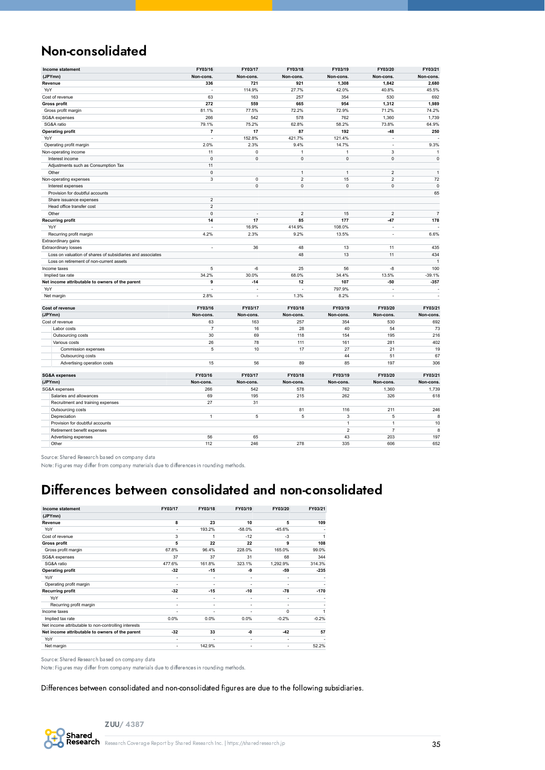## Non-consolidated

| Income statement | FY03/16 | FY03/17 | FY03/18 | FY03/19 | FY03/20 | FY03/21 |
|---|---|---|---|---|---|---|
| (JPYmn) | Non-cons. | Non-cons. | Non-cons. | Non-cons. | Non-cons. | Non-cons. |
| **Revenue** | **336** | **721** | **921** | **1,308** | **1,842** | **2,680** |
| YoY | - | 114.9% | 27.7% | 42.0% | 40.8% | 45.5% |
| Cost of revenue | 63 | 163 | 257 | 354 | 530 | 692 |
| **Gross profit** | **272** | **559** | **665** | **954** | **1,312** | **1,989** |
| Gross profit margin | 81.1% | 77.5% | 72.2% | 72.9% | 71.2% | 74.2% |
| SG&A expenses | 266 | 542 | 578 | 762 | 1,360 | 1,739 |
| SG&A ratio | 79.1% | 75.2% | 62.8% | 58.2% | 73.8% | 64.9% |
| **Operating profit** | **7** | **17** | **87** | **192** | **-48** | **250** |
| YoY | - | 152.8% | 421.7% | 121.4% | - | - |
| Operating profit margin | 2.0% | 2.3% | 9.4% | 14.7% | - | 9.3% |
| Non-operating income | 11 | 0 | 1 | 1 | 3 | 1 |
| Interest income | 0 | 0 | 0 | 0 | 0 | 0 |
| Adjustments such as Consumption Tax | 11 | | | | | |
| Other | 0 | | 1 | 1 | 2 | 1 |
| Non-operating expenses | 3 | 0 | 2 | 15 | 2 | 72 |
| Interest expenses | | 0 | 0 | 0 | 0 | 0 |
| Provision for doubtful accounts | | | | | | 65 |
| Share issuance expenses | 2 | | | | | |
| Head office transfer cost | 2 | | | | | |
| Other | 0 | - | 2 | 15 | 2 | 7 |
| **Recurring profit** | **14** | **17** | **85** | **177** | **-47** | **178** |
| YoY | - | 16.9% | 414.9% | 108.0% | - | - |
| Recurring profit margin | 4.2% | 2.3% | 9.2% | 13.5% | - | 6.6% |
| Extraordinary gains | | | | | | |
| Extraordinary losses | - | 36 | 48 | 13 | 11 | 435 |
| Loss on valuation of shares of subsidiaries and associates | | | 48 | 13 | 11 | 434 |
| Loss on retirement of non-current assets | | | | | | 1 |
| Income taxes | 5 | -6 | 25 | 56 | -8 | 100 |
| Implied tax rate | 34.2% | 30.0% | 68.0% | 34.4% | 13.5% | -39.1% |
| **Net income attributable to owners of the parent** | **9** | **-14** | **12** | **107** | **-50** | **-357** |
| YoY | - | - | - | 797.9% | - | - |
| Net margin | 2.8% | - | 1.3% | 8.2% | - | - |

| Cost of revenue | FY03/16 | FY03/17 | FY03/18 | FY03/19 | FY03/20 | FY03/21 |
|---|---|---|---|---|---|---|
| (JPYmn) | Non-cons. | Non-cons. | Non-cons. | Non-cons. | Non-cons. | Non-cons. |
| Cost of revenue | 63 | 163 | 257 | 354 | 530 | 692 |
| Labor costs | 7 | 16 | 28 | 40 | 54 | 73 |
| Outsourcing costs | 30 | 69 | 118 | 154 | 195 | 216 |
| Various costs | 26 | 78 | 111 | 161 | 281 | 402 |
| Commission expenses | 5 | 10 | 17 | 27 | 21 | 19 |
| Outsourcing costs | | | | 44 | 51 | 67 |
| Advertising operation costs | 15 | 56 | 89 | 85 | 197 | 306 |

| SG&A expenses | FY03/16 | FY03/17 | FY03/18 | FY03/19 | FY03/20 | FY03/21 |
|---|---|---|---|---|---|---|
| (JPYmn) | Non-cons. | Non-cons. | Non-cons. | Non-cons. | Non-cons. | Non-cons. |
| SG&A expenses | 266 | 542 | 578 | 762 | 1,360 | 1,739 |
| Salaries and allowances | 69 | 195 | 215 | 262 | 326 | 618 |
| Recruitment and training expenses | 27 | 31 | | | | |
| Outsourcing costs | | | 81 | 116 | 211 | 246 |
| Depreciation | 1 | 5 | 5 | 3 | 5 | 8 |
| Provision for doubtful accounts | | | | 1 | 1 | 10 |
| Retirement benefit expenses | | | | 2 | 7 | 8 |
| Advertising expenses | 56 | 65 | | 43 | 203 | 197 |
| Other | 112 | 246 | 278 | 335 | 606 | 652 |

Source: Shared Research based on company data

Note: Figures may differ from company materials due to differences in rounding methods.

## Differences between consolidated and non-consolidated

| Income statement | FY03/17 | FY03/18 | FY03/19 | FY03/20 | FY03/21 |
|---|---|---|---|---|---|
| (JPYmn) | | | | | |
| **Revenue** | **8** | **23** | **10** | **5** | **109** |
| YoY | - | 193.2% | -58.0% | -45.6% | - |
| Cost of revenue | 3 | 1 | -12 | -3 | 1 |
| **Gross profit** | **5** | **22** | **22** | **9** | **108** |
| Gross profit margin | 67.8% | 96.4% | 228.0% | 165.0% | 99.0% |
| SG&A expenses | 37 | 37 | 31 | 68 | 344 |
| SG&A ratio | 477.6% | 161.8% | 323.1% | 1,292.9% | 314.3% |
| **Operating profit** | **-32** | **-15** | **-9** | **-59** | **-235** |
| YoY | - | - | - | - | - |
| Operating profit margin | - | - | - | - | - |
| **Recurring profit** | **-32** | **-15** | **-10** | **-78** | **-170** |
| YoY | - | - | - | - | - |
| Recurring profit margin | - | - | - | - | - |
| Income taxes | - | - | - | 0 | 1 |
| Implied tax rate | 0.0% | 0.0% | 0.0% | -0.2% | -0.2% |
| Net income attributable to non-controlling interests | | | | | |
| **Net income attributable to owners of the parent** | **-32** | **33** | **-0** | **-42** | **57** |
| YoY | - | - | - | - | - |
| Net margin | - | 142.9% | - | - | 52.2% |

Source: Shared Research based on company data

Note: Figures may differ from company materials due to differences in rounding methods.

Differences between consolidated and non-consolidated figures are due to the following subsidiaries.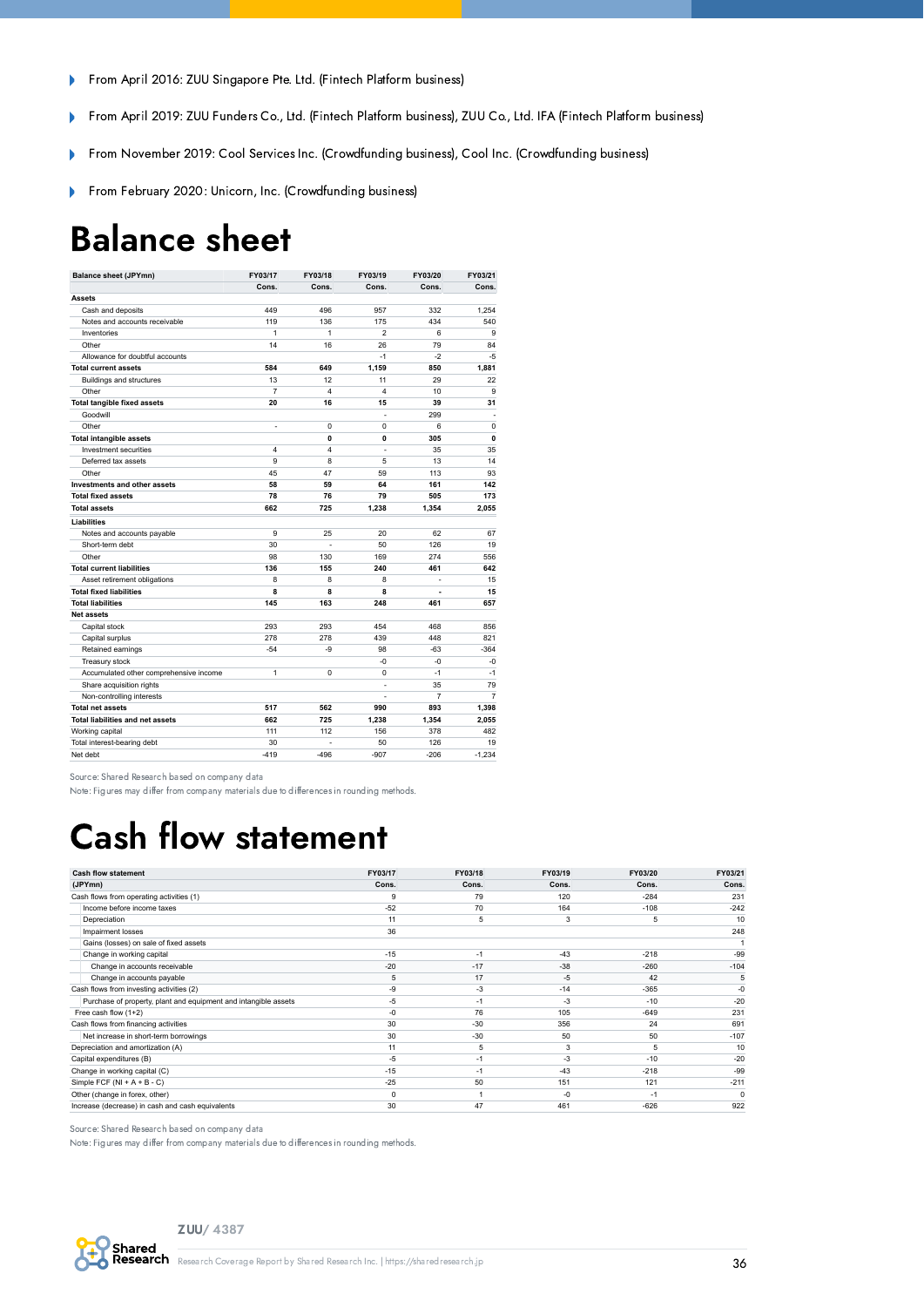- From April 2016: ZUU Singapore Pte. Ltd. (Fintech Platform business)
- From April 2019: ZUU Funders Co., Ltd. (Fintech Platform business), ZUU Co., Ltd. IFA (Fintech Platform business)
- From November 2019: Cool Services Inc. (Crowdfunding business), Cool Inc. (Crowdfunding business)
- From February 2020: Unicorn, Inc. (Crowdfunding business)

# Balance sheet

| Balance sheet (JPYmn) | FY03/17 | FY03/18 | FY03/19 | FY03/20 | FY03/21 |
|---|---|---|---|---|---|
| | Cons. | Cons. | Cons. | Cons. | Cons. |
| **Assets** | | | | | |
| Cash and deposits | 449 | 496 | 957 | 332 | 1,254 |
| Notes and accounts receivable | 119 | 136 | 175 | 434 | 540 |
| Inventories | 1 | 1 | 2 | 6 | 9 |
| Other | 14 | 16 | 26 | 79 | 84 |
| Allowance for doubtful accounts | | | -1 | -2 | -5 |
| **Total current assets** | **584** | **649** | **1,159** | **850** | **1,881** |
| Buildings and structures | 13 | 12 | 11 | 29 | 22 |
| Other | 7 | 4 | 4 | 10 | 9 |
| **Total tangible fixed assets** | **20** | **16** | **15** | **39** | **31** |
| Goodwill | | | - | 299 | - |
| Other | - | 0 | 0 | 6 | 0 |
| **Total intangible assets** | | **0** | **0** | **305** | **0** |
| Investment securities | 4 | 4 | - | 35 | 35 |
| Deferred tax assets | 9 | 8 | 5 | 13 | 14 |
| Other | 45 | 47 | 59 | 113 | 93 |
| **Investments and other assets** | **58** | **59** | **64** | **161** | **142** |
| **Total fixed assets** | **78** | **76** | **79** | **505** | **173** |
| **Total assets** | **662** | **725** | **1,238** | **1,354** | **2,055** |
| **Liabilities** | | | | | |
| Notes and accounts payable | 9 | 25 | 20 | 62 | 67 |
| Short-term debt | 30 | - | 50 | 126 | 19 |
| Other | 98 | 130 | 169 | 274 | 556 |
| **Total current liabilities** | **136** | **155** | **240** | **461** | **642** |
| Asset retirement obligations | 8 | 8 | 8 | - | 15 |
| **Total fixed liabilities** | **8** | **8** | **8** | **-** | **15** |
| **Total liabilities** | **145** | **163** | **248** | **461** | **657** |
| **Net assets** | | | | | |
| Capital stock | 293 | 293 | 454 | 468 | 856 |
| Capital surplus | 278 | 278 | 439 | 448 | 821 |
| Retained earnings | -54 | -9 | 98 | -63 | -364 |
| Treasury stock | | | -0 | -0 | -0 |
| Accumulated other comprehensive income | 1 | 0 | 0 | -1 | -1 |
| Share acquisition rights | | | - | 35 | 79 |
| Non-controlling interests | | | - | 7 | 7 |
| **Total net assets** | **517** | **562** | **990** | **893** | **1,398** |
| **Total liabilities and net assets** | **662** | **725** | **1,238** | **1,354** | **2,055** |
| Working capital | 111 | 112 | 156 | 378 | 482 |
| Total interest-bearing debt | 30 | - | 50 | 126 | 19 |
| Net debt | -419 | -496 | -907 | -206 | -1,234 |

Source: Shared Research based on company data
Note: Figures may differ from company materials due to differences in rounding methods.

# Cash flow statement

| Cash flow statement (JPYmn) | FY03/17 | FY03/18 | FY03/19 | FY03/20 | FY03/21 |
|---|---|---|---|---|---|
| | Cons. | Cons. | Cons. | Cons. | Cons. |
| Cash flows from operating activities (1) | 9 | 79 | 120 | -284 | 231 |
| Income before income taxes | -52 | 70 | 164 | -108 | -242 |
| Depreciation | 11 | 5 | 3 | 5 | 10 |
| Impairment losses | 36 | | | | 248 |
| Gains (losses) on sale of fixed assets | | | | | 1 |
| Change in working capital | -15 | -1 | -43 | -218 | -99 |
| Change in accounts receivable | -20 | -17 | -38 | -260 | -104 |
| Change in accounts payable | 5 | 17 | -5 | 42 | 5 |
| Cash flows from investing activities (2) | -9 | -3 | -14 | -365 | -0 |
| Purchase of property, plant and equipment and intangible assets | -5 | -1 | -3 | -10 | -20 |
| Free cash flow (1+2) | -0 | 76 | 105 | -649 | 231 |
| Cash flows from financing activities | 30 | -30 | 356 | 24 | 691 |
| Net increase in short-term borrowings | 30 | -30 | 50 | 50 | -107 |
| Depreciation and amortization (A) | 11 | 5 | 3 | 5 | 10 |
| Capital expenditures (B) | -5 | -1 | -3 | -10 | -20 |
| Change in working capital (C) | -15 | -1 | -43 | -218 | -99 |
| Simple FCF (NI + A + B - C) | -25 | 50 | 151 | 121 | -211 |
| Other (change in forex, other) | 0 | 1 | -0 | -1 | 0 |
| Increase (decrease) in cash and cash equivalents | 30 | 47 | 461 | -626 | 922 |

Source: Shared Research based on company data
Note: Figures may differ from company materials due to differences in rounding methods.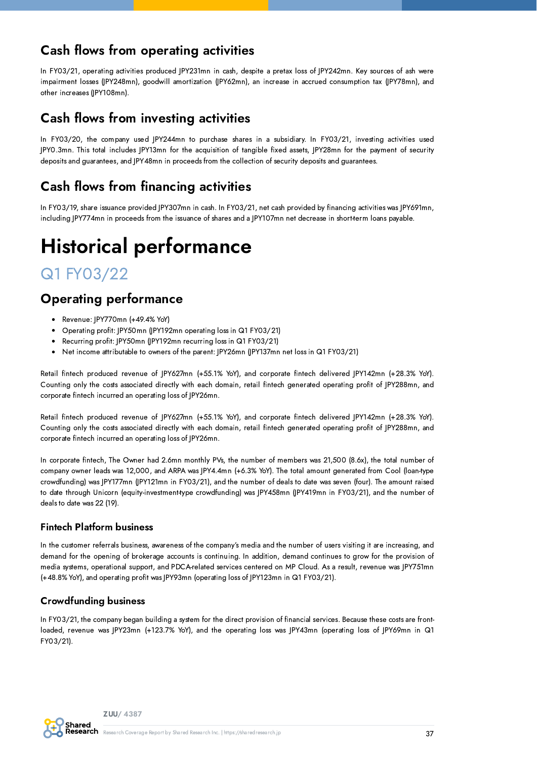## Cash flows from operating activities

In FY03/21, operating activities produced JPY231mn in cash, despite a pretax loss of JPY242mn. Key sources of ash were impairment losses (JPY248mn), goodwill amortization (JPY62mn), an increase in accrued consumption tax (JPY78mn), and other increases (JPY108mn).

## Cash flows from investing activities

In FY03/20, the company used JPY244mn to purchase shares in a subsidiary. In FY03/21, investing activities used JPY0.3mn. This total includes JPY13mn for the acquisition of tangible fixed assets, JPY28mn for the payment of security deposits and guarantees, and JPY48mn in proceeds from the collection of security deposits and guarantees.

## Cash flows from financing activities

In FY03/19, share issuance provided JPY307mn in cash. In FY03/21, net cash provided by financing activities was JPY691mn, including JPY774mn in proceeds from the issuance of shares and a JPY107mn net decrease in short-term loans payable.

# Historical performance

## Q1 FY03/22

## Operating performance

- Revenue: JPY770mn (+49.4% YoY)
- Operating profit: JPY50mn (JPY192mn operating loss in Q1 FY03/21)
- Recurring profit: JPY50mn (JPY192mn recurring loss in Q1 FY03/21)
- Net income attributable to owners of the parent: JPY26mn (JPY137mn net loss in Q1 FY03/21)

Retail fintech produced revenue of JPY627mn (+55.1% YoY), and corporate fintech delivered JPY142mn (+28.3% YoY). Counting only the costs associated directly with each domain, retail fintech generated operating profit of JPY288mn, and corporate fintech incurred an operating loss of JPY26mn.

Retail fintech produced revenue of JPY627mn (+55.1% YoY), and corporate fintech delivered JPY142mn (+28.3% YoY). Counting only the costs associated directly with each domain, retail fintech generated operating profit of JPY288mn, and corporate fintech incurred an operating loss of JPY26mn.

In corporate fintech, The Owner had 2.6mn monthly PVs, the number of members was 21,500 (8.6x), the total number of company owner leads was 12,000, and ARPA was JPY4.4mn (+6.3% YoY). The total amount generated from Cool (loan-type crowdfunding) was JPY177mn (JPY121mn in FY03/21), and the number of deals to date was seven (four). The amount raised to date through Unicorn (equity-investment-type crowdfunding) was JPY458mn (JPY419mn in FY03/21), and the number of deals to date was 22 (19).

### Fintech Platform business

In the customer referrals business, awareness of the company's media and the number of users visiting it are increasing, and demand for the opening of brokerage accounts is continuing. In addition, demand continues to grow for the provision of media systems, operational support, and PDCA-related services centered on MP Cloud. As a result, revenue was JPY751mn (+48.8% YoY), and operating profit was JPY93mn (operating loss of JPY123mn in Q1 FY03/21).

### Crowdfunding business

In FY03/21, the company began building a system for the direct provision of financial services. Because these costs are front-loaded, revenue was JPY23mn (+123.7% YoY), and the operating loss was JPY43mn (operating loss of JPY69mn in Q1 FY03/21).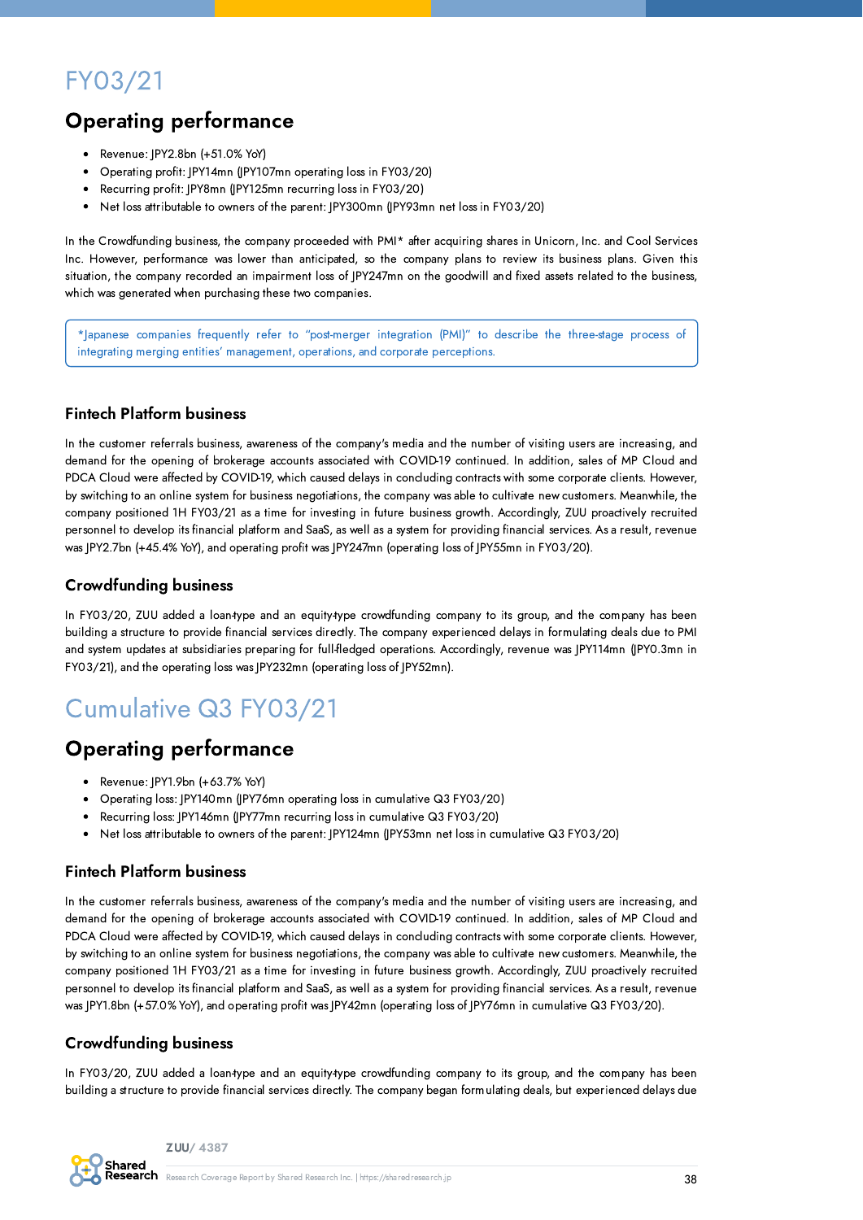# FY03/21

## Operating performance

- Revenue: JPY2.8bn (+51.0% YoY)
- Operating profit: JPY14mn (JPY107mn operating loss in FY03/20)
- Recurring profit: JPY8mn (JPY125mn recurring loss in FY03/20)
- Net loss attributable to owners of the parent: JPY300mn (JPY93mn net loss in FY03/20)

In the Crowdfunding business, the company proceeded with PMI* after acquiring shares in Unicorn, Inc. and Cool Services Inc. However, performance was lower than anticipated, so the company plans to review its business plans. Given this situation, the company recorded an impairment loss of JPY247mn on the goodwill and fixed assets related to the business, which was generated when purchasing these two companies.

*Japanese companies frequently refer to "post-merger integration (PMI)" to describe the three-stage process of integrating merging entities' management, operations, and corporate perceptions.

### Fintech Platform business

In the customer referrals business, awareness of the company's media and the number of visiting users are increasing, and demand for the opening of brokerage accounts associated with COVID-19 continued. In addition, sales of MP Cloud and PDCA Cloud were affected by COVID-19, which caused delays in concluding contracts with some corporate clients. However, by switching to an online system for business negotiations, the company was able to cultivate new customers. Meanwhile, the company positioned 1H FY03/21 as a time for investing in future business growth. Accordingly, ZUU proactively recruited personnel to develop its financial platform and SaaS, as well as a system for providing financial services. As a result, revenue was JPY2.7bn (+45.4% YoY), and operating profit was JPY247mn (operating loss of JPY55mn in FY03/20).

### Crowdfunding business

In FY03/20, ZUU added a loan-type and an equity-type crowdfunding company to its group, and the company has been building a structure to provide financial services directly. The company experienced delays in formulating deals due to PMI and system updates at subsidiaries preparing for full-fledged operations. Accordingly, revenue was JPY114mn (JPY0.3mn in FY03/21), and the operating loss was JPY232mn (operating loss of JPY52mn).

# Cumulative Q3 FY03/21

## Operating performance

- Revenue: JPY1.9bn (+63.7% YoY)
- Operating loss: JPY140mn (JPY76mn operating loss in cumulative Q3 FY03/20)
- Recurring loss: JPY146mn (JPY77mn recurring loss in cumulative Q3 FY03/20)
- Net loss attributable to owners of the parent: JPY124mn (JPY53mn net loss in cumulative Q3 FY03/20)

### Fintech Platform business

In the customer referrals business, awareness of the company's media and the number of visiting users are increasing, and demand for the opening of brokerage accounts associated with COVID-19 continued. In addition, sales of MP Cloud and PDCA Cloud were affected by COVID-19, which caused delays in concluding contracts with some corporate clients. However, by switching to an online system for business negotiations, the company was able to cultivate new customers. Meanwhile, the company positioned 1H FY03/21 as a time for investing in future business growth. Accordingly, ZUU proactively recruited personnel to develop its financial platform and SaaS, as well as a system for providing financial services. As a result, revenue was JPY1.8bn (+57.0% YoY), and operating profit was JPY42mn (operating loss of JPY76mn in cumulative Q3 FY03/20).

### Crowdfunding business

In FY03/20, ZUU added a loan-type and an equity-type crowdfunding company to its group, and the company has been building a structure to provide financial services directly. The company began formulating deals, but experienced delays due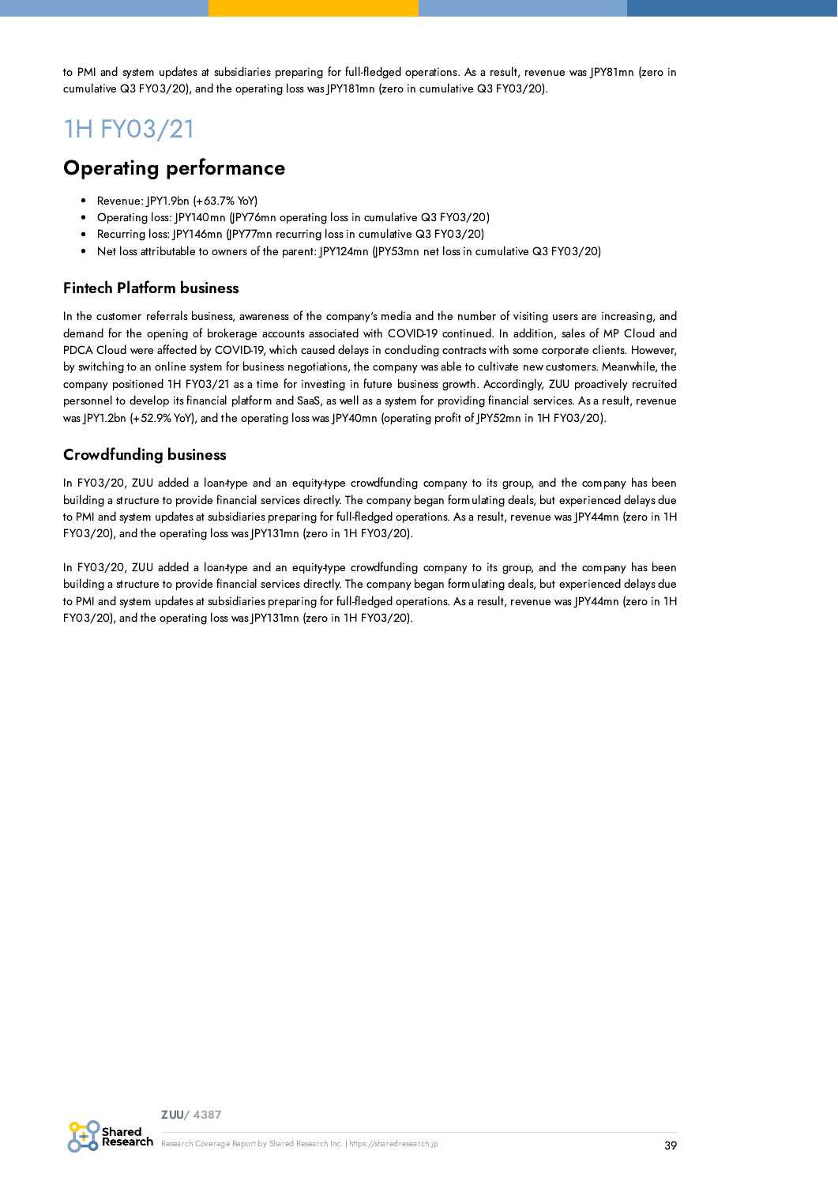to PMI and system updates at subsidiaries preparing for full-fledged operations. As a result, revenue was JPY81mn (zero in cumulative Q3 FY03/20), and the operating loss was JPY181mn (zero in cumulative Q3 FY03/20).

# 1H FY03/21

## Operating performance

- Revenue: JPY1.9bn (+63.7% YoY)
- Operating loss: JPY140mn (JPY76mn operating loss in cumulative Q3 FY03/20)
- Recurring loss: JPY146mn (JPY77mn recurring loss in cumulative Q3 FY03/20)
- Net loss attributable to owners of the parent: JPY124mn (JPY53mn net loss in cumulative Q3 FY03/20)

### Fintech Platform business

In the customer referrals business, awareness of the company's media and the number of visiting users are increasing, and demand for the opening of brokerage accounts associated with COVID-19 continued. In addition, sales of MP Cloud and PDCA Cloud were affected by COVID-19, which caused delays in concluding contracts with some corporate clients. However, by switching to an online system for business negotiations, the company was able to cultivate new customers. Meanwhile, the company positioned 1H FY03/21 as a time for investing in future business growth. Accordingly, ZUU proactively recruited personnel to develop its financial platform and SaaS, as well as a system for providing financial services. As a result, revenue was JPY1.2bn (+52.9% YoY), and the operating loss was JPY40mn (operating profit of JPY52mn in 1H FY03/20).

### Crowdfunding business

In FY03/20, ZUU added a loan-type and an equity-type crowdfunding company to its group, and the company has been building a structure to provide financial services directly. The company began formulating deals, but experienced delays due to PMI and system updates at subsidiaries preparing for full-fledged operations. As a result, revenue was JPY44mn (zero in 1H FY03/20), and the operating loss was JPY131mn (zero in 1H FY03/20).

In FY03/20, ZUU added a loan-type and an equity-type crowdfunding company to its group, and the company has been building a structure to provide financial services directly. The company began formulating deals, but experienced delays due to PMI and system updates at subsidiaries preparing for full-fledged operations. As a result, revenue was JPY44mn (zero in 1H FY03/20), and the operating loss was JPY131mn (zero in 1H FY03/20).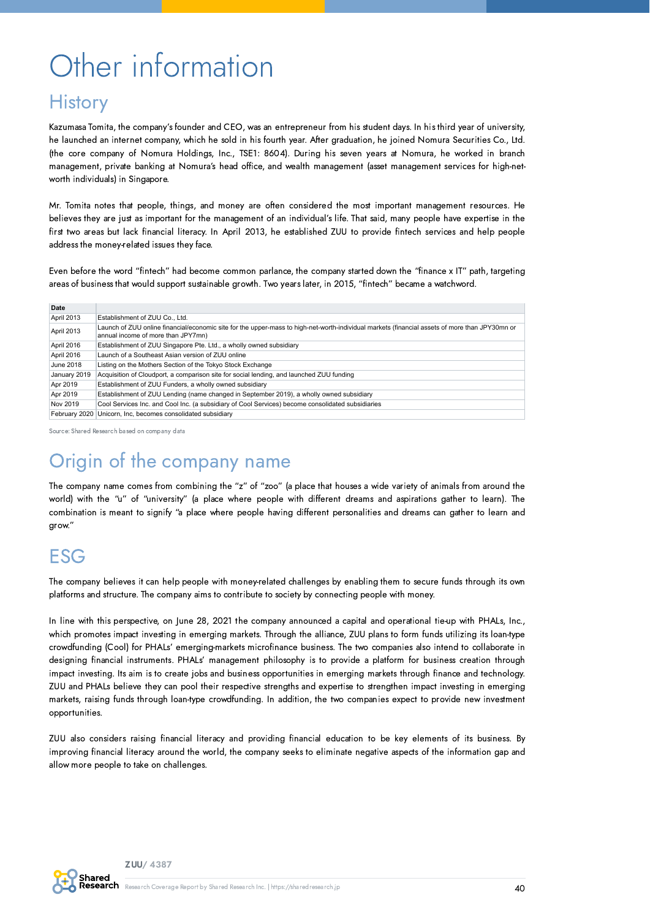# Other information

## History

Kazumasa Tomita, the company's founder and CEO, was an entrepreneur from his student days. In his third year of university, he launched an internet company, which he sold in his fourth year. After graduation, he joined Nomura Securities Co., Ltd. (the core company of Nomura Holdings, Inc., TSE1: 8604). During his seven years at Nomura, he worked in branch management, private banking at Nomura's head office, and wealth management (asset management services for high-net-worth individuals) in Singapore.

Mr. Tomita notes that people, things, and money are often considered the most important management resources. He believes they are just as important for the management of an individual's life. That said, many people have expertise in the first two areas but lack financial literacy. In April 2013, he established ZUU to provide fintech services and help people address the money-related issues they face.

Even before the word "fintech" had become common parlance, the company started down the "finance x IT" path, targeting areas of business that would support sustainable growth. Two years later, in 2015, "fintech" became a watchword.

| Date | |
|---|---|
| April 2013 | Establishment of ZUU Co., Ltd. |
| April 2013 | Launch of ZUU online financial/economic site for the upper-mass to high-net-worth-individual markets (financial assets of more than JPY30mn or annual income of more than JPY7mn) |
| April 2016 | Establishment of ZUU Singapore Pte. Ltd., a wholly owned subsidiary |
| April 2016 | Launch of a Southeast Asian version of ZUU online |
| June 2018 | Listing on the Mothers Section of the Tokyo Stock Exchange |
| January 2019 | Acquisition of Cloudport, a comparison site for social lending, and launched ZUU funding |
| Apr 2019 | Establishment of ZUU Funders, a wholly owned subsidiary |
| Apr 2019 | Establishment of ZUU Lending (name changed in September 2019), a wholly owned subsidiary |
| Nov 2019 | Cool Services Inc. and Cool Inc. (a subsidiary of Cool Services) become consolidated subsidiaries |
| February 2020 | Unicorn, Inc, becomes consolidated subsidiary |

Source: Shared Research based on company data

## Origin of the company name

The company name comes from combining the "z" of "zoo" (a place that houses a wide variety of animals from around the world) with the "u" of "university" (a place where people with different dreams and aspirations gather to learn). The combination is meant to signify "a place where people having different personalities and dreams can gather to learn and grow."

## ESG

The company believes it can help people with money-related challenges by enabling them to secure funds through its own platforms and structure. The company aims to contribute to society by connecting people with money.

In line with this perspective, on June 28, 2021 the company announced a capital and operational tie-up with PHALs, Inc., which promotes impact investing in emerging markets. Through the alliance, ZUU plans to form funds utilizing its loan-type crowdfunding (Cool) for PHALs' emerging-markets microfinance business. The two companies also intend to collaborate in designing financial instruments. PHALs' management philosophy is to provide a platform for business creation through impact investing. Its aim is to create jobs and business opportunities in emerging markets through finance and technology. ZUU and PHALs believe they can pool their respective strengths and expertise to strengthen impact investing in emerging markets, raising funds through loan-type crowdfunding. In addition, the two companies expect to provide new investment opportunities.

ZUU also considers raising financial literacy and providing financial education to be key elements of its business. By improving financial literacy around the world, the company seeks to eliminate negative aspects of the information gap and allow more people to take on challenges.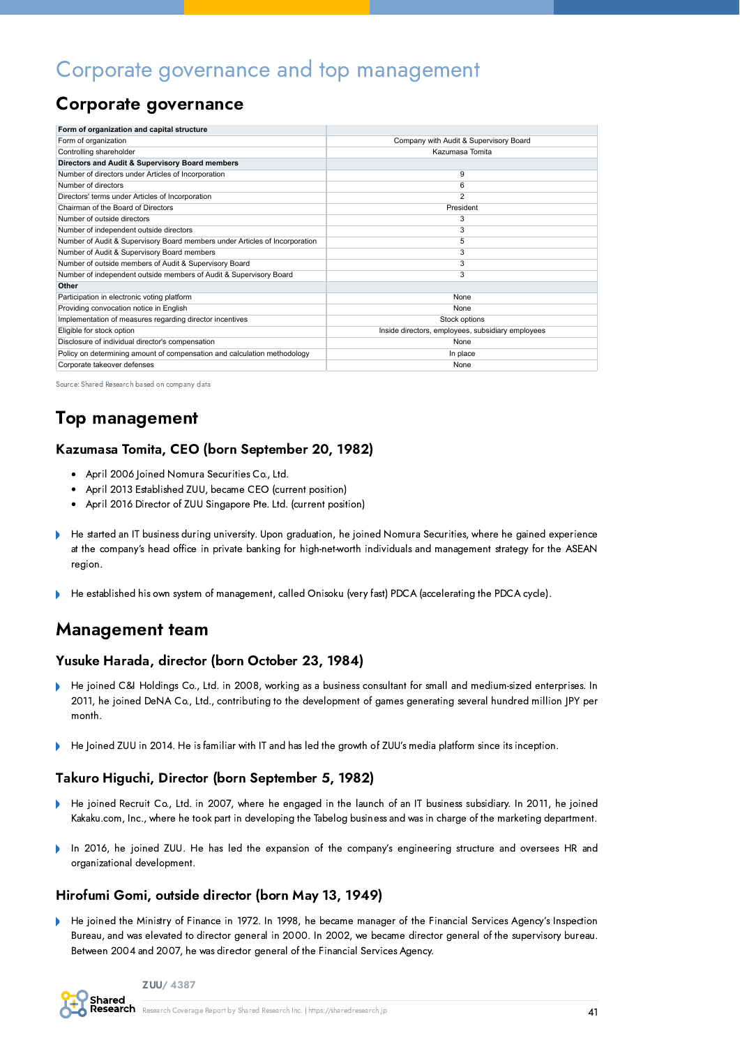# Corporate governance and top management

## Corporate governance

| Form of organization and capital structure | |
|---|---|
| Form of organization | Company with Audit & Supervisory Board |
| Controlling shareholder | Kazumasa Tomita |
| **Directors and Audit & Supervisory Board members** | |
| Number of directors under Articles of Incorporation | 9 |
| Number of directors | 6 |
| Directors' terms under Articles of Incorporation | 2 |
| Chairman of the Board of Directors | President |
| Number of outside directors | 3 |
| Number of independent outside directors | 3 |
| Number of Audit & Supervisory Board members under Articles of Incorporation | 5 |
| Number of Audit & Supervisory Board members | 3 |
| Number of outside members of Audit & Supervisory Board | 3 |
| Number of independent outside members of Audit & Supervisory Board | 3 |
| **Other** | |
| Participation in electronic voting platform | None |
| Providing convocation notice in English | None |
| Implementation of measures regarding director incentives | Stock options |
| Eligible for stock option | Inside directors, employees, subsidiary employees |
| Disclosure of individual director's compensation | None |
| Policy on determining amount of compensation and calculation methodology | In place |
| Corporate takeover defenses | None |

Source: Shared Research based on company data

## Top management

### Kazumasa Tomita, CEO (born September 20, 1982)

- April 2006 Joined Nomura Securities Co., Ltd.
- April 2013 Established ZUU, became CEO (current position)
- April 2016 Director of ZUU Singapore Pte. Ltd. (current position)

- He started an IT business during university. Upon graduation, he joined Nomura Securities, where he gained experience at the company's head office in private banking for high-net-worth individuals and management strategy for the ASEAN region.
- He established his own system of management, called Onisoku (very fast) PDCA (accelerating the PDCA cycle).

## Management team

### Yusuke Harada, director (born October 23, 1984)

- He joined C&I Holdings Co., Ltd. in 2008, working as a business consultant for small and medium-sized enterprises. In 2011, he joined DeNA Co., Ltd., contributing to the development of games generating several hundred million JPY per month.
- He Joined ZUU in 2014. He is familiar with IT and has led the growth of ZUU's media platform since its inception.

### Takuro Higuchi, Director (born September 5, 1982)

- He joined Recruit Co., Ltd. in 2007, where he engaged in the launch of an IT business subsidiary. In 2011, he joined Kakaku.com, Inc., where he took part in developing the Tabelog business and was in charge of the marketing department.
- In 2016, he joined ZUU. He has led the expansion of the company's engineering structure and oversees HR and organizational development.

### Hirofumi Gomi, outside director (born May 13, 1949)

- He joined the Ministry of Finance in 1972. In 1998, he became manager of the Financial Services Agency's Inspection Bureau, and was elevated to director general in 2000. In 2002, we became director general of the supervisory bureau. Between 2004 and 2007, he was director general of the Financial Services Agency.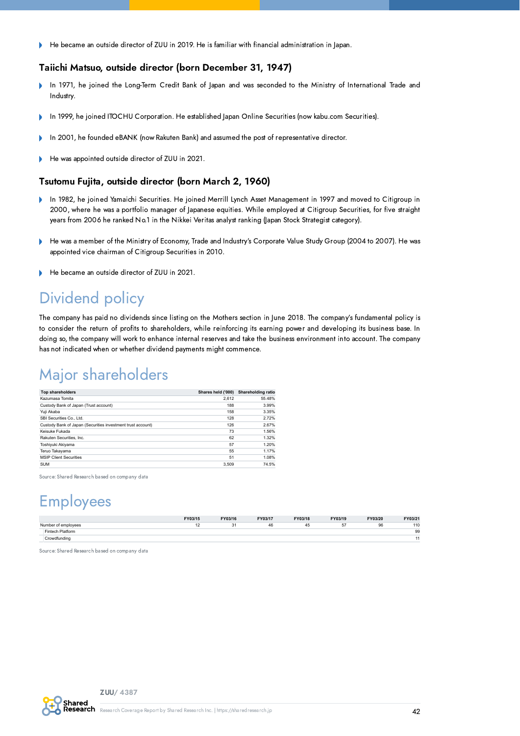- He became an outside director of ZUU in 2019. He is familiar with financial administration in Japan.

### Taiichi Matsuo, outside director (born December 31, 1947)

- In 1971, he joined the Long-Term Credit Bank of Japan and was seconded to the Ministry of International Trade and Industry.
- In 1999, he joined ITOCHU Corporation. He established Japan Online Securities (now kabu.com Securities).
- In 2001, he founded eBANK (now Rakuten Bank) and assumed the post of representative director.
- He was appointed outside director of ZUU in 2021.

### Tsutomu Fujita, outside director (born March 2, 1960)

- In 1982, he joined Yamaichi Securities. He joined Merrill Lynch Asset Management in 1997 and moved to Citigroup in 2000, where he was a portfolio manager of Japanese equities. While employed at Citigroup Securities, for five straight years from 2006 he ranked No.1 in the Nikkei Veritas analyst ranking (Japan Stock Strategist category).
- He was a member of the Ministry of Economy, Trade and Industry's Corporate Value Study Group (2004 to 2007). He was appointed vice chairman of Citigroup Securities in 2010.
- He became an outside director of ZUU in 2021.

# Dividend policy

The company has paid no dividends since listing on the Mothers section in June 2018. The company's fundamental policy is to consider the return of profits to shareholders, while reinforcing its earning power and developing its business base. In doing so, the company will work to enhance internal reserves and take the business environment into account. The company has not indicated when or whether dividend payments might commence.

# Major shareholders

| Top shareholders | Shares held ('000) | Shareholding ratio |
|---|---|---|
| Kazumasa Tomita | 2,612 | 55.48% |
| Custody Bank of Japan (Trust account) | 188 | 3.99% |
| Yuji Akaba | 158 | 3.35% |
| SBI Securities Co., Ltd. | 128 | 2.72% |
| Custody Bank of Japan (Securities investment trust account) | 126 | 2.67% |
| Keisuke Fukada | 73 | 1.56% |
| Rakuten Securities, Inc. | 62 | 1.32% |
| Toshiyuki Akiyama | 57 | 1.20% |
| Teruo Takayama | 55 | 1.17% |
| MSIP Client Securities | 51 | 1.08% |
| SUM | 3,509 | 74.5% |

Source: Shared Research based on company data

# Employees

| | FY03/15 | FY03/16 | FY03/17 | FY03/18 | FY03/19 | FY03/20 | FY03/21 |
|---|---|---|---|---|---|---|---|
| Number of employees | 12 | 31 | 46 | 45 | 57 | 96 | 110 |
| Fintech Platform | | | | | | | 99 |
| Crowdfunding | | | | | | | 11 |

Source: Shared Research based on company data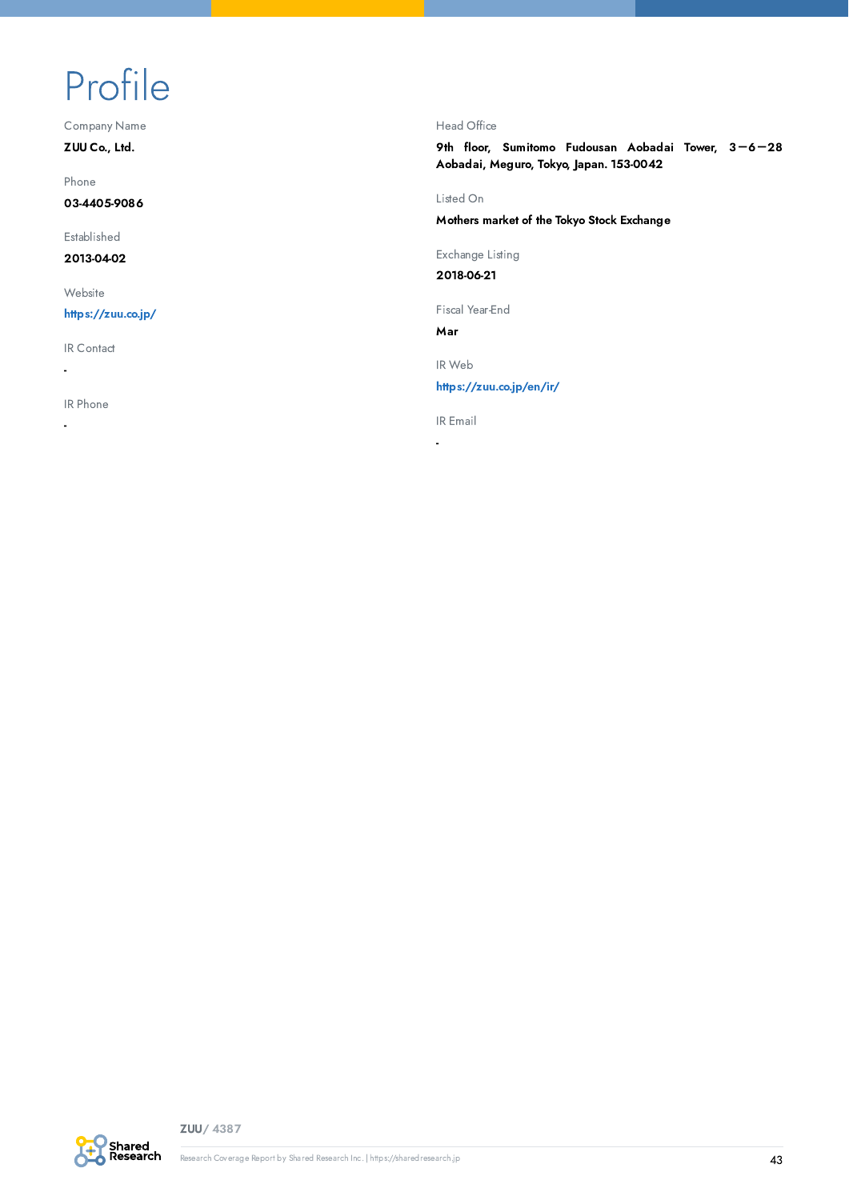# Profile

Company Name

**ZUU Co., Ltd.**

Phone

**03-4405-9086**

Established

**2013-04-02**

Website

**https://zuu.co.jp/**

IR Contact

**-**

IR Phone

**-**

Head Office

**9th floor, Sumitomo Fudousan Aobadai Tower, 3−6−28 Aobadai, Meguro, Tokyo, Japan. 153-0042**

Listed On

**Mothers market of the Tokyo Stock Exchange**

Exchange Listing

**2018-06-21**

Fiscal Year-End

**Mar**

IR Web

**https://zuu.co.jp/en/ir/**

IR Email

**-**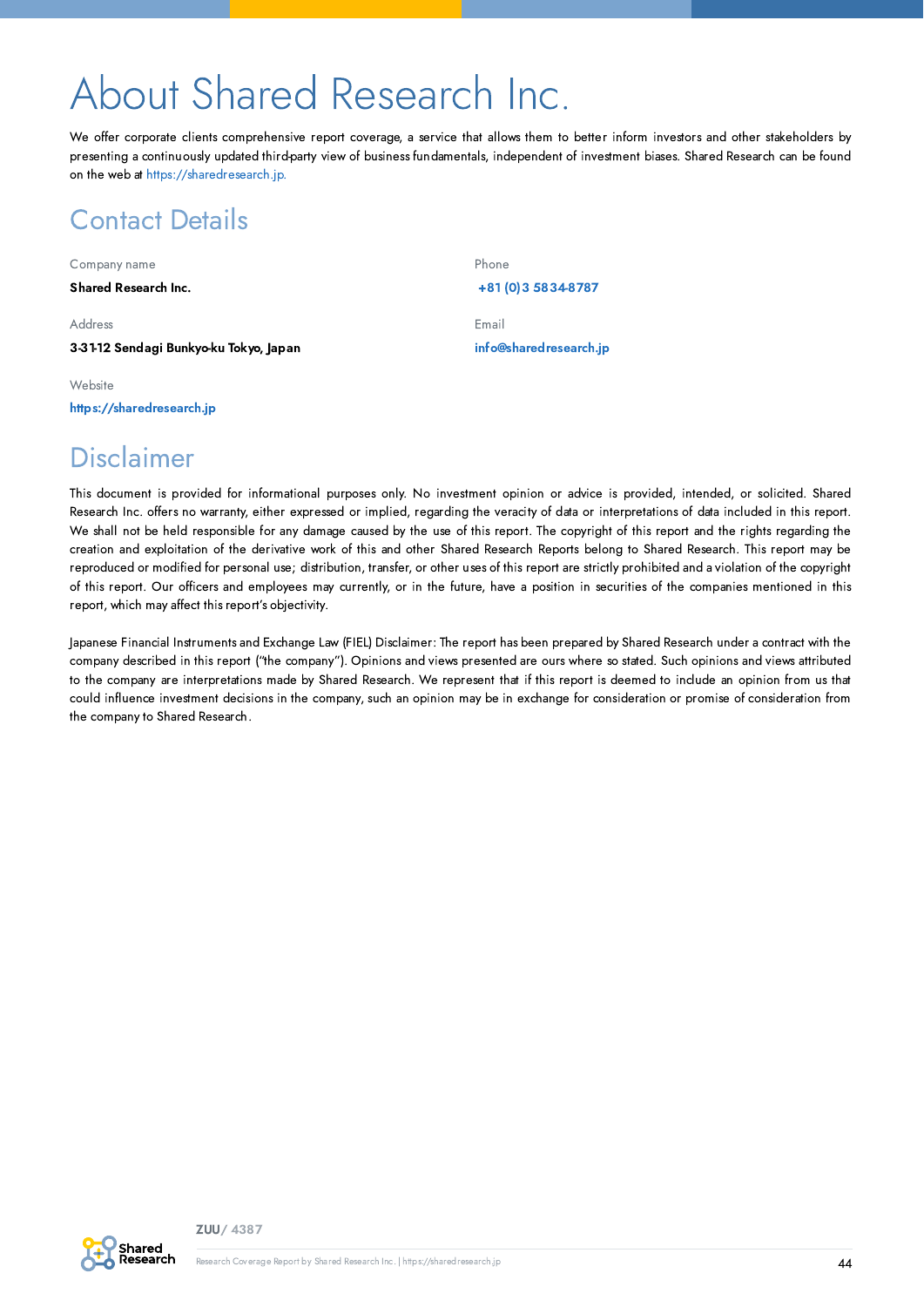# About Shared Research Inc.

We offer corporate clients comprehensive report coverage, a service that allows them to better inform investors and other stakeholders by presenting a continuously updated third-party view of business fundamentals, independent of investment biases. Shared Research can be found on the web at https://sharedresearch.jp.

## Contact Details

Company name

**Shared Research Inc.**

Address

**3-31-12 Sendagi Bunkyo-ku Tokyo, Japan**

Website

**https://sharedresearch.jp**

Phone

**+81 (0)3 5834-8787**

Email

**info@sharedresearch.jp**

## Disclaimer

This document is provided for informational purposes only. No investment opinion or advice is provided, intended, or solicited. Shared Research Inc. offers no warranty, either expressed or implied, regarding the veracity of data or interpretations of data included in this report. We shall not be held responsible for any damage caused by the use of this report. The copyright of this report and the rights regarding the creation and exploitation of the derivative work of this and other Shared Research Reports belong to Shared Research. This report may be reproduced or modified for personal use; distribution, transfer, or other uses of this report are strictly prohibited and a violation of the copyright of this report. Our officers and employees may currently, or in the future, have a position in securities of the companies mentioned in this report, which may affect this report's objectivity.

Japanese Financial Instruments and Exchange Law (FIEL) Disclaimer: The report has been prepared by Shared Research under a contract with the company described in this report ("the company"). Opinions and views presented are ours where so stated. Such opinions and views attributed to the company are interpretations made by Shared Research. We represent that if this report is deemed to include an opinion from us that could influence investment decisions in the company, such an opinion may be in exchange for consideration or promise of consideration from the company to Shared Research.